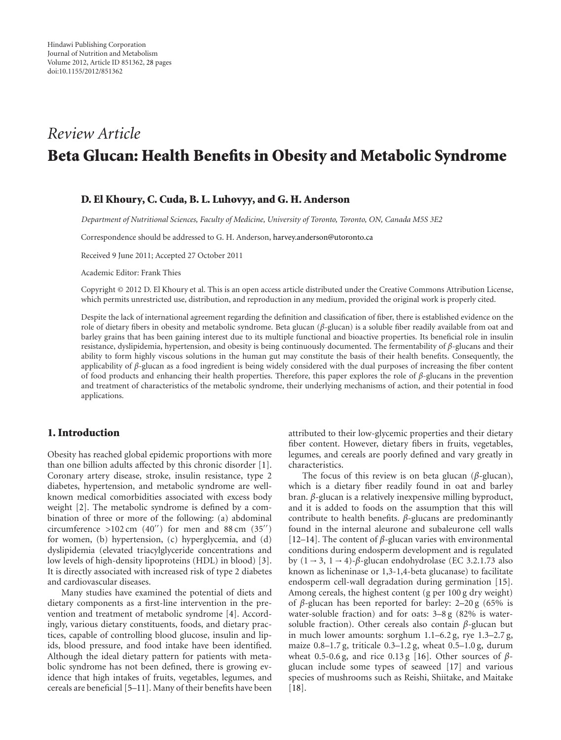*Review Article*

# Beta Glucan: Health Benefits in Obesity and Metabolic Syndrome

**D. El Khoury, C. Cuda, B. L. Luhovyy, and G. H. Anderson**

*Department of Nutritional Sciences, Faculty of Medicine, University of Toronto, Toronto, ON, Canada M5S 3E2*

Correspondence should be addressed to G. H. Anderson, harvey.anderson@utoronto.ca

Received 9 June 2011; Accepted 27 October 2011

Academic Editor: Frank Thies

Copyright © 2012 D. El Khoury et al. This is an open access article distributed under the Creative Commons Attribution License, which permits unrestricted use, distribution, and reproduction in any medium, provided the original work is properly cited.

Despite the lack of international agreement regarding the definition and classification of fiber, there is established evidence on the role of dietary fibers in obesity and metabolic syndrome. Beta glucan ($\beta$-glucan) is a soluble fiber readily available from oat and barley grains that has been gaining interest due to its multiple functional and bioactive properties. Its beneficial role in insulin resistance, dyslipidemia, hypertension, and obesity is being continuously documented. The fermentability of $\beta$-glucans and their ability to form highly viscous solutions in the human gut may constitute the basis of their health benefits. Consequently, the applicability of $\beta$-glucan as a food ingredient is being widely considered with the dual purposes of increasing the fiber content of food products and enhancing their health properties. Therefore, this paper explores the role of $\beta$-glucans in the prevention and treatment of characteristics of the metabolic syndrome, their underlying mechanisms of action, and their potential in food applications.

## 1. Introduction

Obesity has reached global epidemic proportions with more than one billion adults affected by this chronic disorder [1]. Coronary artery disease, stroke, insulin resistance, type 2 diabetes, hypertension, and metabolic syndrome are well-known medical comorbidities associated with excess body weight [2]. The metabolic syndrome is defined by a combination of three or more of the following: (a) abdominal circumference >102 cm (40′′) for men and 88 cm (35′′) for women, (b) hypertension, (c) hyperglycemia, and (d) dyslipidemia (elevated triacylglyceride concentrations and low levels of high-density lipoproteins (HDL) in blood) [3]. It is directly associated with increased risk of type 2 diabetes and cardiovascular diseases.

Many studies have examined the potential of diets and dietary components as a first-line intervention in the prevention and treatment of metabolic syndrome [4]. Accordingly, various dietary constituents, foods, and dietary practices, capable of controlling blood glucose, insulin and lipids, blood pressure, and food intake have been identified. Although the ideal dietary pattern for patients with metabolic syndrome has not been defined, there is growing evidence that high intakes of fruits, vegetables, legumes, and cereals are beneficial [5–11]. Many of their benefits have been attributed to their low-glycemic properties and their dietary fiber content. However, dietary fibers in fruits, vegetables, legumes, and cereals are poorly defined and vary greatly in characteristics.

The focus of this review is on beta glucan ($\beta$-glucan), which is a dietary fiber readily found in oat and barley bran. $\beta$-glucan is a relatively inexpensive milling byproduct, and it is added to foods on the assumption that this will contribute to health benefits. $\beta$-glucans are predominantly found in the internal aleurone and subaleurone cell walls [12–14]. The content of $\beta$-glucan varies with environmental conditions during endosperm development and is regulated by $(1 \rightarrow 3, 1 \rightarrow 4)$-$\beta$-glucan endohydrolase (EC 3.2.1.73 also known as licheninase or 1,3-1,4-beta glucanase) to facilitate endosperm cell-wall degradation during germination [15]. Among cereals, the highest content (g per 100 g dry weight) of $\beta$-glucan has been reported for barley: 2–20 g (65% is water-soluble fraction) and for oats: 3–8 g (82% is water-soluble fraction). Other cereals also contain $\beta$-glucan but in much lower amounts: sorghum 1.1–6.2 g, rye 1.3–2.7 g, maize 0.8–1.7 g, triticale 0.3–1.2 g, wheat 0.5–1.0 g, durum wheat 0.5-0.6 g, and rice 0.13 g [16]. Other sources of $\beta$-glucan include some types of seaweed [17] and various species of mushrooms such as Reishi, Shiitake, and Maitake [18].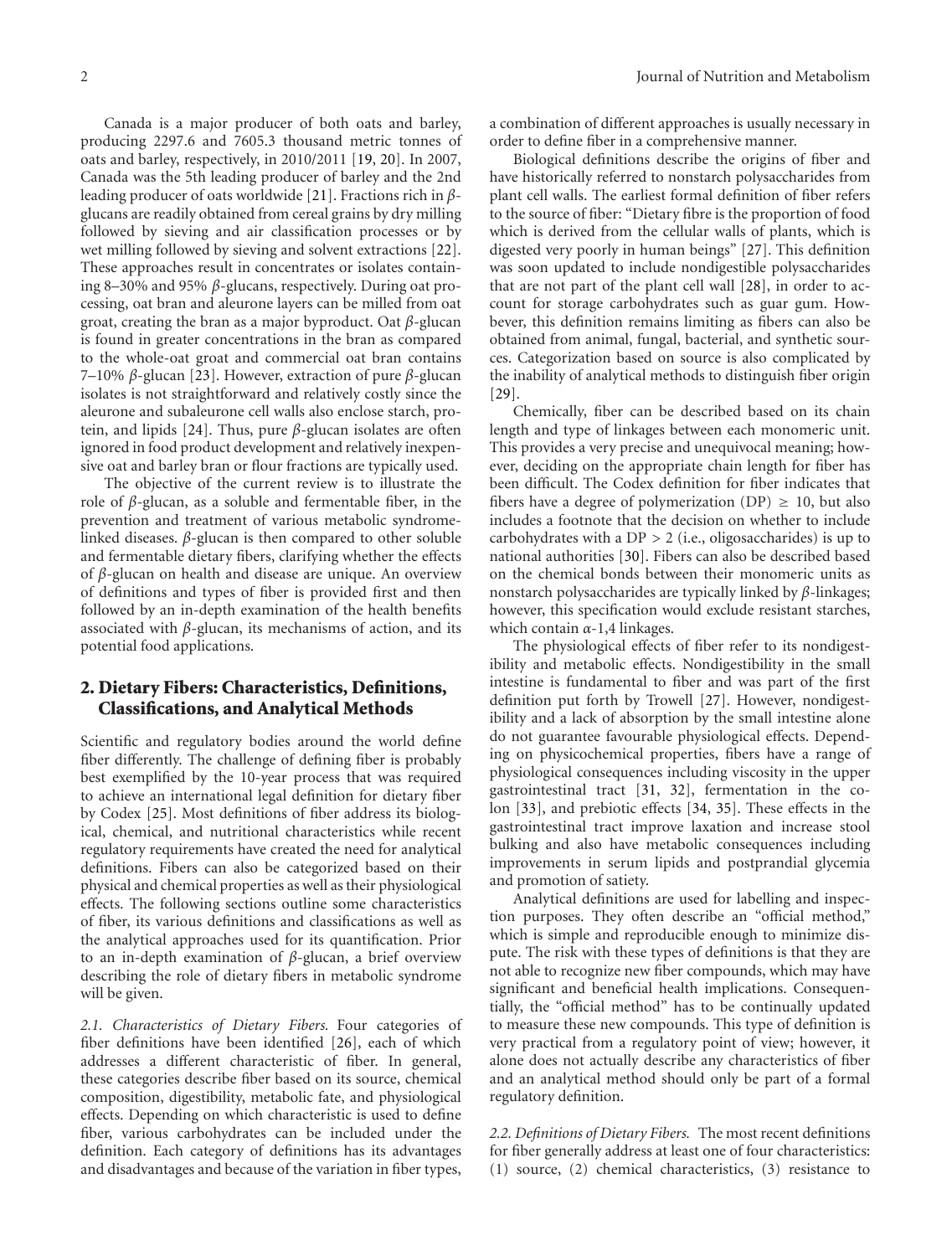Canada is a major producer of both oats and barley, producing 2297.6 and 7605.3 thousand metric tonnes of oats and barley, respectively, in 2010/2011 [19, 20]. In 2007, Canada was the 5th leading producer of barley and the 2nd leading producer of oats worldwide [21]. Fractions rich in $\beta$-glucans are readily obtained from cereal grains by dry milling followed by sieving and air classification processes or by wet milling followed by sieving and solvent extractions [22]. These approaches result in concentrates or isolates containing 8–30% and 95% $\beta$-glucans, respectively. During oat processing, oat bran and aleurone layers can be milled from oat groat, creating the bran as a major byproduct. Oat $\beta$-glucan is found in greater concentrations in the bran as compared to the whole-oat groat and commercial oat bran contains 7–10% $\beta$-glucan [23]. However, extraction of pure $\beta$-glucan isolates is not straightforward and relatively costly since the aleurone and subaleurone cell walls also enclose starch, protein, and lipids [24]. Thus, pure $\beta$-glucan isolates are often ignored in food product development and relatively inexpensive oat and barley bran or flour fractions are typically used.

The objective of the current review is to illustrate the role of $\beta$-glucan, as a soluble and fermentable fiber, in the prevention and treatment of various metabolic syndrome-linked diseases. $\beta$-glucan is then compared to other soluble and fermentable dietary fibers, clarifying whether the effects of $\beta$-glucan on health and disease are unique. An overview of definitions and types of fiber is provided first and then followed by an in-depth examination of the health benefits associated with $\beta$-glucan, its mechanisms of action, and its potential food applications.

## 2. Dietary Fibers: Characteristics, Definitions, Classifications, and Analytical Methods

Scientific and regulatory bodies around the world define fiber differently. The challenge of defining fiber is probably best exemplified by the 10-year process that was required to achieve an international legal definition for dietary fiber by Codex [25]. Most definitions of fiber address its biological, chemical, and nutritional characteristics while recent regulatory requirements have created the need for analytical definitions. Fibers can also be categorized based on their physical and chemical properties as well as their physiological effects. The following sections outline some characteristics of fiber, its various definitions and classifications as well as the analytical approaches used for its quantification. Prior to an in-depth examination of $\beta$-glucan, a brief overview describing the role of dietary fibers in metabolic syndrome will be given.

*2.1. Characteristics of Dietary Fibers.* Four categories of fiber definitions have been identified [26], each of which addresses a different characteristic of fiber. In general, these categories describe fiber based on its source, chemical composition, digestibility, metabolic fate, and physiological effects. Depending on which characteristic is used to define fiber, various carbohydrates can be included under the definition. Each category of definitions has its advantages and disadvantages and because of the variation in fiber types, a combination of different approaches is usually necessary in order to define fiber in a comprehensive manner.

Biological definitions describe the origins of fiber and have historically referred to nonstarch polysaccharides from plant cell walls. The earliest formal definition of fiber refers to the source of fiber: "Dietary fibre is the proportion of food which is derived from the cellular walls of plants, which is digested very poorly in human beings" [27]. This definition was soon updated to include nondigestible polysaccharides that are not part of the plant cell wall [28], in order to account for storage carbohydrates such as guar gum. However, this definition remains limiting as fibers can also be obtained from animal, fungal, bacterial, and synthetic sources. Categorization based on source is also complicated by the inability of analytical methods to distinguish fiber origin [29].

Chemically, fiber can be described based on its chain length and type of linkages between each monomeric unit. This provides a very precise and unequivocal meaning; however, deciding on the appropriate chain length for fiber has been difficult. The Codex definition for fiber indicates that fibers have a degree of polymerization (DP) $\geq$ 10, but also includes a footnote that the decision on whether to include carbohydrates with a DP $>$ 2 (i.e., oligosaccharides) is up to national authorities [30]. Fibers can also be described based on the chemical bonds between their monomeric units as nonstarch polysaccharides are typically linked by $\beta$-linkages; however, this specification would exclude resistant starches, which contain $\alpha$-1,4 linkages.

The physiological effects of fiber refer to its nondigestibility and metabolic effects. Nondigestibility in the small intestine is fundamental to fiber and was part of the first definition put forth by Trowell [27]. However, nondigestibility and a lack of absorption by the small intestine alone do not guarantee favourable physiological effects. Depending on physicochemical properties, fibers have a range of physiological consequences including viscosity in the upper gastrointestinal tract [31, 32], fermentation in the colon [33], and prebiotic effects [34, 35]. These effects in the gastrointestinal tract improve laxation and increase stool bulking and also have metabolic consequences including improvements in serum lipids and postprandial glycemia and promotion of satiety.

Analytical definitions are used for labelling and inspection purposes. They often describe an "official method," which is simple and reproducible enough to minimize dispute. The risk with these types of definitions is that they are not able to recognize new fiber compounds, which may have significant and beneficial health implications. Consequentially, the "official method" has to be continually updated to measure these new compounds. This type of definition is very practical from a regulatory point of view; however, it alone does not actually describe any characteristics of fiber and an analytical method should only be part of a formal regulatory definition.

*2.2. Definitions of Dietary Fibers.* The most recent definitions for fiber generally address at least one of four characteristics: (1) source, (2) chemical characteristics, (3) resistance to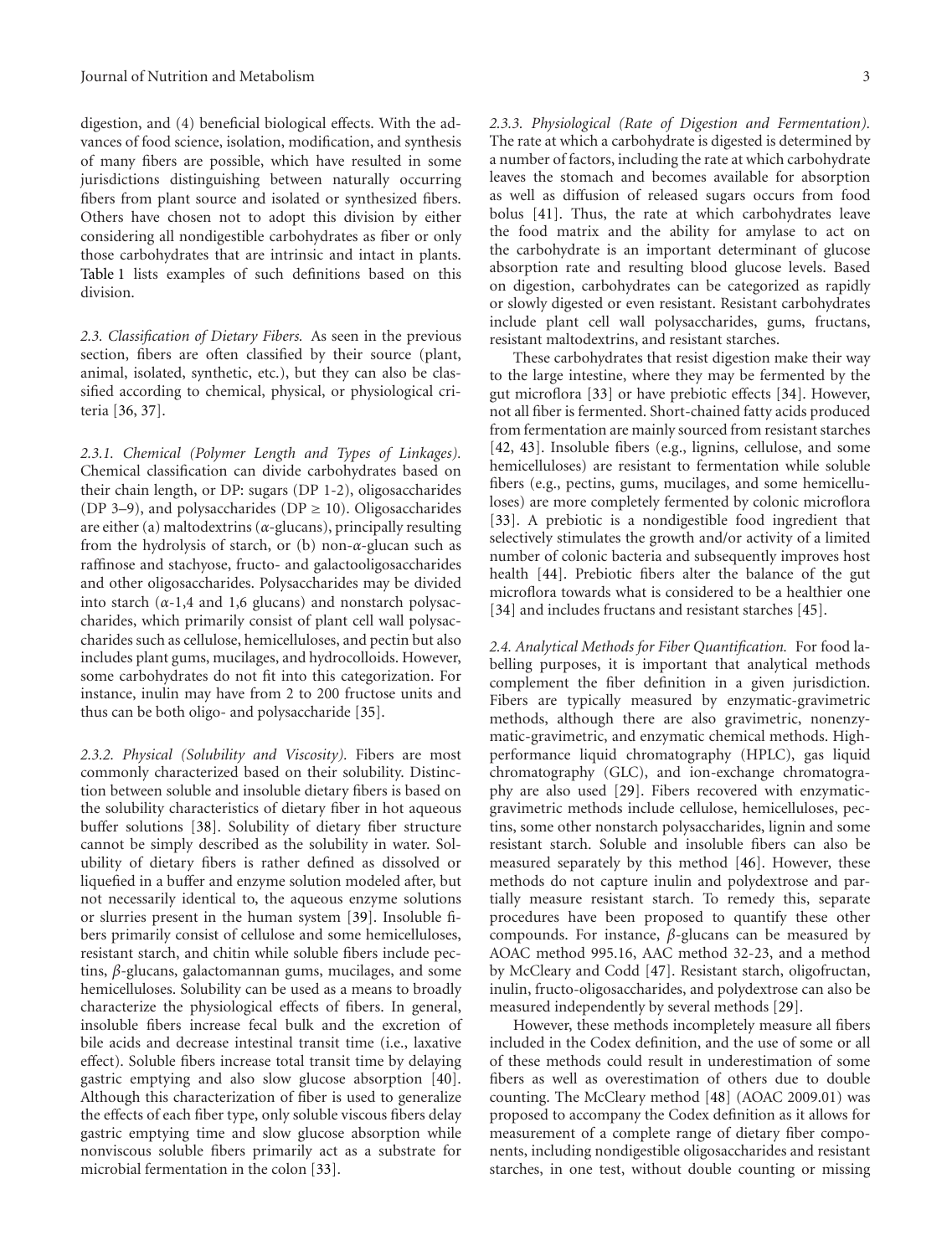digestion, and (4) beneficial biological effects. With the advances of food science, isolation, modification, and synthesis of many fibers are possible, which have resulted in some jurisdictions distinguishing between naturally occurring fibers from plant source and isolated or synthesized fibers. Others have chosen not to adopt this division by either considering all nondigestible carbohydrates as fiber or only those carbohydrates that are intrinsic and intact in plants. Table 1 lists examples of such definitions based on this division.

### 2.3. Classification of Dietary Fibers.

As seen in the previous section, fibers are often classified by their source (plant, animal, isolated, synthetic, etc.), but they can also be classified according to chemical, physical, or physiological criteria [36, 37].

#### 2.3.1. Chemical (Polymer Length and Types of Linkages).

Chemical classification can divide carbohydrates based on their chain length, or DP: sugars (DP 1-2), oligosaccharides (DP 3–9), and polysaccharides (DP $\geq$ 10). Oligosaccharides are either (a) maltodextrins ($\alpha$-glucans), principally resulting from the hydrolysis of starch, or (b) non-$\alpha$-glucan such as raffinose and stachyose, fructo- and galactooligosaccharides and other oligosaccharides. Polysaccharides may be divided into starch ($\alpha$-1,4 and 1,6 glucans) and nonstarch polysaccharides, which primarily consist of plant cell wall polysaccharides such as cellulose, hemicelluloses, and pectin but also includes plant gums, mucilages, and hydrocolloids. However, some carbohydrates do not fit into this categorization. For instance, inulin may have from 2 to 200 fructose units and thus can be both oligo- and polysaccharide [35].

#### 2.3.2. Physical (Solubility and Viscosity).

Fibers are most commonly characterized based on their solubility. Distinction between soluble and insoluble dietary fibers is based on the solubility characteristics of dietary fiber in hot aqueous buffer solutions [38]. Solubility of dietary fiber structure cannot be simply described as the solubility in water. Solubility of dietary fibers is rather defined as dissolved or liquefied in a buffer and enzyme solution modeled after, but not necessarily identical to, the aqueous enzyme solutions or slurries present in the human system [39]. Insoluble fibers primarily consist of cellulose and some hemicelluloses, resistant starch, and chitin while soluble fibers include pectins, $\beta$-glucans, galactomannan gums, mucilages, and some hemicelluloses. Solubility can be used as a means to broadly characterize the physiological effects of fibers. In general, insoluble fibers increase fecal bulk and the excretion of bile acids and decrease intestinal transit time (i.e., laxative effect). Soluble fibers increase total transit time by delaying gastric emptying and also slow glucose absorption [40]. Although this characterization of fiber is used to generalize the effects of each fiber type, only soluble viscous fibers delay gastric emptying time and slow glucose absorption while nonviscous soluble fibers primarily act as a substrate for microbial fermentation in the colon [33].

#### 2.3.3. Physiological (Rate of Digestion and Fermentation).

The rate at which a carbohydrate is digested is determined by a number of factors, including the rate at which carbohydrate leaves the stomach and becomes available for absorption as well as diffusion of released sugars occurs from food bolus [41]. Thus, the rate at which carbohydrates leave the food matrix and the ability for amylase to act on the carbohydrate is an important determinant of glucose absorption rate and resulting blood glucose levels. Based on digestion, carbohydrates can be categorized as rapidly or slowly digested or even resistant. Resistant carbohydrates include plant cell wall polysaccharides, gums, fructans, resistant maltodextrins, and resistant starches.

These carbohydrates that resist digestion make their way to the large intestine, where they may be fermented by the gut microflora [33] or have prebiotic effects [34]. However, not all fiber is fermented. Short-chained fatty acids produced from fermentation are mainly sourced from resistant starches [42, 43]. Insoluble fibers (e.g., lignins, cellulose, and some hemicelluloses) are resistant to fermentation while soluble fibers (e.g., pectins, gums, mucilages, and some hemicelluloses) are more completely fermented by colonic microflora [33]. A prebiotic is a nondigestible food ingredient that selectively stimulates the growth and/or activity of a limited number of colonic bacteria and subsequently improves host health [44]. Prebiotic fibers alter the balance of the gut microflora towards what is considered to be a healthier one [34] and includes fructans and resistant starches [45].

### 2.4. Analytical Methods for Fiber Quantification.

For food labelling purposes, it is important that analytical methods complement the fiber definition in a given jurisdiction. Fibers are typically measured by enzymatic-gravimetric methods, although there are also gravimetric, nonenzymatic-gravimetric, and enzymatic chemical methods. High-performance liquid chromatography (HPLC), gas liquid chromatography (GLC), and ion-exchange chromatography are also used [29]. Fibers recovered with enzymatic-gravimetric methods include cellulose, hemicelluloses, pectins, some other nonstarch polysaccharides, lignin and some resistant starch. Soluble and insoluble fibers can also be measured separately by this method [46]. However, these methods do not capture inulin and polydextrose and partially measure resistant starch. To remedy this, separate procedures have been proposed to quantify these other compounds. For instance, $\beta$-glucans can be measured by AOAC method 995.16, AAC method 32-23, and a method by McCleary and Codd [47]. Resistant starch, oligofructan, inulin, fructo-oligosaccharides, and polydextrose can also be measured independently by several methods [29].

However, these methods incompletely measure all fibers included in the Codex definition, and the use of some or all of these methods could result in underestimation of some fibers as well as overestimation of others due to double counting. The McCleary method [48] (AOAC 2009.01) was proposed to accompany the Codex definition as it allows for measurement of a complete range of dietary fiber components, including nondigestible oligosaccharides and resistant starches, in one test, without double counting or missing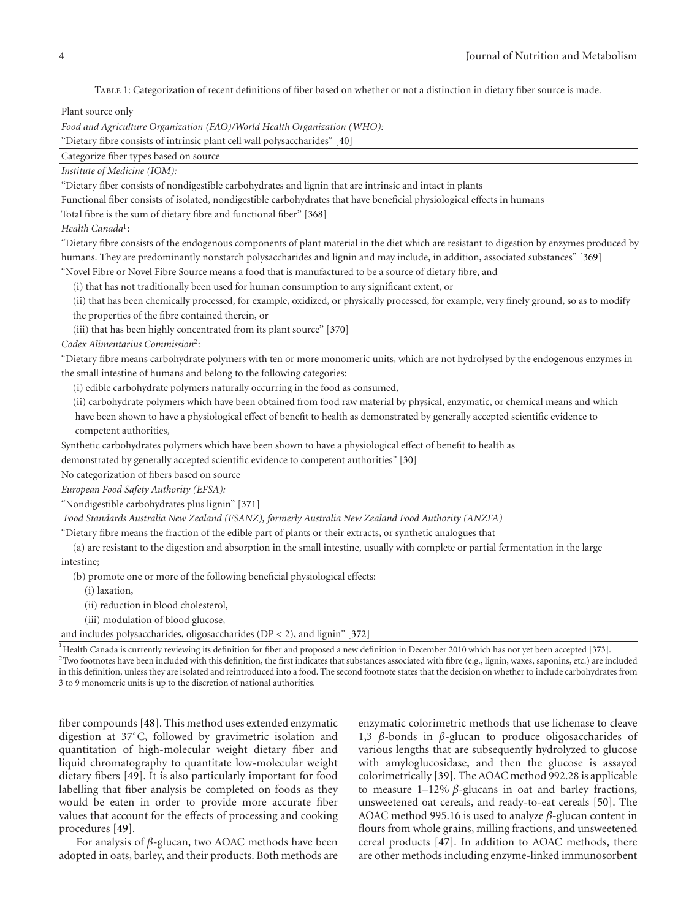Table 1: Categorization of recent definitions of fiber based on whether or not a distinction in dietary fiber source is made.

| Plant source only |
|---|
| *Food and Agriculture Organization (FAO)/World Health Organization (WHO):* |
| "Dietary fibre consists of intrinsic plant cell wall polysaccharides" [40] |
| **Categorize fiber types based on source** |
| *Institute of Medicine (IOM):* |
| "Dietary fiber consists of nondigestible carbohydrates and lignin that are intrinsic and intact in plants |
| Functional fiber consists of isolated, nondigestible carbohydrates that have beneficial physiological effects in humans |
| Total fibre is the sum of dietary fibre and functional fiber" [368] |
| *Health Canada*[1]: |
| "Dietary fibre consists of the endogenous components of plant material in the diet which are resistant to digestion by enzymes produced by humans. They are predominantly nonstarch polysaccharides and lignin and may include, in addition, associated substances" [369] |
| "Novel Fibre or Novel Fibre Source means a food that is manufactured to be a source of dietary fibre, and |
| (i) that has not traditionally been used for human consumption to any significant extent, or |
| (ii) that has been chemically processed, for example, oxidized, or physically processed, for example, very finely ground, so as to modify the properties of the fibre contained therein, or |
| (iii) that has been highly concentrated from its plant source" [370] |
| *Codex Alimentarius Commission*[2]: |
| "Dietary fibre means carbohydrate polymers with ten or more monomeric units, which are not hydrolysed by the endogenous enzymes in the small intestine of humans and belong to the following categories: |
| (i) edible carbohydrate polymers naturally occurring in the food as consumed, |
| (ii) carbohydrate polymers which have been obtained from food raw material by physical, enzymatic, or chemical means and which have been shown to have a physiological effect of benefit to health as demonstrated by generally accepted scientific evidence to competent authorities, |
| Synthetic carbohydrates polymers which have been shown to have a physiological effect of benefit to health as demonstrated by generally accepted scientific evidence to competent authorities" [30] |
| **No categorization of fibers based on source** |
| *European Food Safety Authority (EFSA):* |
| "Nondigestible carbohydrates plus lignin" [371] |
| *Food Standards Australia New Zealand (FSANZ), formerly Australia New Zealand Food Authority (ANZFA)* |
| "Dietary fibre means the fraction of the edible part of plants or their extracts, or synthetic analogues that |
| (a) are resistant to the digestion and absorption in the small intestine, usually with complete or partial fermentation in the large intestine; |
| (b) promote one or more of the following beneficial physiological effects: |
| (i) laxation, |
| (ii) reduction in blood cholesterol, |
| (iii) modulation of blood glucose, |
| and includes polysaccharides, oligosaccharides (DP < 2), and lignin" [372] |

[1]Health Canada is currently reviewing its definition for fiber and proposed a new definition in December 2010 which has not yet been accepted [373].
[2]Two footnotes have been included with this definition, the first indicates that substances associated with fibre (e.g., lignin, waxes, saponins, etc.) are included in this definition, unless they are isolated and reintroduced into a food. The second footnote states that the decision on whether to include carbohydrates from 3 to 9 monomeric units is up to the discretion of national authorities.

fiber compounds [48]. This method uses extended enzymatic digestion at 37°C, followed by gravimetric isolation and quantitation of high-molecular weight dietary fiber and liquid chromatography to quantitate low-molecular weight dietary fibers [49]. It is also particularly important for food labelling that fiber analysis be completed on foods as they would be eaten in order to provide more accurate fiber values that account for the effects of processing and cooking procedures [49].

For analysis of $\beta$-glucan, two AOAC methods have been adopted in oats, barley, and their products. Both methods are enzymatic colorimetric methods that use lichenase to cleave 1,3 $\beta$-bonds in $\beta$-glucan to produce oligosaccharides of various lengths that are subsequently hydrolyzed to glucose with amyloglucosidase, and then the glucose is assayed colorimetrically [39]. The AOAC method 992.28 is applicable to measure 1–12% $\beta$-glucans in oat and barley fractions, unsweetened oat cereals, and ready-to-eat cereals [50]. The AOAC method 995.16 is used to analyze $\beta$-glucan content in flours from whole grains, milling fractions, and unsweetened cereal products [47]. In addition to AOAC methods, there are other methods including enzyme-linked immunosorbent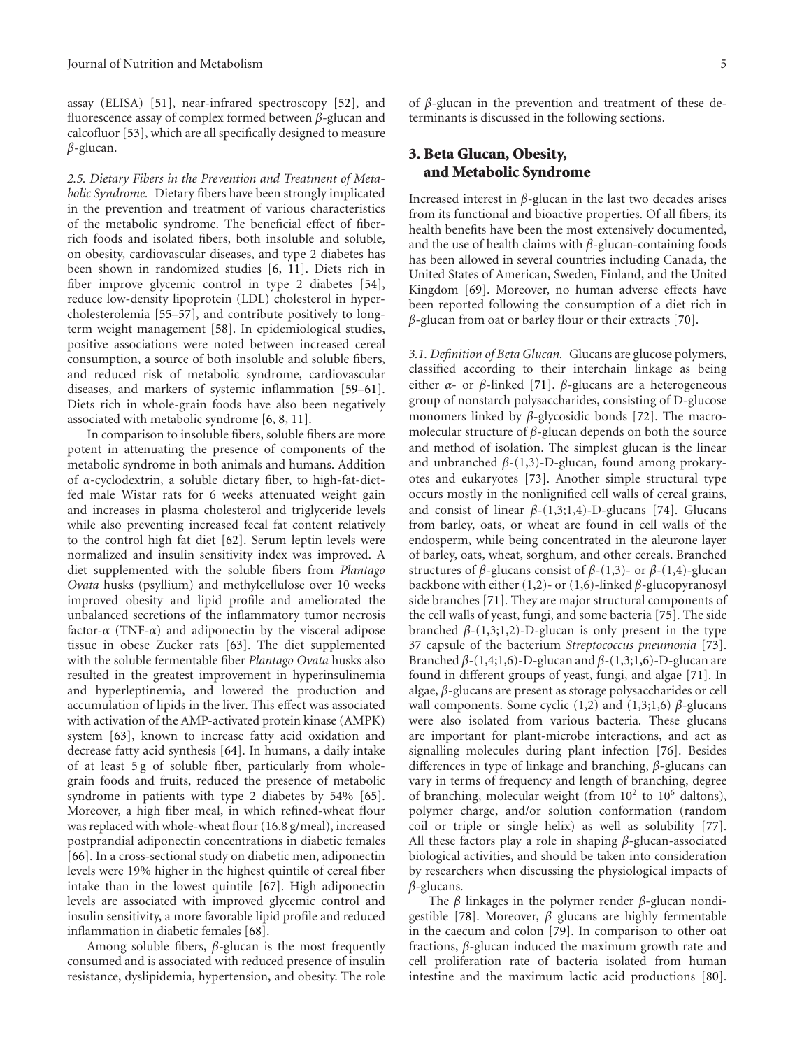assay (ELISA) [51], near-infrared spectroscopy [52], and fluorescence assay of complex formed between $\beta$-glucan and calcofluor [53], which are all specifically designed to measure $\beta$-glucan.

*2.5. Dietary Fibers in the Prevention and Treatment of Metabolic Syndrome.* Dietary fibers have been strongly implicated in the prevention and treatment of various characteristics of the metabolic syndrome. The beneficial effect of fiber-rich foods and isolated fibers, both insoluble and soluble, on obesity, cardiovascular diseases, and type 2 diabetes has been shown in randomized studies [6, 11]. Diets rich in fiber improve glycemic control in type 2 diabetes [54], reduce low-density lipoprotein (LDL) cholesterol in hypercholesterolemia [55–57], and contribute positively to long-term weight management [58]. In epidemiological studies, positive associations were noted between increased cereal consumption, a source of both insoluble and soluble fibers, and reduced risk of metabolic syndrome, cardiovascular diseases, and markers of systemic inflammation [59–61]. Diets rich in whole-grain foods have also been negatively associated with metabolic syndrome [6, 8, 11].

In comparison to insoluble fibers, soluble fibers are more potent in attenuating the presence of components of the metabolic syndrome in both animals and humans. Addition of $\alpha$-cyclodextrin, a soluble dietary fiber, to high-fat-diet-fed male Wistar rats for 6 weeks attenuated weight gain and increases in plasma cholesterol and triglyceride levels while also preventing increased fecal fat content relatively to the control high fat diet [62]. Serum leptin levels were normalized and insulin sensitivity index was improved. A diet supplemented with the soluble fibers from *Plantago Ovata* husks (psyllium) and methylcellulose over 10 weeks improved obesity and lipid profile and ameliorated the unbalanced secretions of the inflammatory tumor necrosis factor-$\alpha$ (TNF-$\alpha$) and adiponectin by the visceral adipose tissue in obese Zucker rats [63]. The diet supplemented with the soluble fermentable fiber *Plantago Ovata* husks also resulted in the greatest improvement in hyperinsulinemia and hyperleptinemia, and lowered the production and accumulation of lipids in the liver. This effect was associated with activation of the AMP-activated protein kinase (AMPK) system [63], known to increase fatty acid oxidation and decrease fatty acid synthesis [64]. In humans, a daily intake of at least 5 g of soluble fiber, particularly from whole-grain foods and fruits, reduced the presence of metabolic syndrome in patients with type 2 diabetes by 54% [65]. Moreover, a high fiber meal, in which refined-wheat flour was replaced with whole-wheat flour (16.8 g/meal), increased postprandial adiponectin concentrations in diabetic females [66]. In a cross-sectional study on diabetic men, adiponectin levels were 19% higher in the highest quintile of cereal fiber intake than in the lowest quintile [67]. High adiponectin levels are associated with improved glycemic control and insulin sensitivity, a more favorable lipid profile and reduced inflammation in diabetic females [68].

Among soluble fibers, $\beta$-glucan is the most frequently consumed and is associated with reduced presence of insulin resistance, dyslipidemia, hypertension, and obesity. The role of $\beta$-glucan in the prevention and treatment of these determinants is discussed in the following sections.

## 3. Beta Glucan, Obesity, and Metabolic Syndrome

Increased interest in $\beta$-glucan in the last two decades arises from its functional and bioactive properties. Of all fibers, its health benefits have been the most extensively documented, and the use of health claims with $\beta$-glucan-containing foods has been allowed in several countries including Canada, the United States of American, Sweden, Finland, and the United Kingdom [69]. Moreover, no human adverse effects have been reported following the consumption of a diet rich in $\beta$-glucan from oat or barley flour or their extracts [70].

*3.1. Definition of Beta Glucan.* Glucans are glucose polymers, classified according to their interchain linkage as being either $\alpha$- or $\beta$-linked [71]. $\beta$-glucans are a heterogeneous group of nonstarch polysaccharides, consisting of D-glucose monomers linked by $\beta$-glycosidic bonds [72]. The macromolecular structure of $\beta$-glucan depends on both the source and method of isolation. The simplest glucan is the linear and unbranched $\beta$-(1,3)-D-glucan, found among prokaryotes and eukaryotes [73]. Another simple structural type occurs mostly in the nonlignified cell walls of cereal grains, and consist of linear $\beta$-(1,3;1,4)-D-glucans [74]. Glucans from barley, oats, or wheat are found in cell walls of the endosperm, while being concentrated in the aleurone layer of barley, oats, wheat, sorghum, and other cereals. Branched structures of $\beta$-glucans consist of $\beta$-(1,3)- or $\beta$-(1,4)-glucan backbone with either (1,2)- or (1,6)-linked $\beta$-glucopyranosyl side branches [71]. They are major structural components of the cell walls of yeast, fungi, and some bacteria [75]. The side branched $\beta$-(1,3;1,2)-D-glucan is only present in the type 37 capsule of the bacterium *Streptococcus pneumonia* [73]. Branched $\beta$-(1,4;1,6)-D-glucan and $\beta$-(1,3;1,6)-D-glucan are found in different groups of yeast, fungi, and algae [71]. In algae, $\beta$-glucans are present as storage polysaccharides or cell wall components. Some cyclic (1,2) and (1,3;1,6) $\beta$-glucans were also isolated from various bacteria. These glucans are important for plant-microbe interactions, and act as signalling molecules during plant infection [76]. Besides differences in type of linkage and branching, $\beta$-glucans can vary in terms of frequency and length of branching, degree of branching, molecular weight (from $10^2$ to $10^6$ daltons), polymer charge, and/or solution conformation (random coil or triple or single helix) as well as solubility [77]. All these factors play a role in shaping $\beta$-glucan-associated biological activities, and should be taken into consideration by researchers when discussing the physiological impacts of $\beta$-glucans.

The $\beta$ linkages in the polymer render $\beta$-glucan nondigestible [78]. Moreover, $\beta$ glucans are highly fermentable in the caecum and colon [79]. In comparison to other oat fractions, $\beta$-glucan induced the maximum growth rate and cell proliferation rate of bacteria isolated from human intestine and the maximum lactic acid productions [80].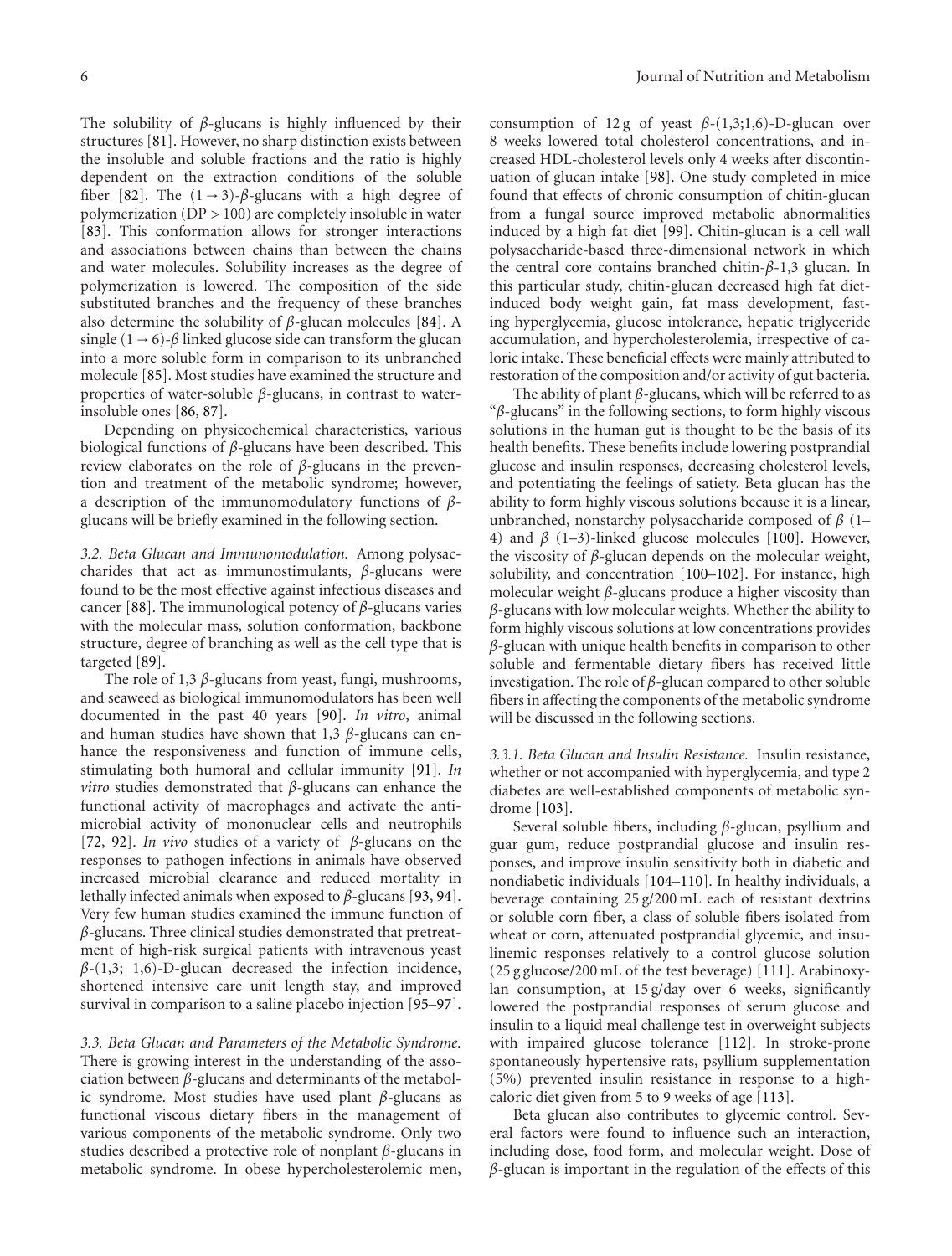The solubility of $\beta$-glucans is highly influenced by their structures [81]. However, no sharp distinction exists between the insoluble and soluble fractions and the ratio is highly dependent on the extraction conditions of the soluble fiber [82]. The $(1 \rightarrow 3)$-$\beta$-glucans with a high degree of polymerization (DP > 100) are completely insoluble in water [83]. This conformation allows for stronger interactions and associations between chains than between the chains and water molecules. Solubility increases as the degree of polymerization is lowered. The composition of the side substituted branches and the frequency of these branches also determine the solubility of $\beta$-glucan molecules [84]. A single $(1 \rightarrow 6)$-$\beta$ linked glucose side can transform the glucan into a more soluble form in comparison to its unbranched molecule [85]. Most studies have examined the structure and properties of water-soluble $\beta$-glucans, in contrast to water-insoluble ones [86, 87].

Depending on physicochemical characteristics, various biological functions of $\beta$-glucans have been described. This review elaborates on the role of $\beta$-glucans in the prevention and treatment of the metabolic syndrome; however, a description of the immunomodulatory functions of $\beta$-glucans will be briefly examined in the following section.

*3.2. Beta Glucan and Immunomodulation.* Among polysaccharides that act as immunostimulants, $\beta$-glucans were found to be the most effective against infectious diseases and cancer [88]. The immunological potency of $\beta$-glucans varies with the molecular mass, solution conformation, backbone structure, degree of branching as well as the cell type that is targeted [89].

The role of 1,3 $\beta$-glucans from yeast, fungi, mushrooms, and seaweed as biological immunomodulators has been well documented in the past 40 years [90]. *In vitro*, animal and human studies have shown that 1,3 $\beta$-glucans can enhance the responsiveness and function of immune cells, stimulating both humoral and cellular immunity [91]. *In vitro* studies demonstrated that $\beta$-glucans can enhance the functional activity of macrophages and activate the antimicrobial activity of mononuclear cells and neutrophils [72, 92]. *In vivo* studies of a variety of $\beta$-glucans on the responses to pathogen infections in animals have observed increased microbial clearance and reduced mortality in lethally infected animals when exposed to $\beta$-glucans [93, 94]. Very few human studies examined the immune function of $\beta$-glucans. Three clinical studies demonstrated that pretreatment of high-risk surgical patients with intravenous yeast $\beta$-(1,3; 1,6)-D-glucan decreased the infection incidence, shortened intensive care unit length stay, and improved survival in comparison to a saline placebo injection [95–97].

*3.3. Beta Glucan and Parameters of the Metabolic Syndrome.* There is growing interest in the understanding of the association between $\beta$-glucans and determinants of the metabolic syndrome. Most studies have used plant $\beta$-glucans as functional viscous dietary fibers in the management of various components of the metabolic syndrome. Only two studies described a protective role of nonplant $\beta$-glucans in metabolic syndrome. In obese hypercholesterolemic men, consumption of 12 g of yeast $\beta$-(1,3;1,6)-D-glucan over 8 weeks lowered total cholesterol concentrations, and increased HDL-cholesterol levels only 4 weeks after discontinuation of glucan intake [98]. One study completed in mice found that effects of chronic consumption of chitin-glucan from a fungal source improved metabolic abnormalities induced by a high fat diet [99]. Chitin-glucan is a cell wall polysaccharide-based three-dimensional network in which the central core contains branched chitin-$\beta$-1,3 glucan. In this particular study, chitin-glucan decreased high fat diet-induced body weight gain, fat mass development, fasting hyperglycemia, glucose intolerance, hepatic triglyceride accumulation, and hypercholesterolemia, irrespective of caloric intake. These beneficial effects were mainly attributed to restoration of the composition and/or activity of gut bacteria.

The ability of plant $\beta$-glucans, which will be referred to as "$\beta$-glucans" in the following sections, to form highly viscous solutions in the human gut is thought to be the basis of its health benefits. These benefits include lowering postprandial glucose and insulin responses, decreasing cholesterol levels, and potentiating the feelings of satiety. Beta glucan has the ability to form highly viscous solutions because it is a linear, unbranched, nonstarchy polysaccharide composed of $\beta$ (1–4) and $\beta$ (1–3)-linked glucose molecules [100]. However, the viscosity of $\beta$-glucan depends on the molecular weight, solubility, and concentration [100–102]. For instance, high molecular weight $\beta$-glucans produce a higher viscosity than $\beta$-glucans with low molecular weights. Whether the ability to form highly viscous solutions at low concentrations provides $\beta$-glucan with unique health benefits in comparison to other soluble and fermentable dietary fibers has received little investigation. The role of $\beta$-glucan compared to other soluble fibers in affecting the components of the metabolic syndrome will be discussed in the following sections.

*3.3.1. Beta Glucan and Insulin Resistance.* Insulin resistance, whether or not accompanied with hyperglycemia, and type 2 diabetes are well-established components of metabolic syndrome [103].

Several soluble fibers, including $\beta$-glucan, psyllium and guar gum, reduce postprandial glucose and insulin responses, and improve insulin sensitivity both in diabetic and nondiabetic individuals [104–110]. In healthy individuals, a beverage containing 25 g/200 mL each of resistant dextrins or soluble corn fiber, a class of soluble fibers isolated from wheat or corn, attenuated postprandial glycemic, and insulinemic responses relatively to a control glucose solution (25 g glucose/200 mL of the test beverage) [111]. Arabinoxylan consumption, at 15 g/day over 6 weeks, significantly lowered the postprandial responses of serum glucose and insulin to a liquid meal challenge test in overweight subjects with impaired glucose tolerance [112]. In stroke-prone spontaneously hypertensive rats, psyllium supplementation (5%) prevented insulin resistance in response to a high-caloric diet given from 5 to 9 weeks of age [113].

Beta glucan also contributes to glycemic control. Several factors were found to influence such an interaction, including dose, food form, and molecular weight. Dose of $\beta$-glucan is important in the regulation of the effects of this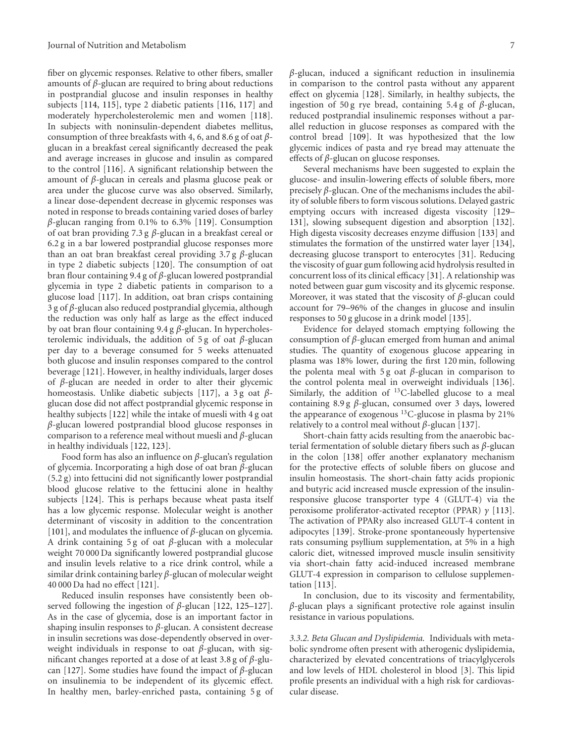fiber on glycemic responses. Relative to other fibers, smaller amounts of β-glucan are required to bring about reductions in postprandial glucose and insulin responses in healthy subjects [114, 115], type 2 diabetic patients [116, 117] and moderately hypercholesterolemic men and women [118]. In subjects with noninsulin-dependent diabetes mellitus, consumption of three breakfasts with 4, 6, and 8.6 g of oat β-glucan in a breakfast cereal significantly decreased the peak and average increases in glucose and insulin as compared to the control [116]. A significant relationship between the amount of β-glucan in cereals and plasma glucose peak or area under the glucose curve was also observed. Similarly, a linear dose-dependent decrease in glycemic responses was noted in response to breads containing varied doses of barley β-glucan ranging from 0.1% to 6.3% [119]. Consumption of oat bran providing 7.3 g β-glucan in a breakfast cereal or 6.2 g in a bar lowered postprandial glucose responses more than an oat bran breakfast cereal providing 3.7 g β-glucan in type 2 diabetic subjects [120]. The consumption of oat bran flour containing 9.4 g of β-glucan lowered postprandial glycemia in type 2 diabetic patients in comparison to a glucose load [117]. In addition, oat bran crisps containing 3 g of β-glucan also reduced postprandial glycemia, although the reduction was only half as large as the effect induced by oat bran flour containing 9.4 g β-glucan. In hypercholesterolemic individuals, the addition of 5 g of oat β-glucan per day to a beverage consumed for 5 weeks attenuated both glucose and insulin responses compared to the control beverage [121]. However, in healthy individuals, larger doses of β-glucan are needed in order to alter their glycemic homeostasis. Unlike diabetic subjects [117], a 3 g oat β-glucan dose did not affect postprandial glycemic response in healthy subjects [122] while the intake of muesli with 4 g oat β-glucan lowered postprandial blood glucose responses in comparison to a reference meal without muesli and β-glucan in healthy individuals [122, 123].

Food form has also an influence on β-glucan's regulation of glycemia. Incorporating a high dose of oat bran β-glucan (5.2 g) into fettucini did not significantly lower postprandial blood glucose relative to the fettucini alone in healthy subjects [124]. This is perhaps because wheat pasta itself has a low glycemic response. Molecular weight is another determinant of viscosity in addition to the concentration [101], and modulates the influence of β-glucan on glycemia. A drink containing 5 g of oat β-glucan with a molecular weight 70 000 Da significantly lowered postprandial glucose and insulin levels relative to a rice drink control, while a similar drink containing barley β-glucan of molecular weight 40 000 Da had no effect [121].

Reduced insulin responses have consistently been observed following the ingestion of β-glucan [122, 125–127]. As in the case of glycemia, dose is an important factor in shaping insulin responses to β-glucan. A consistent decrease in insulin secretions was dose-dependently observed in overweight individuals in response to oat β-glucan, with significant changes reported at a dose of at least 3.8 g of β-glucan [127]. Some studies have found the impact of β-glucan on insulinemia to be independent of its glycemic effect. In healthy men, barley-enriched pasta, containing 5 g of β-glucan, induced a significant reduction in insulinemia in comparison to the control pasta without any apparent effect on glycemia [128]. Similarly, in healthy subjects, the ingestion of 50 g rye bread, containing 5.4 g of β-glucan, reduced postprandial insulinemic responses without a parallel reduction in glucose responses as compared with the control bread [109]. It was hypothesized that the low glycemic indices of pasta and rye bread may attenuate the effects of β-glucan on glucose responses.

Several mechanisms have been suggested to explain the glucose- and insulin-lowering effects of soluble fibers, more precisely β-glucan. One of the mechanisms includes the ability of soluble fibers to form viscous solutions. Delayed gastric emptying occurs with increased digesta viscosity [129–131], slowing subsequent digestion and absorption [132]. High digesta viscosity decreases enzyme diffusion [133] and stimulates the formation of the unstirred water layer [134], decreasing glucose transport to enterocytes [31]. Reducing the viscosity of guar gum following acid hydrolysis resulted in concurrent loss of its clinical efficacy [31]. A relationship was noted between guar gum viscosity and its glycemic response. Moreover, it was stated that the viscosity of β-glucan could account for 79–96% of the changes in glucose and insulin responses to 50 g glucose in a drink model [135].

Evidence for delayed stomach emptying following the consumption of β-glucan emerged from human and animal studies. The quantity of exogenous glucose appearing in plasma was 18% lower, during the first 120 min, following the polenta meal with 5 g oat β-glucan in comparison to the control polenta meal in overweight individuals [136]. Similarly, the addition of $^{13}C$-labelled glucose to a meal containing 8.9 g β-glucan, consumed over 3 days, lowered the appearance of exogenous $^{13}C$-glucose in plasma by 21% relatively to a control meal without β-glucan [137].

Short-chain fatty acids resulting from the anaerobic bacterial fermentation of soluble dietary fibers such as β-glucan in the colon [138] offer another explanatory mechanism for the protective effects of soluble fibers on glucose and insulin homeostasis. The short-chain fatty acids propionic and butyric acid increased muscle expression of the insulin-responsive glucose transporter type 4 (GLUT-4) via the peroxisome proliferator-activated receptor (PPAR) γ [113]. The activation of PPARγ also increased GLUT-4 content in adipocytes [139]. Stroke-prone spontaneously hypertensive rats consuming psyllium supplementation, at 5% in a high caloric diet, witnessed improved muscle insulin sensitivity via short-chain fatty acid-induced increased membrane GLUT-4 expression in comparison to cellulose supplementation [113].

In conclusion, due to its viscosity and fermentability, β-glucan plays a significant protective role against insulin resistance in various populations.

*3.3.2. Beta Glucan and Dyslipidemia.* Individuals with metabolic syndrome often present with atherogenic dyslipidemia, characterized by elevated concentrations of triacylglycerols and low levels of HDL cholesterol in blood [3]. This lipid profile presents an individual with a high risk for cardiovascular disease.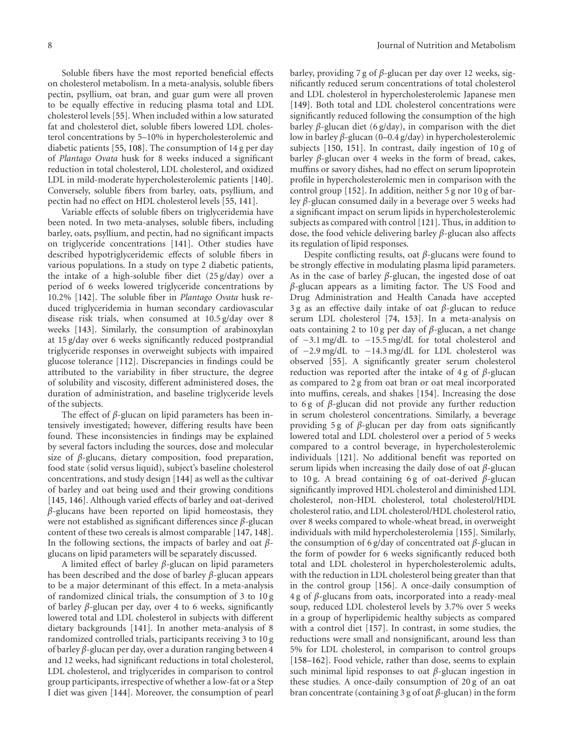Soluble fibers have the most reported beneficial effects on cholesterol metabolism. In a meta-analysis, soluble fibers pectin, psyllium, oat bran, and guar gum were all proven to be equally effective in reducing plasma total and LDL cholesterol levels [55]. When included within a low saturated fat and cholesterol diet, soluble fibers lowered LDL cholesterol concentrations by 5–10% in hypercholesterolemic and diabetic patients [55, 108]. The consumption of 14 g per day of *Plantago Ovata* husk for 8 weeks induced a significant reduction in total cholesterol, LDL cholesterol, and oxidized LDL in mild-moderate hypercholesterolemic patients [140]. Conversely, soluble fibers from barley, oats, psyllium, and pectin had no effect on HDL cholesterol levels [55, 141].

Variable effects of soluble fibers on triglyceridemia have been noted. In two meta-analyses, soluble fibers, including barley, oats, psyllium, and pectin, had no significant impacts on triglyceride concentrations [141]. Other studies have described hypotriglyceridemic effects of soluble fibers in various populations. In a study on type 2 diabetic patients, the intake of a high-soluble fiber diet (25 g/day) over a period of 6 weeks lowered triglyceride concentrations by 10.2% [142]. The soluble fiber in *Plantago Ovata* husk reduced triglyceridemia in human secondary cardiovascular disease risk trials, when consumed at 10.5 g/day over 8 weeks [143]. Similarly, the consumption of arabinoxylan at 15 g/day over 6 weeks significantly reduced postprandial triglyceride responses in overweight subjects with impaired glucose tolerance [112]. Discrepancies in findings could be attributed to the variability in fiber structure, the degree of solubility and viscosity, different administered doses, the duration of administration, and baseline triglyceride levels of the subjects.

The effect of *β*-glucan on lipid parameters has been intensively investigated; however, differing results have been found. These inconsistencies in findings may be explained by several factors including the sources, dose and molecular size of *β*-glucans, dietary composition, food preparation, food state (solid versus liquid), subject's baseline cholesterol concentrations, and study design [144] as well as the cultivar of barley and oat being used and their growing conditions [145, 146]. Although varied effects of barley and oat-derived *β*-glucans have been reported on lipid homeostasis, they were not established as significant differences since *β*-glucan content of these two cereals is almost comparable [147, 148]. In the following sections, the impacts of barley and oat *β*-glucans on lipid parameters will be separately discussed.

A limited effect of barley *β*-glucan on lipid parameters has been described and the dose of barley *β*-glucan appears to be a major determinant of this effect. In a meta-analysis of randomized clinical trials, the consumption of 3 to 10 g of barley *β*-glucan per day, over 4 to 6 weeks, significantly lowered total and LDL cholesterol in subjects with different dietary backgrounds [141]. In another meta-analysis of 8 randomized controlled trials, participants receiving 3 to 10 g of barley *β*-glucan per day, over a duration ranging between 4 and 12 weeks, had significant reductions in total cholesterol, LDL cholesterol, and triglycerides in comparison to control group participants, irrespective of whether a low-fat or a Step I diet was given [144]. Moreover, the consumption of pearl barley, providing 7 g of *β*-glucan per day over 12 weeks, significantly reduced serum concentrations of total cholesterol and LDL cholesterol in hypercholesterolemic Japanese men [149]. Both total and LDL cholesterol concentrations were significantly reduced following the consumption of the high barley *β*-glucan diet (6 g/day), in comparison with the diet low in barley *β*-glucan (0–0.4 g/day) in hypercholesterolemic subjects [150, 151]. In contrast, daily ingestion of 10 g of barley *β*-glucan over 4 weeks in the form of bread, cakes, muffins or savory dishes, had no effect on serum lipoprotein profile in hypercholesterolemic men in comparison with the control group [152]. In addition, neither 5 g nor 10 g of barley *β*-glucan consumed daily in a beverage over 5 weeks had a significant impact on serum lipids in hypercholesterolemic subjects as compared with control [121]. Thus, in addition to dose, the food vehicle delivering barley *β*-glucan also affects its regulation of lipid responses.

Despite conflicting results, oat *β*-glucans were found to be strongly effective in modulating plasma lipid parameters. As in the case of barley *β*-glucan, the ingested dose of oat *β*-glucan appears as a limiting factor. The US Food and Drug Administration and Health Canada have accepted 3 g as an effective daily intake of oat *β*-glucan to reduce serum LDL cholesterol [74, 153]. In a meta-analysis on oats containing 2 to 10 g per day of *β*-glucan, a net change of −3.1 mg/dL to −15.5 mg/dL for total cholesterol and of −2.9 mg/dL to −14.3 mg/dL for LDL cholesterol was observed [55]. A significantly greater serum cholesterol reduction was reported after the intake of 4 g of *β*-glucan as compared to 2 g from oat bran or oat meal incorporated into muffins, cereals, and shakes [154]. Increasing the dose to 6 g of *β*-glucan did not provide any further reduction in serum cholesterol concentrations. Similarly, a beverage providing 5 g of *β*-glucan per day from oats significantly lowered total and LDL cholesterol over a period of 5 weeks compared to a control beverage, in hypercholesterolemic individuals [121]. No additional benefit was reported on serum lipids when increasing the daily dose of oat *β*-glucan to 10 g. A bread containing 6 g of oat-derived *β*-glucan significantly improved HDL cholesterol and diminished LDL cholesterol, non-HDL cholesterol, total cholesterol/HDL cholesterol ratio, and LDL cholesterol/HDL cholesterol ratio, over 8 weeks compared to whole-wheat bread, in overweight individuals with mild hypercholesterolemia [155]. Similarly, the consumption of 6 g/day of concentrated oat *β*-glucan in the form of powder for 6 weeks significantly reduced both total and LDL cholesterol in hypercholesterolemic adults, with the reduction in LDL cholesterol being greater than that in the control group [156]. A once-daily consumption of 4 g of *β*-glucans from oats, incorporated into a ready-meal soup, reduced LDL cholesterol levels by 3.7% over 5 weeks in a group of hyperlipidemic healthy subjects as compared with a control diet [157]. In contrast, in some studies, the reductions were small and nonsignificant, around less than 5% for LDL cholesterol, in comparison to control groups [158–162]. Food vehicle, rather than dose, seems to explain such minimal lipid responses to oat *β*-glucan ingestion in these studies. A once-daily consumption of 20 g of an oat bran concentrate (containing 3 g of oat *β*-glucan) in the form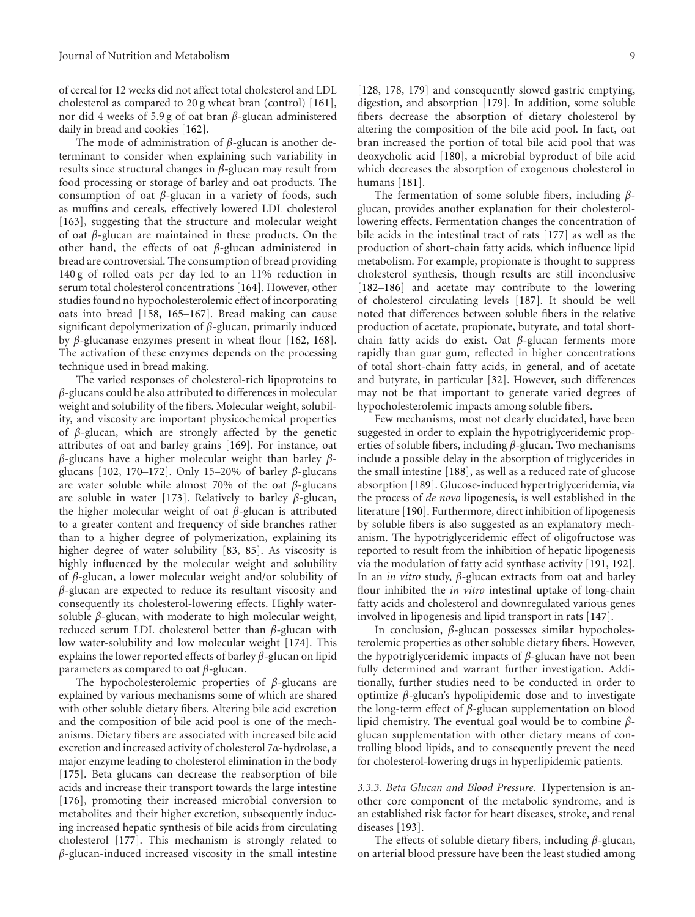of cereal for 12 weeks did not affect total cholesterol and LDL cholesterol as compared to 20 g wheat bran (control) [161], nor did 4 weeks of 5.9 g of oat bran *β*-glucan administered daily in bread and cookies [162].

The mode of administration of *β*-glucan is another determinant to consider when explaining such variability in results since structural changes in *β*-glucan may result from food processing or storage of barley and oat products. The consumption of oat *β*-glucan in a variety of foods, such as muffins and cereals, effectively lowered LDL cholesterol [163], suggesting that the structure and molecular weight of oat *β*-glucan are maintained in these products. On the other hand, the effects of oat *β*-glucan administered in bread are controversial. The consumption of bread providing 140 g of rolled oats per day led to an 11% reduction in serum total cholesterol concentrations [164]. However, other studies found no hypocholesterolemic effect of incorporating oats into bread [158, 165–167]. Bread making can cause significant depolymerization of *β*-glucan, primarily induced by *β*-glucanase enzymes present in wheat flour [162, 168]. The activation of these enzymes depends on the processing technique used in bread making.

The varied responses of cholesterol-rich lipoproteins to *β*-glucans could be also attributed to differences in molecular weight and solubility of the fibers. Molecular weight, solubility, and viscosity are important physicochemical properties of *β*-glucan, which are strongly affected by the genetic attributes of oat and barley grains [169]. For instance, oat *β*-glucans have a higher molecular weight than barley *β*-glucans [102, 170–172]. Only 15–20% of barley *β*-glucans are water soluble while almost 70% of the oat *β*-glucans are soluble in water [173]. Relatively to barley *β*-glucan, the higher molecular weight of oat *β*-glucan is attributed to a greater content and frequency of side branches rather than to a higher degree of polymerization, explaining its higher degree of water solubility [83, 85]. As viscosity is highly influenced by the molecular weight and solubility of *β*-glucan, a lower molecular weight and/or solubility of *β*-glucan are expected to reduce its resultant viscosity and consequently its cholesterol-lowering effects. Highly water-soluble *β*-glucan, with moderate to high molecular weight, reduced serum LDL cholesterol better than *β*-glucan with low water-solubility and low molecular weight [174]. This explains the lower reported effects of barley *β*-glucan on lipid parameters as compared to oat *β*-glucan.

The hypocholesterolemic properties of *β*-glucans are explained by various mechanisms some of which are shared with other soluble dietary fibers. Altering bile acid excretion and the composition of bile acid pool is one of the mechanisms. Dietary fibers are associated with increased bile acid excretion and increased activity of cholesterol 7$\alpha$-hydrolase, a major enzyme leading to cholesterol elimination in the body [175]. Beta glucans can decrease the reabsorption of bile acids and increase their transport towards the large intestine [176], promoting their increased microbial conversion to metabolites and their higher excretion, subsequently inducing increased hepatic synthesis of bile acids from circulating cholesterol [177]. This mechanism is strongly related to *β*-glucan-induced increased viscosity in the small intestine [128, 178, 179] and consequently slowed gastric emptying, digestion, and absorption [179]. In addition, some soluble fibers decrease the absorption of dietary cholesterol by altering the composition of the bile acid pool. In fact, oat bran increased the portion of total bile acid pool that was deoxycholic acid [180], a microbial byproduct of bile acid which decreases the absorption of exogenous cholesterol in humans [181].

The fermentation of some soluble fibers, including *β*-glucan, provides another explanation for their cholesterol-lowering effects. Fermentation changes the concentration of bile acids in the intestinal tract of rats [177] as well as the production of short-chain fatty acids, which influence lipid metabolism. For example, propionate is thought to suppress cholesterol synthesis, though results are still inconclusive [182–186] and acetate may contribute to the lowering of cholesterol circulating levels [187]. It should be well noted that differences between soluble fibers in the relative production of acetate, propionate, butyrate, and total short-chain fatty acids do exist. Oat *β*-glucan ferments more rapidly than guar gum, reflected in higher concentrations of total short-chain fatty acids, in general, and of acetate and butyrate, in particular [32]. However, such differences may not be that important to generate varied degrees of hypocholesterolemic impacts among soluble fibers.

Few mechanisms, most not clearly elucidated, have been suggested in order to explain the hypotriglyceridemic properties of soluble fibers, including *β*-glucan. Two mechanisms include a possible delay in the absorption of triglycerides in the small intestine [188], as well as a reduced rate of glucose absorption [189]. Glucose-induced hypertriglyceridemia, via the process of *de novo* lipogenesis, is well established in the literature [190]. Furthermore, direct inhibition of lipogenesis by soluble fibers is also suggested as an explanatory mechanism. The hypotriglyceridemic effect of oligofructose was reported to result from the inhibition of hepatic lipogenesis via the modulation of fatty acid synthase activity [191, 192]. In an *in vitro* study, *β*-glucan extracts from oat and barley flour inhibited the *in vitro* intestinal uptake of long-chain fatty acids and cholesterol and downregulated various genes involved in lipogenesis and lipid transport in rats [147].

In conclusion, *β*-glucan possesses similar hypocholesterolemic properties as other soluble dietary fibers. However, the hypotriglyceridemic impacts of *β*-glucan have not been fully determined and warrant further investigation. Additionally, further studies need to be conducted in order to optimize *β*-glucan's hypolipidemic dose and to investigate the long-term effect of *β*-glucan supplementation on blood lipid chemistry. The eventual goal would be to combine *β*-glucan supplementation with other dietary means of controlling blood lipids, and to consequently prevent the need for cholesterol-lowering drugs in hyperlipidemic patients.

#### *3.3.3. Beta Glucan and Blood Pressure.*

Hypertension is another core component of the metabolic syndrome, and is an established risk factor for heart diseases, stroke, and renal diseases [193].

The effects of soluble dietary fibers, including *β*-glucan, on arterial blood pressure have been the least studied among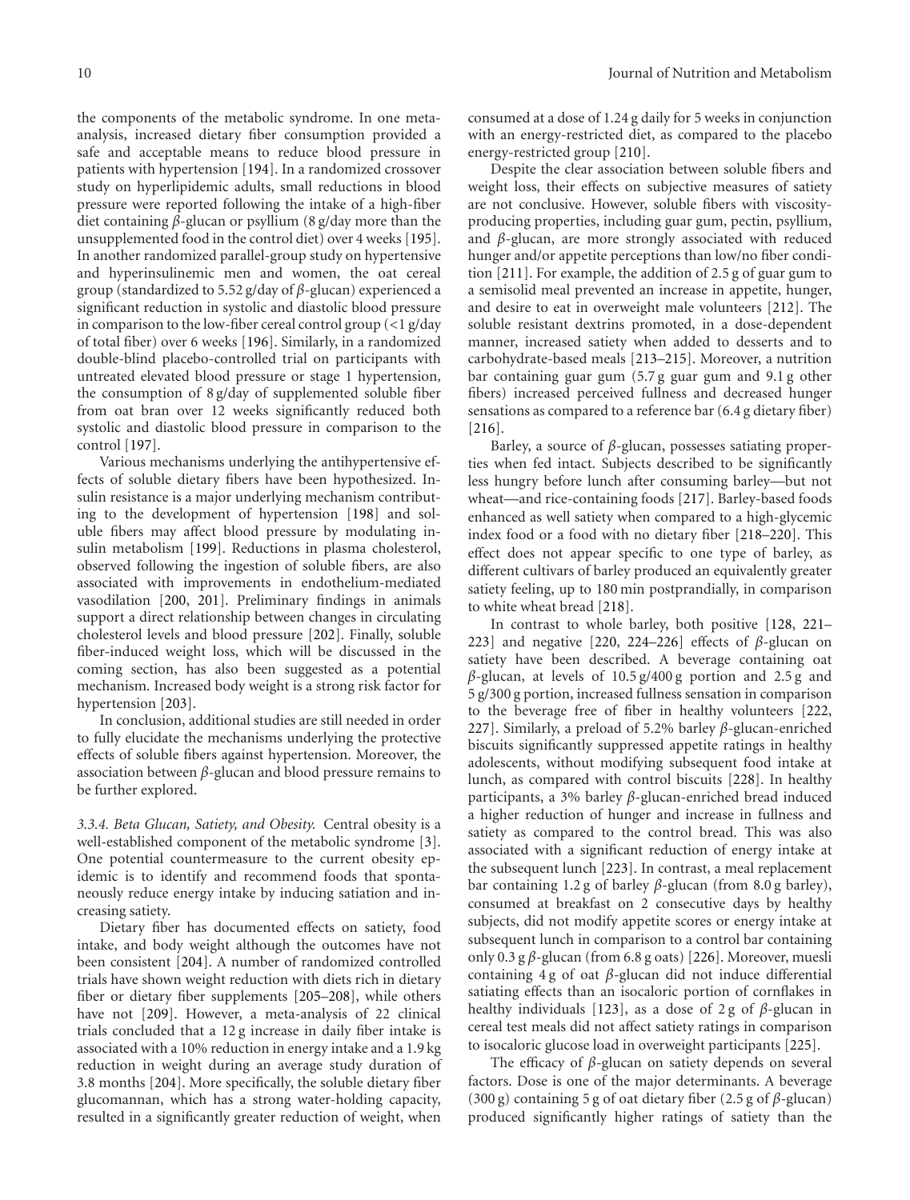the components of the metabolic syndrome. In one meta-analysis, increased dietary fiber consumption provided a safe and acceptable means to reduce blood pressure in patients with hypertension [194]. In a randomized crossover study on hyperlipidemic adults, small reductions in blood pressure were reported following the intake of a high-fiber diet containing $\beta$-glucan or psyllium (8 g/day more than the unsupplemented food in the control diet) over 4 weeks [195]. In another randomized parallel-group study on hypertensive and hyperinsulinemic men and women, the oat cereal group (standardized to 5.52 g/day of $\beta$-glucan) experienced a significant reduction in systolic and diastolic blood pressure in comparison to the low-fiber cereal control group (<1 g/day of total fiber) over 6 weeks [196]. Similarly, in a randomized double-blind placebo-controlled trial on participants with untreated elevated blood pressure or stage 1 hypertension, the consumption of 8 g/day of supplemented soluble fiber from oat bran over 12 weeks significantly reduced both systolic and diastolic blood pressure in comparison to the control [197].

Various mechanisms underlying the antihypertensive effects of soluble dietary fibers have been hypothesized. Insulin resistance is a major underlying mechanism contributing to the development of hypertension [198] and soluble fibers may affect blood pressure by modulating insulin metabolism [199]. Reductions in plasma cholesterol, observed following the ingestion of soluble fibers, are also associated with improvements in endothelium-mediated vasodilation [200, 201]. Preliminary findings in animals support a direct relationship between changes in circulating cholesterol levels and blood pressure [202]. Finally, soluble fiber-induced weight loss, which will be discussed in the coming section, has also been suggested as a potential mechanism. Increased body weight is a strong risk factor for hypertension [203].

In conclusion, additional studies are still needed in order to fully elucidate the mechanisms underlying the protective effects of soluble fibers against hypertension. Moreover, the association between $\beta$-glucan and blood pressure remains to be further explored.

*3.3.4. Beta Glucan, Satiety, and Obesity.* Central obesity is a well-established component of the metabolic syndrome [3]. One potential countermeasure to the current obesity epidemic is to identify and recommend foods that spontaneously reduce energy intake by inducing satiation and increasing satiety.

Dietary fiber has documented effects on satiety, food intake, and body weight although the outcomes have not been consistent [204]. A number of randomized controlled trials have shown weight reduction with diets rich in dietary fiber or dietary fiber supplements [205–208], while others have not [209]. However, a meta-analysis of 22 clinical trials concluded that a 12 g increase in daily fiber intake is associated with a 10% reduction in energy intake and a 1.9 kg reduction in weight during an average study duration of 3.8 months [204]. More specifically, the soluble dietary fiber glucomannan, which has a strong water-holding capacity, resulted in a significantly greater reduction of weight, when consumed at a dose of 1.24 g daily for 5 weeks in conjunction with an energy-restricted diet, as compared to the placebo energy-restricted group [210].

Despite the clear association between soluble fibers and weight loss, their effects on subjective measures of satiety are not conclusive. However, soluble fibers with viscosity-producing properties, including guar gum, pectin, psyllium, and $\beta$-glucan, are more strongly associated with reduced hunger and/or appetite perceptions than low/no fiber condition [211]. For example, the addition of 2.5 g of guar gum to a semisolid meal prevented an increase in appetite, hunger, and desire to eat in overweight male volunteers [212]. The soluble resistant dextrins promoted, in a dose-dependent manner, increased satiety when added to desserts and to carbohydrate-based meals [213–215]. Moreover, a nutrition bar containing guar gum (5.7 g guar gum and 9.1 g other fibers) increased perceived fullness and decreased hunger sensations as compared to a reference bar (6.4 g dietary fiber) [216].

Barley, a source of $\beta$-glucan, possesses satiating properties when fed intact. Subjects described to be significantly less hungry before lunch after consuming barley—but not wheat—and rice-containing foods [217]. Barley-based foods enhanced as well satiety when compared to a high-glycemic index food or a food with no dietary fiber [218–220]. This effect does not appear specific to one type of barley, as different cultivars of barley produced an equivalently greater satiety feeling, up to 180 min postprandially, in comparison to white wheat bread [218].

In contrast to whole barley, both positive [128, 221–223] and negative [220, 224–226] effects of $\beta$-glucan on satiety have been described. A beverage containing oat $\beta$-glucan, at levels of 10.5 g/400 g portion and 2.5 g and 5 g/300 g portion, increased fullness sensation in comparison to the beverage free of fiber in healthy volunteers [222, 227]. Similarly, a preload of 5.2% barley $\beta$-glucan-enriched biscuits significantly suppressed appetite ratings in healthy adolescents, without modifying subsequent food intake at lunch, as compared with control biscuits [228]. In healthy participants, a 3% barley $\beta$-glucan-enriched bread induced a higher reduction of hunger and increase in fullness and satiety as compared to the control bread. This was also associated with a significant reduction of energy intake at the subsequent lunch [223]. In contrast, a meal replacement bar containing 1.2 g of barley $\beta$-glucan (from 8.0 g barley), consumed at breakfast on 2 consecutive days by healthy subjects, did not modify appetite scores or energy intake at subsequent lunch in comparison to a control bar containing only 0.3 g $\beta$-glucan (from 6.8 g oats) [226]. Moreover, muesli containing 4 g of oat $\beta$-glucan did not induce differential satiating effects than an isocaloric portion of cornflakes in healthy individuals [123], as a dose of 2 g of $\beta$-glucan in cereal test meals did not affect satiety ratings in comparison to isocaloric glucose load in overweight participants [225].

The efficacy of $\beta$-glucan on satiety depends on several factors. Dose is one of the major determinants. A beverage (300 g) containing 5 g of oat dietary fiber (2.5 g of $\beta$-glucan) produced significantly higher ratings of satiety than the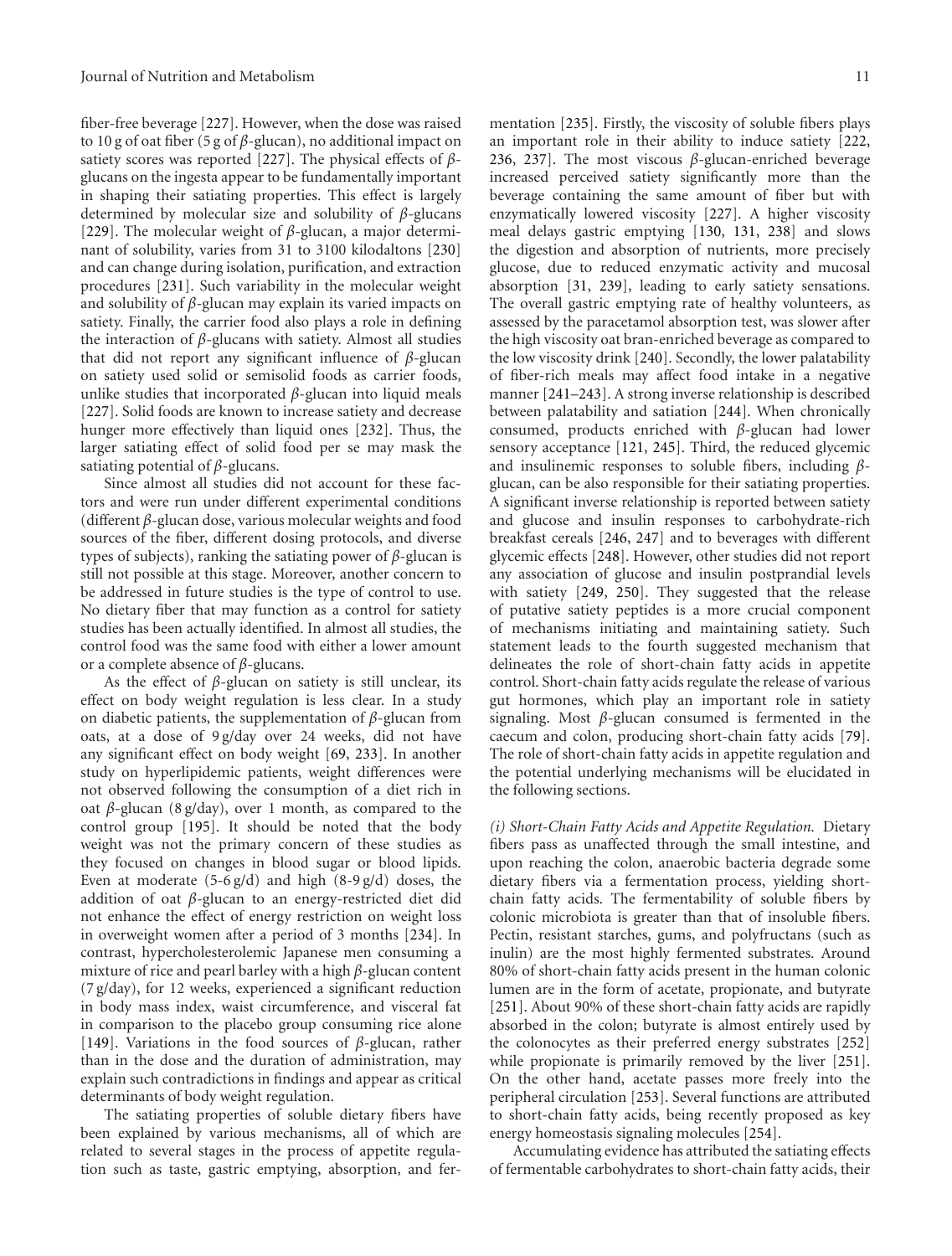fiber-free beverage [227]. However, when the dose was raised to 10 g of oat fiber (5 g of $\beta$-glucan), no additional impact on satiety scores was reported [227]. The physical effects of $\beta$-glucans on the ingesta appear to be fundamentally important in shaping their satiating properties. This effect is largely determined by molecular size and solubility of $\beta$-glucans [229]. The molecular weight of $\beta$-glucan, a major determinant of solubility, varies from 31 to 3100 kilodaltons [230] and can change during isolation, purification, and extraction procedures [231]. Such variability in the molecular weight and solubility of $\beta$-glucan may explain its varied impacts on satiety. Finally, the carrier food also plays a role in defining the interaction of $\beta$-glucans with satiety. Almost all studies that did not report any significant influence of $\beta$-glucan on satiety used solid or semisolid foods as carrier foods, unlike studies that incorporated $\beta$-glucan into liquid meals [227]. Solid foods are known to increase satiety and decrease hunger more effectively than liquid ones [232]. Thus, the larger satiating effect of solid food per se may mask the satiating potential of $\beta$-glucans.

Since almost all studies did not account for these factors and were run under different experimental conditions (different $\beta$-glucan dose, various molecular weights and food sources of the fiber, different dosing protocols, and diverse types of subjects), ranking the satiating power of $\beta$-glucan is still not possible at this stage. Moreover, another concern to be addressed in future studies is the type of control to use. No dietary fiber that may function as a control for satiety studies has been actually identified. In almost all studies, the control food was the same food with either a lower amount or a complete absence of $\beta$-glucans.

As the effect of $\beta$-glucan on satiety is still unclear, its effect on body weight regulation is less clear. In a study on diabetic patients, the supplementation of $\beta$-glucan from oats, at a dose of 9 g/day over 24 weeks, did not have any significant effect on body weight [69, 233]. In another study on hyperlipidemic patients, weight differences were not observed following the consumption of a diet rich in oat $\beta$-glucan (8 g/day), over 1 month, as compared to the control group [195]. It should be noted that the body weight was not the primary concern of these studies as they focused on changes in blood sugar or blood lipids. Even at moderate (5-6 g/d) and high (8-9 g/d) doses, the addition of oat $\beta$-glucan to an energy-restricted diet did not enhance the effect of energy restriction on weight loss in overweight women after a period of 3 months [234]. In contrast, hypercholesterolemic Japanese men consuming a mixture of rice and pearl barley with a high $\beta$-glucan content (7 g/day), for 12 weeks, experienced a significant reduction in body mass index, waist circumference, and visceral fat in comparison to the placebo group consuming rice alone [149]. Variations in the food sources of $\beta$-glucan, rather than in the dose and the duration of administration, may explain such contradictions in findings and appear as critical determinants of body weight regulation.

The satiating properties of soluble dietary fibers have been explained by various mechanisms, all of which are related to several stages in the process of appetite regulation such as taste, gastric emptying, absorption, and fermentation [235]. Firstly, the viscosity of soluble fibers plays an important role in their ability to induce satiety [222, 236, 237]. The most viscous $\beta$-glucan-enriched beverage increased perceived satiety significantly more than the beverage containing the same amount of fiber but with enzymatically lowered viscosity [227]. A higher viscosity meal delays gastric emptying [130, 131, 238] and slows the digestion and absorption of nutrients, more precisely glucose, due to reduced enzymatic activity and mucosal absorption [31, 239], leading to early satiety sensations. The overall gastric emptying rate of healthy volunteers, as assessed by the paracetamol absorption test, was slower after the high viscosity oat bran-enriched beverage as compared to the low viscosity drink [240]. Secondly, the lower palatability of fiber-rich meals may affect food intake in a negative manner [241–243]. A strong inverse relationship is described between palatability and satiation [244]. When chronically consumed, products enriched with $\beta$-glucan had lower sensory acceptance [121, 245]. Third, the reduced glycemic and insulinemic responses to soluble fibers, including $\beta$-glucan, can be also responsible for their satiating properties. A significant inverse relationship is reported between satiety and glucose and insulin responses to carbohydrate-rich breakfast cereals [246, 247] and to beverages with different glycemic effects [248]. However, other studies did not report any association of glucose and insulin postprandial levels with satiety [249, 250]. They suggested that the release of putative satiety peptides is a more crucial component of mechanisms initiating and maintaining satiety. Such statement leads to the fourth suggested mechanism that delineates the role of short-chain fatty acids in appetite control. Short-chain fatty acids regulate the release of various gut hormones, which play an important role in satiety signaling. Most $\beta$-glucan consumed is fermented in the caecum and colon, producing short-chain fatty acids [79]. The role of short-chain fatty acids in appetite regulation and the potential underlying mechanisms will be elucidated in the following sections.

*(i) Short-Chain Fatty Acids and Appetite Regulation.* Dietary fibers pass as unaffected through the small intestine, and upon reaching the colon, anaerobic bacteria degrade some dietary fibers via a fermentation process, yielding short-chain fatty acids. The fermentability of soluble fibers by colonic microbiota is greater than that of insoluble fibers. Pectin, resistant starches, gums, and polyfructans (such as inulin) are the most highly fermented substrates. Around 80% of short-chain fatty acids present in the human colonic lumen are in the form of acetate, propionate, and butyrate [251]. About 90% of these short-chain fatty acids are rapidly absorbed in the colon; butyrate is almost entirely used by the colonocytes as their preferred energy substrates [252] while propionate is primarily removed by the liver [251]. On the other hand, acetate passes more freely into the peripheral circulation [253]. Several functions are attributed to short-chain fatty acids, being recently proposed as key energy homeostasis signaling molecules [254].

Accumulating evidence has attributed the satiating effects of fermentable carbohydrates to short-chain fatty acids, their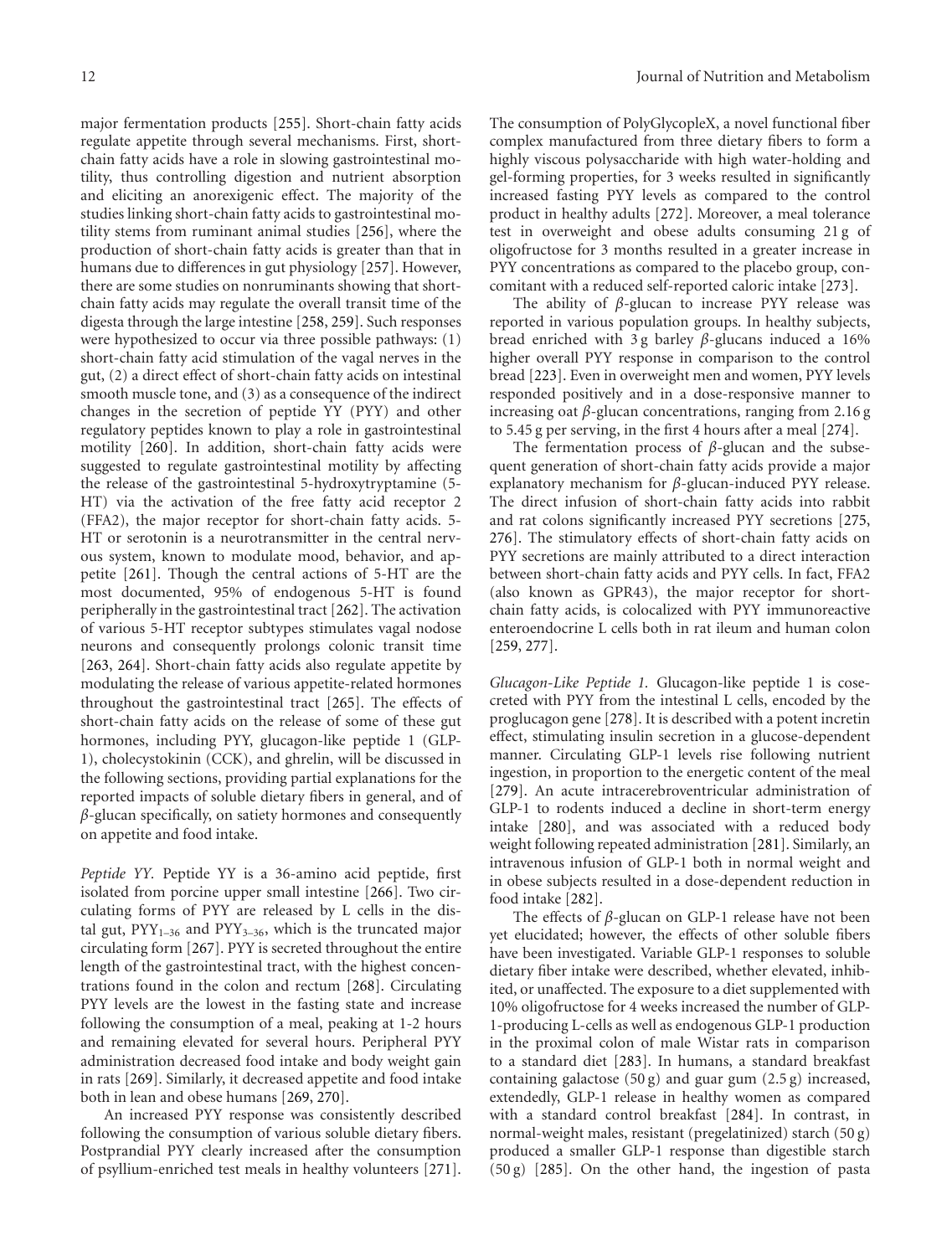major fermentation products [255]. Short-chain fatty acids regulate appetite through several mechanisms. First, short-chain fatty acids have a role in slowing gastrointestinal motility, thus controlling digestion and nutrient absorption and eliciting an anorexigenic effect. The majority of the studies linking short-chain fatty acids to gastrointestinal motility stems from ruminant animal studies [256], where the production of short-chain fatty acids is greater than that in humans due to differences in gut physiology [257]. However, there are some studies on nonruminants showing that short-chain fatty acids may regulate the overall transit time of the digesta through the large intestine [258, 259]. Such responses were hypothesized to occur via three possible pathways: (1) short-chain fatty acid stimulation of the vagal nerves in the gut, (2) a direct effect of short-chain fatty acids on intestinal smooth muscle tone, and (3) as a consequence of the indirect changes in the secretion of peptide YY (PYY) and other regulatory peptides known to play a role in gastrointestinal motility [260]. In addition, short-chain fatty acids were suggested to regulate gastrointestinal motility by affecting the release of the gastrointestinal 5-hydroxytryptamine (5-HT) via the activation of the free fatty acid receptor 2 (FFA2), the major receptor for short-chain fatty acids. 5-HT or serotonin is a neurotransmitter in the central nervous system, known to modulate mood, behavior, and appetite [261]. Though the central actions of 5-HT are the most documented, 95% of endogenous 5-HT is found peripherally in the gastrointestinal tract [262]. The activation of various 5-HT receptor subtypes stimulates vagal nodose neurons and consequently prolongs colonic transit time [263, 264]. Short-chain fatty acids also regulate appetite by modulating the release of various appetite-related hormones throughout the gastrointestinal tract [265]. The effects of short-chain fatty acids on the release of some of these gut hormones, including PYY, glucagon-like peptide 1 (GLP-1), cholecystokinin (CCK), and ghrelin, will be discussed in the following sections, providing partial explanations for the reported impacts of soluble dietary fibers in general, and of $\beta$-glucan specifically, on satiety hormones and consequently on appetite and food intake.

*Peptide YY.* Peptide YY is a 36-amino acid peptide, first isolated from porcine upper small intestine [266]. Two circulating forms of PYY are released by L cells in the distal gut, $PYY_{1-36}$ and $PYY_{3-36}$, which is the truncated major circulating form [267]. PYY is secreted throughout the entire length of the gastrointestinal tract, with the highest concentrations found in the colon and rectum [268]. Circulating PYY levels are the lowest in the fasting state and increase following the consumption of a meal, peaking at 1-2 hours and remaining elevated for several hours. Peripheral PYY administration decreased food intake and body weight gain in rats [269]. Similarly, it decreased appetite and food intake both in lean and obese humans [269, 270].

An increased PYY response was consistently described following the consumption of various soluble dietary fibers. Postprandial PYY clearly increased after the consumption of psyllium-enriched test meals in healthy volunteers [271]. The consumption of PolyGlycopleX, a novel functional fiber complex manufactured from three dietary fibers to form a highly viscous polysaccharide with high water-holding and gel-forming properties, for 3 weeks resulted in significantly increased fasting PYY levels as compared to the control product in healthy adults [272]. Moreover, a meal tolerance test in overweight and obese adults consuming 21 g of oligofructose for 3 months resulted in a greater increase in PYY concentrations as compared to the placebo group, concomitant with a reduced self-reported caloric intake [273].

The ability of $\beta$-glucan to increase PYY release was reported in various population groups. In healthy subjects, bread enriched with 3 g barley $\beta$-glucans induced a 16% higher overall PYY response in comparison to the control bread [223]. Even in overweight men and women, PYY levels responded positively and in a dose-responsive manner to increasing oat $\beta$-glucan concentrations, ranging from 2.16 g to 5.45 g per serving, in the first 4 hours after a meal [274].

The fermentation process of $\beta$-glucan and the subsequent generation of short-chain fatty acids provide a major explanatory mechanism for $\beta$-glucan-induced PYY release. The direct infusion of short-chain fatty acids into rabbit and rat colons significantly increased PYY secretions [275, 276]. The stimulatory effects of short-chain fatty acids on PYY secretions are mainly attributed to a direct interaction between short-chain fatty acids and PYY cells. In fact, FFA2 (also known as GPR43), the major receptor for short-chain fatty acids, is colocalized with PYY immunoreactive enteroendocrine L cells both in rat ileum and human colon [259, 277].

*Glucagon-Like Peptide 1.* Glucagon-like peptide 1 is cosecreted with PYY from the intestinal L cells, encoded by the proglucagon gene [278]. It is described with a potent incretin effect, stimulating insulin secretion in a glucose-dependent manner. Circulating GLP-1 levels rise following nutrient ingestion, in proportion to the energetic content of the meal [279]. An acute intracerebroventricular administration of GLP-1 to rodents induced a decline in short-term energy intake [280], and was associated with a reduced body weight following repeated administration [281]. Similarly, an intravenous infusion of GLP-1 both in normal weight and in obese subjects resulted in a dose-dependent reduction in food intake [282].

The effects of $\beta$-glucan on GLP-1 release have not been yet elucidated; however, the effects of other soluble fibers have been investigated. Variable GLP-1 responses to soluble dietary fiber intake were described, whether elevated, inhibited, or unaffected. The exposure to a diet supplemented with 10% oligofructose for 4 weeks increased the number of GLP-1-producing L-cells as well as endogenous GLP-1 production in the proximal colon of male Wistar rats in comparison to a standard diet [283]. In humans, a standard breakfast containing galactose (50 g) and guar gum (2.5 g) increased, extendedly, GLP-1 release in healthy women as compared with a standard control breakfast [284]. In contrast, in normal-weight males, resistant (pregelatinized) starch (50 g) produced a smaller GLP-1 response than digestible starch (50 g) [285]. On the other hand, the ingestion of pasta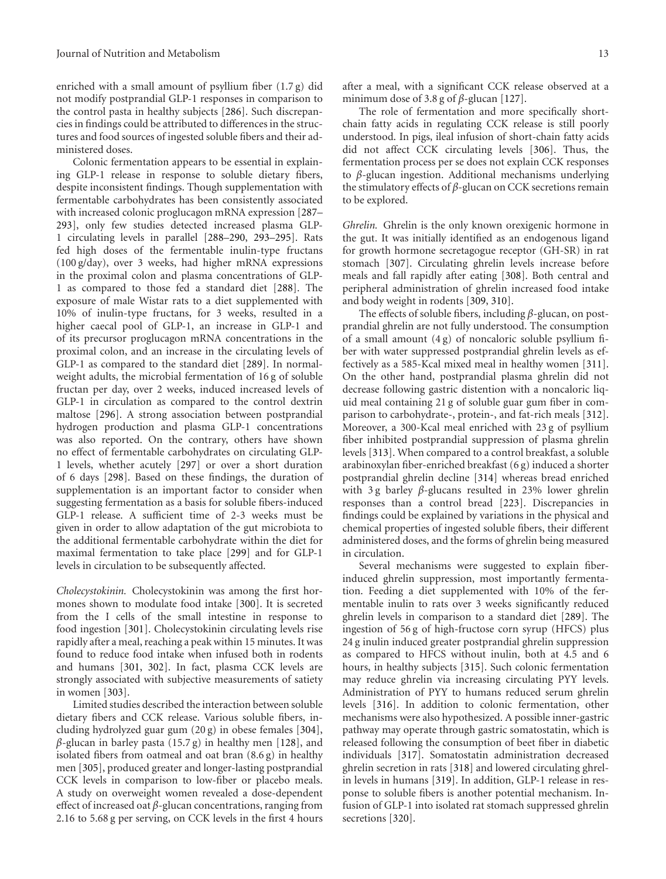enriched with a small amount of psyllium fiber (1.7 g) did not modify postprandial GLP-1 responses in comparison to the control pasta in healthy subjects [286]. Such discrepancies in findings could be attributed to differences in the structures and food sources of ingested soluble fibers and their administered doses.

Colonic fermentation appears to be essential in explaining GLP-1 release in response to soluble dietary fibers, despite inconsistent findings. Though supplementation with fermentable carbohydrates has been consistently associated with increased colonic proglucagon mRNA expression [287–293], only few studies detected increased plasma GLP-1 circulating levels in parallel [288–290, 293–295]. Rats fed high doses of the fermentable inulin-type fructans (100 g/day), over 3 weeks, had higher mRNA expressions in the proximal colon and plasma concentrations of GLP-1 as compared to those fed a standard diet [288]. The exposure of male Wistar rats to a diet supplemented with 10% of inulin-type fructans, for 3 weeks, resulted in a higher caecal pool of GLP-1, an increase in GLP-1 and of its precursor proglucagon mRNA concentrations in the proximal colon, and an increase in the circulating levels of GLP-1 as compared to the standard diet [289]. In normal-weight adults, the microbial fermentation of 16 g of soluble fructan per day, over 2 weeks, induced increased levels of GLP-1 in circulation as compared to the control dextrin maltose [296]. A strong association between postprandial hydrogen production and plasma GLP-1 concentrations was also reported. On the contrary, others have shown no effect of fermentable carbohydrates on circulating GLP-1 levels, whether acutely [297] or over a short duration of 6 days [298]. Based on these findings, the duration of supplementation is an important factor to consider when suggesting fermentation as a basis for soluble fibers-induced GLP-1 release. A sufficient time of 2-3 weeks must be given in order to allow adaptation of the gut microbiota to the additional fermentable carbohydrate within the diet for maximal fermentation to take place [299] and for GLP-1 levels in circulation to be subsequently affected.

*Cholecystokinin.* Cholecystokinin was among the first hormones shown to modulate food intake [300]. It is secreted from the I cells of the small intestine in response to food ingestion [301]. Cholecystokinin circulating levels rise rapidly after a meal, reaching a peak within 15 minutes. It was found to reduce food intake when infused both in rodents and humans [301, 302]. In fact, plasma CCK levels are strongly associated with subjective measurements of satiety in women [303].

Limited studies described the interaction between soluble dietary fibers and CCK release. Various soluble fibers, including hydrolyzed guar gum (20 g) in obese females [304], $\beta$-glucan in barley pasta (15.7 g) in healthy men [128], and isolated fibers from oatmeal and oat bran (8.6 g) in healthy men [305], produced greater and longer-lasting postprandial CCK levels in comparison to low-fiber or placebo meals. A study on overweight women revealed a dose-dependent effect of increased oat $\beta$-glucan concentrations, ranging from 2.16 to 5.68 g per serving, on CCK levels in the first 4 hours after a meal, with a significant CCK release observed at a minimum dose of 3.8 g of $\beta$-glucan [127].

The role of fermentation and more specifically short-chain fatty acids in regulating CCK release is still poorly understood. In pigs, ileal infusion of short-chain fatty acids did not affect CCK circulating levels [306]. Thus, the fermentation process per se does not explain CCK responses to $\beta$-glucan ingestion. Additional mechanisms underlying the stimulatory effects of $\beta$-glucan on CCK secretions remain to be explored.

*Ghrelin.* Ghrelin is the only known orexigenic hormone in the gut. It was initially identified as an endogenous ligand for growth hormone secretagogue receptor (GH-SR) in rat stomach [307]. Circulating ghrelin levels increase before meals and fall rapidly after eating [308]. Both central and peripheral administration of ghrelin increased food intake and body weight in rodents [309, 310].

The effects of soluble fibers, including $\beta$-glucan, on postprandial ghrelin are not fully understood. The consumption of a small amount (4 g) of noncaloric soluble psyllium fiber with water suppressed postprandial ghrelin levels as effectively as a 585-Kcal mixed meal in healthy women [311]. On the other hand, postprandial plasma ghrelin did not decrease following gastric distention with a noncaloric liquid meal containing 21 g of soluble guar gum fiber in comparison to carbohydrate-, protein-, and fat-rich meals [312]. Moreover, a 300-Kcal meal enriched with 23 g of psyllium fiber inhibited postprandial suppression of plasma ghrelin levels [313]. When compared to a control breakfast, a soluble arabinoxylan fiber-enriched breakfast (6 g) induced a shorter postprandial ghrelin decline [314] whereas bread enriched with 3 g barley $\beta$-glucans resulted in 23% lower ghrelin responses than a control bread [223]. Discrepancies in findings could be explained by variations in the physical and chemical properties of ingested soluble fibers, their different administered doses, and the forms of ghrelin being measured in circulation.

Several mechanisms were suggested to explain fiber-induced ghrelin suppression, most importantly fermentation. Feeding a diet supplemented with 10% of the fermentable inulin to rats over 3 weeks significantly reduced ghrelin levels in comparison to a standard diet [289]. The ingestion of 56 g of high-fructose corn syrup (HFCS) plus 24 g inulin induced greater postprandial ghrelin suppression as compared to HFCS without inulin, both at 4.5 and 6 hours, in healthy subjects [315]. Such colonic fermentation may reduce ghrelin via increasing circulating PYY levels. Administration of PYY to humans reduced serum ghrelin levels [316]. In addition to colonic fermentation, other mechanisms were also hypothesized. A possible inner-gastric pathway may operate through gastric somatostatin, which is released following the consumption of beet fiber in diabetic individuals [317]. Somatostatin administration decreased ghrelin secretion in rats [318] and lowered circulating ghrelin levels in humans [319]. In addition, GLP-1 release in response to soluble fibers is another potential mechanism. Infusion of GLP-1 into isolated rat stomach suppressed ghrelin secretions [320].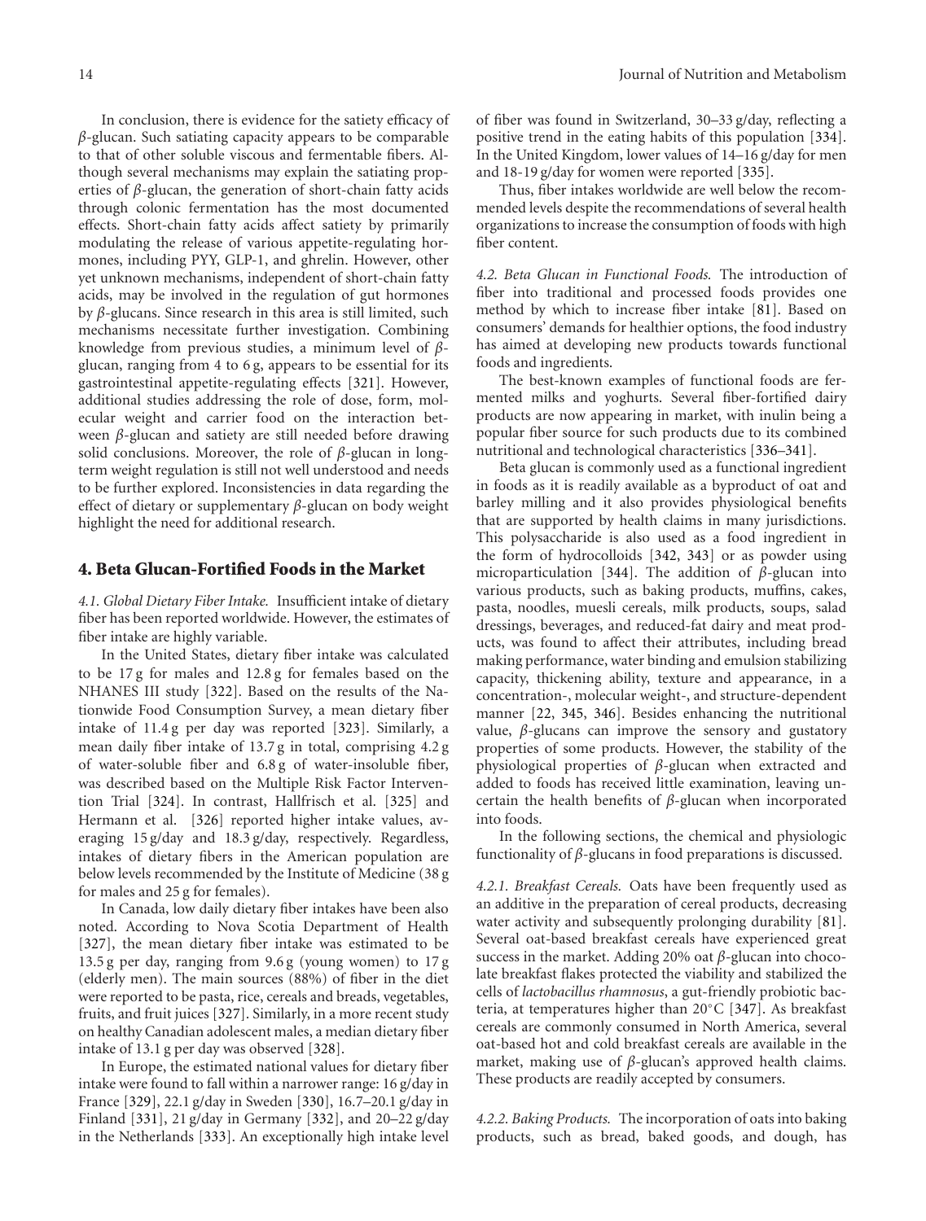In conclusion, there is evidence for the satiety efficacy of $\beta$-glucan. Such satiating capacity appears to be comparable to that of other soluble viscous and fermentable fibers. Although several mechanisms may explain the satiating properties of $\beta$-glucan, the generation of short-chain fatty acids through colonic fermentation has the most documented effects. Short-chain fatty acids affect satiety by primarily modulating the release of various appetite-regulating hormones, including PYY, GLP-1, and ghrelin. However, other yet unknown mechanisms, independent of short-chain fatty acids, may be involved in the regulation of gut hormones by $\beta$-glucans. Since research in this area is still limited, such mechanisms necessitate further investigation. Combining knowledge from previous studies, a minimum level of $\beta$-glucan, ranging from 4 to 6 g, appears to be essential for its gastrointestinal appetite-regulating effects [321]. However, additional studies addressing the role of dose, form, molecular weight and carrier food on the interaction between $\beta$-glucan and satiety are still needed before drawing solid conclusions. Moreover, the role of $\beta$-glucan in long-term weight regulation is still not well understood and needs to be further explored. Inconsistencies in data regarding the effect of dietary or supplementary $\beta$-glucan on body weight highlight the need for additional research.

## 4. Beta Glucan-Fortified Foods in the Market

*4.1. Global Dietary Fiber Intake.* Insufficient intake of dietary fiber has been reported worldwide. However, the estimates of fiber intake are highly variable.

In the United States, dietary fiber intake was calculated to be 17 g for males and 12.8 g for females based on the NHANES III study [322]. Based on the results of the Nationwide Food Consumption Survey, a mean dietary fiber intake of 11.4 g per day was reported [323]. Similarly, a mean daily fiber intake of 13.7 g in total, comprising 4.2 g of water-soluble fiber and 6.8 g of water-insoluble fiber, was described based on the Multiple Risk Factor Intervention Trial [324]. In contrast, Hallfrisch et al. [325] and Hermann et al. [326] reported higher intake values, averaging 15 g/day and 18.3 g/day, respectively. Regardless, intakes of dietary fibers in the American population are below levels recommended by the Institute of Medicine (38 g for males and 25 g for females).

In Canada, low daily dietary fiber intakes have been also noted. According to Nova Scotia Department of Health [327], the mean dietary fiber intake was estimated to be 13.5 g per day, ranging from 9.6 g (young women) to 17 g (elderly men). The main sources (88%) of fiber in the diet were reported to be pasta, rice, cereals and breads, vegetables, fruits, and fruit juices [327]. Similarly, in a more recent study on healthy Canadian adolescent males, a median dietary fiber intake of 13.1 g per day was observed [328].

In Europe, the estimated national values for dietary fiber intake were found to fall within a narrower range: 16 g/day in France [329], 22.1 g/day in Sweden [330], 16.7–20.1 g/day in Finland [331], 21 g/day in Germany [332], and 20–22 g/day in the Netherlands [333]. An exceptionally high intake level of fiber was found in Switzerland, 30–33 g/day, reflecting a positive trend in the eating habits of this population [334]. In the United Kingdom, lower values of 14–16 g/day for men and 18-19 g/day for women were reported [335].

Thus, fiber intakes worldwide are well below the recommended levels despite the recommendations of several health organizations to increase the consumption of foods with high fiber content.

*4.2. Beta Glucan in Functional Foods.* The introduction of fiber into traditional and processed foods provides one method by which to increase fiber intake [81]. Based on consumers' demands for healthier options, the food industry has aimed at developing new products towards functional foods and ingredients.

The best-known examples of functional foods are fermented milks and yoghurts. Several fiber-fortified dairy products are now appearing in market, with inulin being a popular fiber source for such products due to its combined nutritional and technological characteristics [336–341].

Beta glucan is commonly used as a functional ingredient in foods as it is readily available as a byproduct of oat and barley milling and it also provides physiological benefits that are supported by health claims in many jurisdictions. This polysaccharide is also used as a food ingredient in the form of hydrocolloids [342, 343] or as powder using microparticulation [344]. The addition of $\beta$-glucan into various products, such as baking products, muffins, cakes, pasta, noodles, muesli cereals, milk products, soups, salad dressings, beverages, and reduced-fat dairy and meat products, was found to affect their attributes, including bread making performance, water binding and emulsion stabilizing capacity, thickening ability, texture and appearance, in a concentration-, molecular weight-, and structure-dependent manner [22, 345, 346]. Besides enhancing the nutritional value, $\beta$-glucans can improve the sensory and gustatory properties of some products. However, the stability of the physiological properties of $\beta$-glucan when extracted and added to foods has received little examination, leaving uncertain the health benefits of $\beta$-glucan when incorporated into foods.

In the following sections, the chemical and physiologic functionality of $\beta$-glucans in food preparations is discussed.

*4.2.1. Breakfast Cereals.* Oats have been frequently used as an additive in the preparation of cereal products, decreasing water activity and subsequently prolonging durability [81]. Several oat-based breakfast cereals have experienced great success in the market. Adding 20% oat $\beta$-glucan into chocolate breakfast flakes protected the viability and stabilized the cells of *lactobacillus rhamnosus*, a gut-friendly probiotic bacteria, at temperatures higher than 20°C [347]. As breakfast cereals are commonly consumed in North America, several oat-based hot and cold breakfast cereals are available in the market, making use of $\beta$-glucan's approved health claims. These products are readily accepted by consumers.

*4.2.2. Baking Products.* The incorporation of oats into baking products, such as bread, baked goods, and dough, has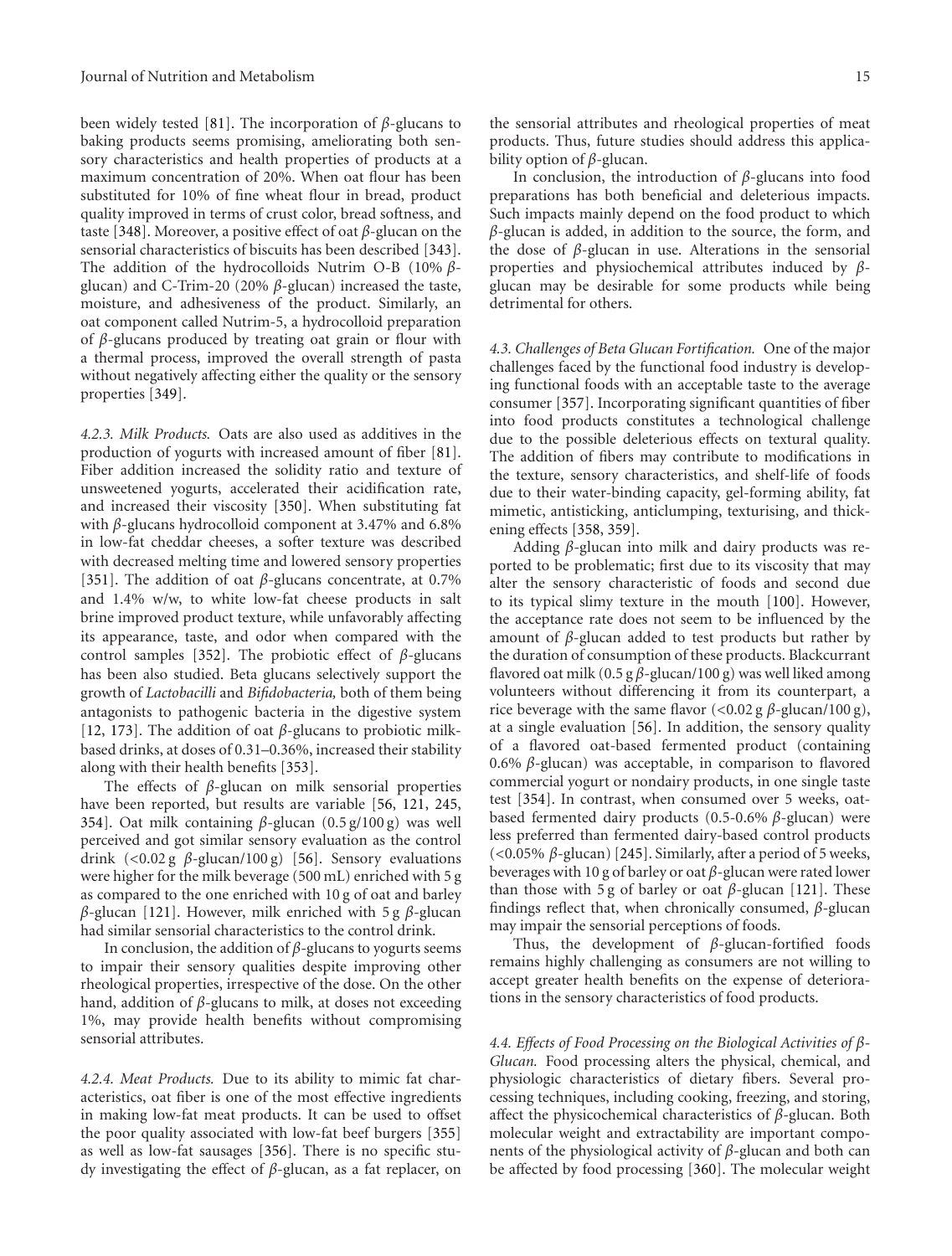been widely tested [81]. The incorporation of $\beta$-glucans to baking products seems promising, ameliorating both sensory characteristics and health properties of products at a maximum concentration of 20%. When oat flour has been substituted for 10% of fine wheat flour in bread, product quality improved in terms of crust color, bread softness, and taste [348]. Moreover, a positive effect of oat $\beta$-glucan on the sensorial characteristics of biscuits has been described [343]. The addition of the hydrocolloids Nutrim O-B (10% $\beta$-glucan) and C-Trim-20 (20% $\beta$-glucan) increased the taste, moisture, and adhesiveness of the product. Similarly, an oat component called Nutrim-5, a hydrocolloid preparation of $\beta$-glucans produced by treating oat grain or flour with a thermal process, improved the overall strength of pasta without negatively affecting either the quality or the sensory properties [349].

*4.2.3. Milk Products.* Oats are also used as additives in the production of yogurts with increased amount of fiber [81]. Fiber addition increased the solidity ratio and texture of unsweetened yogurts, accelerated their acidification rate, and increased their viscosity [350]. When substituting fat with $\beta$-glucans hydrocolloid component at 3.47% and 6.8% in low-fat cheddar cheeses, a softer texture was described with decreased melting time and lowered sensory properties [351]. The addition of oat $\beta$-glucans concentrate, at 0.7% and 1.4% w/w, to white low-fat cheese products in salt brine improved product texture, while unfavorably affecting its appearance, taste, and odor when compared with the control samples [352]. The probiotic effect of $\beta$-glucans has been also studied. Beta glucans selectively support the growth of *Lactobacilli* and *Bifidobacteria,* both of them being antagonists to pathogenic bacteria in the digestive system [12, 173]. The addition of oat $\beta$-glucans to probiotic milk-based drinks, at doses of 0.31–0.36%, increased their stability along with their health benefits [353].

The effects of $\beta$-glucan on milk sensorial properties have been reported, but results are variable [56, 121, 245, 354]. Oat milk containing $\beta$-glucan (0.5 g/100 g) was well perceived and got similar sensory evaluation as the control drink (<0.02 g $\beta$-glucan/100 g) [56]. Sensory evaluations were higher for the milk beverage (500 mL) enriched with 5 g as compared to the one enriched with 10 g of oat and barley $\beta$-glucan [121]. However, milk enriched with 5 g $\beta$-glucan had similar sensorial characteristics to the control drink.

In conclusion, the addition of $\beta$-glucans to yogurts seems to impair their sensory qualities despite improving other rheological properties, irrespective of the dose. On the other hand, addition of $\beta$-glucans to milk, at doses not exceeding 1%, may provide health benefits without compromising sensorial attributes.

*4.2.4. Meat Products.* Due to its ability to mimic fat characteristics, oat fiber is one of the most effective ingredients in making low-fat meat products. It can be used to offset the poor quality associated with low-fat beef burgers [355] as well as low-fat sausages [356]. There is no specific study investigating the effect of $\beta$-glucan, as a fat replacer, on the sensorial attributes and rheological properties of meat products. Thus, future studies should address this applicability option of $\beta$-glucan.

In conclusion, the introduction of $\beta$-glucans into food preparations has both beneficial and deleterious impacts. Such impacts mainly depend on the food product to which $\beta$-glucan is added, in addition to the source, the form, and the dose of $\beta$-glucan in use. Alterations in the sensorial properties and physiochemical attributes induced by $\beta$-glucan may be desirable for some products while being detrimental for others.

*4.3. Challenges of Beta Glucan Fortification.* One of the major challenges faced by the functional food industry is developing functional foods with an acceptable taste to the average consumer [357]. Incorporating significant quantities of fiber into food products constitutes a technological challenge due to the possible deleterious effects on textural quality. The addition of fibers may contribute to modifications in the texture, sensory characteristics, and shelf-life of foods due to their water-binding capacity, gel-forming ability, fat mimetic, antisticking, anticlumping, texturising, and thickening effects [358, 359].

Adding $\beta$-glucan into milk and dairy products was reported to be problematic; first due to its viscosity that may alter the sensory characteristic of foods and second due to its typical slimy texture in the mouth [100]. However, the acceptance rate does not seem to be influenced by the amount of $\beta$-glucan added to test products but rather by the duration of consumption of these products. Blackcurrant flavored oat milk (0.5 g $\beta$-glucan/100 g) was well liked among volunteers without differencing it from its counterpart, a rice beverage with the same flavor (<0.02 g $\beta$-glucan/100 g), at a single evaluation [56]. In addition, the sensory quality of a flavored oat-based fermented product (containing 0.6% $\beta$-glucan) was acceptable, in comparison to flavored commercial yogurt or nondairy products, in one single taste test [354]. In contrast, when consumed over 5 weeks, oat-based fermented dairy products (0.5-0.6% $\beta$-glucan) were less preferred than fermented dairy-based control products (<0.05% $\beta$-glucan) [245]. Similarly, after a period of 5 weeks, beverages with 10 g of barley or oat $\beta$-glucan were rated lower than those with 5 g of barley or oat $\beta$-glucan [121]. These findings reflect that, when chronically consumed, $\beta$-glucan may impair the sensorial perceptions of foods.

Thus, the development of $\beta$-glucan-fortified foods remains highly challenging as consumers are not willing to accept greater health benefits on the expense of deteriorations in the sensory characteristics of food products.

*4.4. Effects of Food Processing on the Biological Activities of $\beta$-Glucan.* Food processing alters the physical, chemical, and physiologic characteristics of dietary fibers. Several processing techniques, including cooking, freezing, and storing, affect the physicochemical characteristics of $\beta$-glucan. Both molecular weight and extractability are important components of the physiological activity of $\beta$-glucan and both can be affected by food processing [360]. The molecular weight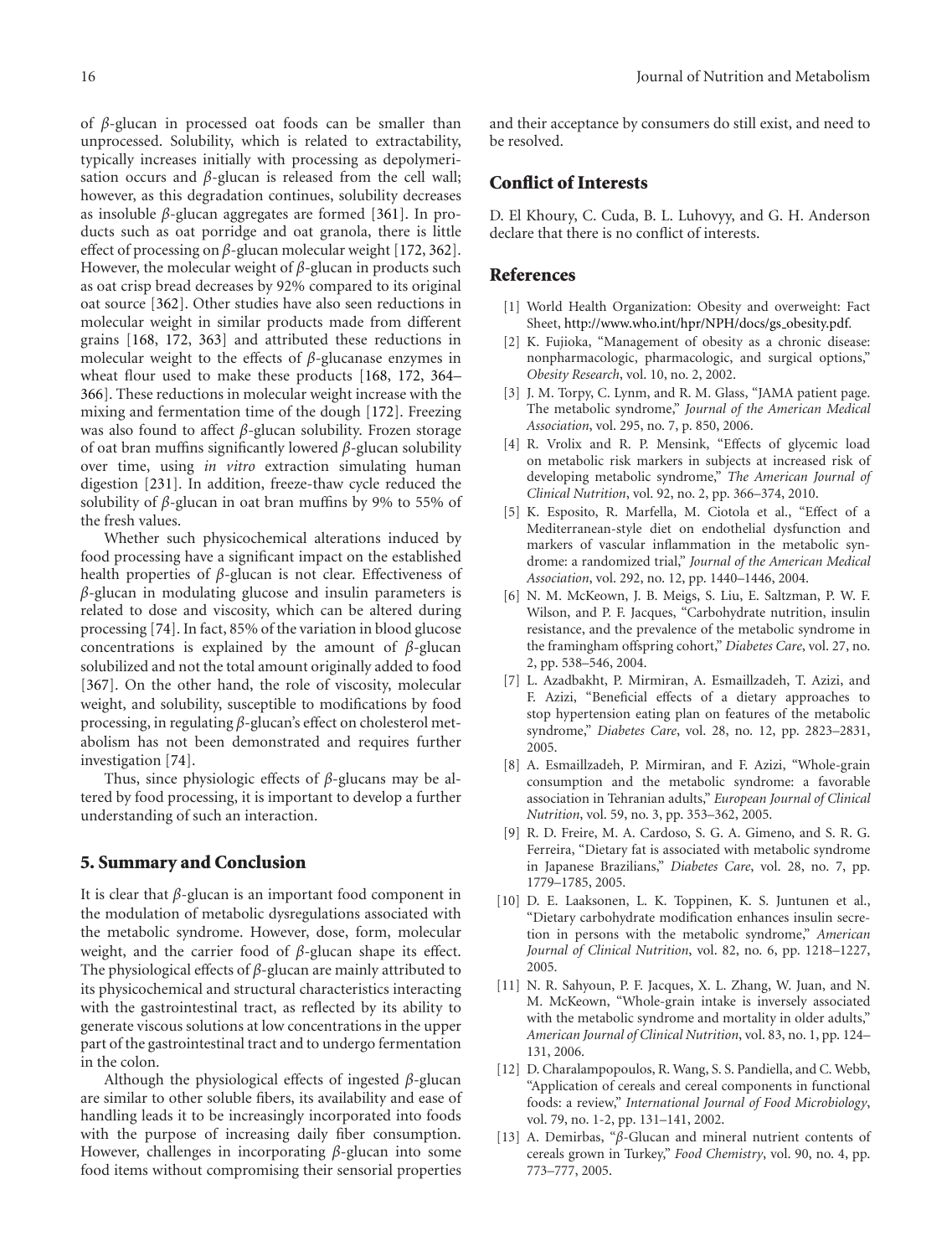of $\beta$-glucan in processed oat foods can be smaller than unprocessed. Solubility, which is related to extractability, typically increases initially with processing as depolymerisation occurs and $\beta$-glucan is released from the cell wall; however, as this degradation continues, solubility decreases as insoluble $\beta$-glucan aggregates are formed [361]. In products such as oat porridge and oat granola, there is little effect of processing on $\beta$-glucan molecular weight [172, 362]. However, the molecular weight of $\beta$-glucan in products such as oat crisp bread decreases by 92% compared to its original oat source [362]. Other studies have also seen reductions in molecular weight in similar products made from different grains [168, 172, 363] and attributed these reductions in molecular weight to the effects of $\beta$-glucanase enzymes in wheat flour used to make these products [168, 172, 364–366]. These reductions in molecular weight increase with the mixing and fermentation time of the dough [172]. Freezing was also found to affect $\beta$-glucan solubility. Frozen storage of oat bran muffins significantly lowered $\beta$-glucan solubility over time, using *in vitro* extraction simulating human digestion [231]. In addition, freeze-thaw cycle reduced the solubility of $\beta$-glucan in oat bran muffins by 9% to 55% of the fresh values.

Whether such physicochemical alterations induced by food processing have a significant impact on the established health properties of $\beta$-glucan is not clear. Effectiveness of $\beta$-glucan in modulating glucose and insulin parameters is related to dose and viscosity, which can be altered during processing [74]. In fact, 85% of the variation in blood glucose concentrations is explained by the amount of $\beta$-glucan solubilized and not the total amount originally added to food [367]. On the other hand, the role of viscosity, molecular weight, and solubility, susceptible to modifications by food processing, in regulating $\beta$-glucan's effect on cholesterol metabolism has not been demonstrated and requires further investigation [74].

Thus, since physiologic effects of $\beta$-glucans may be altered by food processing, it is important to develop a further understanding of such an interaction.

## 5. Summary and Conclusion

It is clear that $\beta$-glucan is an important food component in the modulation of metabolic dysregulations associated with the metabolic syndrome. However, dose, form, molecular weight, and the carrier food of $\beta$-glucan shape its effect. The physiological effects of $\beta$-glucan are mainly attributed to its physicochemical and structural characteristics interacting with the gastrointestinal tract, as reflected by its ability to generate viscous solutions at low concentrations in the upper part of the gastrointestinal tract and to undergo fermentation in the colon.

Although the physiological effects of ingested $\beta$-glucan are similar to other soluble fibers, its availability and ease of handling leads it to be increasingly incorporated into foods with the purpose of increasing daily fiber consumption. However, challenges in incorporating $\beta$-glucan into some food items without compromising their sensorial properties and their acceptance by consumers do still exist, and need to be resolved.

## Conflict of Interests

D. El Khoury, C. Cuda, B. L. Luhovyy, and G. H. Anderson declare that there is no conflict of interests.

## References

[1] World Health Organization: Obesity and overweight: Fact Sheet, http://www.who.int/hpr/NPH/docs/gs_obesity.pdf.

[2] K. Fujioka, "Management of obesity as a chronic disease: nonpharmacologic, pharmacologic, and surgical options," *Obesity Research*, vol. 10, no. 2, 2002.

[3] J. M. Torpy, C. Lynm, and R. M. Glass, "JAMA patient page. The metabolic syndrome," *Journal of the American Medical Association*, vol. 295, no. 7, p. 850, 2006.

[4] R. Vrolix and R. P. Mensink, "Effects of glycemic load on metabolic risk markers in subjects at increased risk of developing metabolic syndrome," *The American Journal of Clinical Nutrition*, vol. 92, no. 2, pp. 366–374, 2010.

[5] K. Esposito, R. Marfella, M. Ciotola et al., "Effect of a Mediterranean-style diet on endothelial dysfunction and markers of vascular inflammation in the metabolic syndrome: a randomized trial," *Journal of the American Medical Association*, vol. 292, no. 12, pp. 1440–1446, 2004.

[6] N. M. McKeown, J. B. Meigs, S. Liu, E. Saltzman, P. W. F. Wilson, and P. F. Jacques, "Carbohydrate nutrition, insulin resistance, and the prevalence of the metabolic syndrome in the framingham offspring cohort," *Diabetes Care*, vol. 27, no. 2, pp. 538–546, 2004.

[7] L. Azadbakht, P. Mirmiran, A. Esmaillzadeh, T. Azizi, and F. Azizi, "Beneficial effects of a dietary approaches to stop hypertension eating plan on features of the metabolic syndrome," *Diabetes Care*, vol. 28, no. 12, pp. 2823–2831, 2005.

[8] A. Esmaillzadeh, P. Mirmiran, and F. Azizi, "Whole-grain consumption and the metabolic syndrome: a favorable association in Tehranian adults," *European Journal of Clinical Nutrition*, vol. 59, no. 3, pp. 353–362, 2005.

[9] R. D. Freire, M. A. Cardoso, S. G. A. Gimeno, and S. R. G. Ferreira, "Dietary fat is associated with metabolic syndrome in Japanese Brazilians," *Diabetes Care*, vol. 28, no. 7, pp. 1779–1785, 2005.

[10] D. E. Laaksonen, L. K. Toppinen, K. S. Juntunen et al., "Dietary carbohydrate modification enhances insulin secretion in persons with the metabolic syndrome," *American Journal of Clinical Nutrition*, vol. 82, no. 6, pp. 1218–1227, 2005.

[11] N. R. Sahyoun, P. F. Jacques, X. L. Zhang, W. Juan, and N. M. McKeown, "Whole-grain intake is inversely associated with the metabolic syndrome and mortality in older adults," *American Journal of Clinical Nutrition*, vol. 83, no. 1, pp. 124–131, 2006.

[12] D. Charalampopoulos, R. Wang, S. S. Pandiella, and C. Webb, "Application of cereals and cereal components in functional foods: a review," *International Journal of Food Microbiology*, vol. 79, no. 1-2, pp. 131–141, 2002.

[13] A. Demirbas, "$\beta$-Glucan and mineral nutrient contents of cereals grown in Turkey," *Food Chemistry*, vol. 90, no. 4, pp. 773–777, 2005.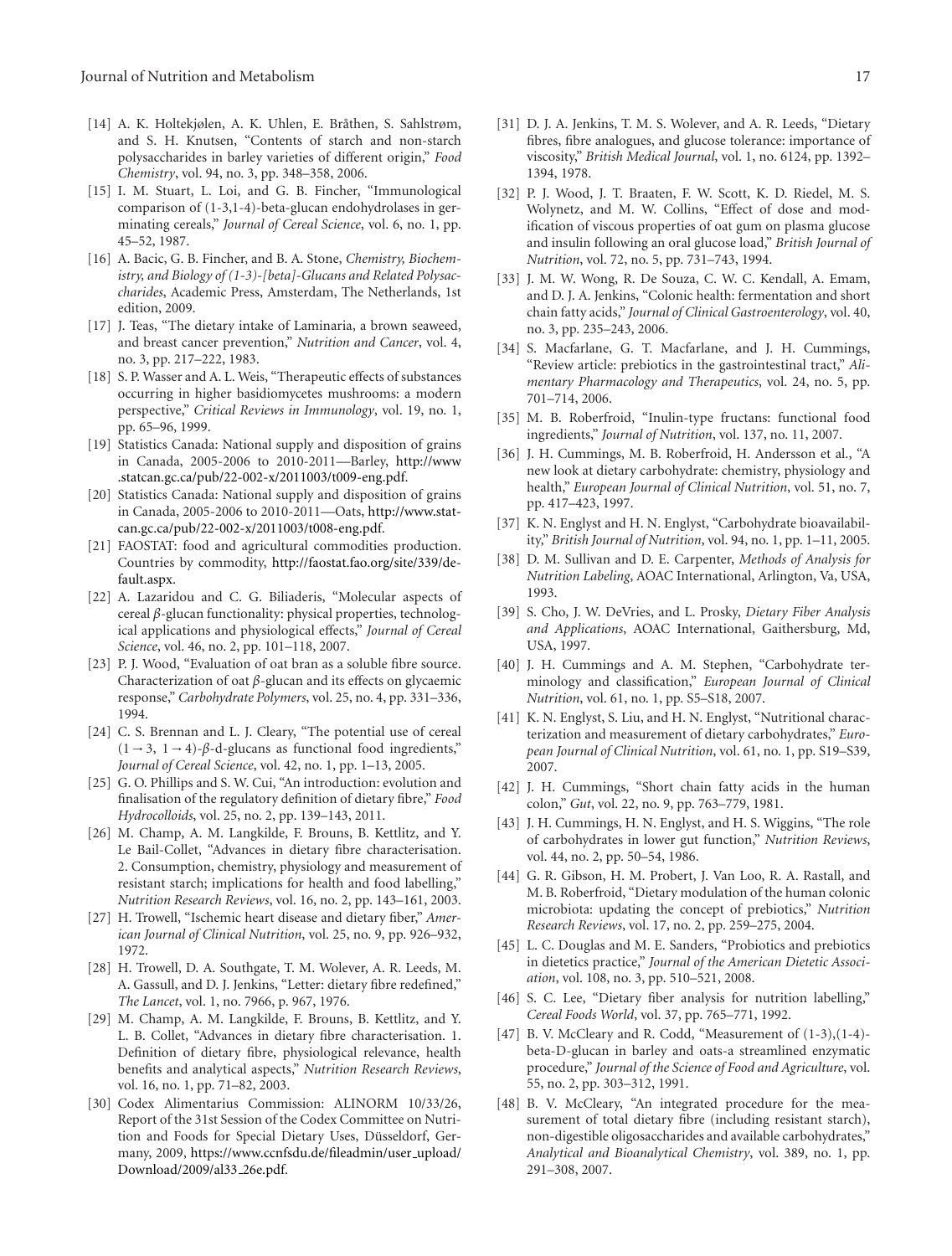[14] A. K. Holtekjølen, A. K. Uhlen, E. Bråthen, S. Sahlstrøm, and S. H. Knutsen, "Contents of starch and non-starch polysaccharides in barley varieties of different origin," *Food Chemistry*, vol. 94, no. 3, pp. 348–358, 2006.

[15] I. M. Stuart, L. Loi, and G. B. Fincher, "Immunological comparison of (1-3,1-4)-beta-glucan endohydrolases in germinating cereals," *Journal of Cereal Science*, vol. 6, no. 1, pp. 45–52, 1987.

[16] A. Bacic, G. B. Fincher, and B. A. Stone, *Chemistry, Biochemistry, and Biology of (1-3)-[beta]-Glucans and Related Polysaccharides*, Academic Press, Amsterdam, The Netherlands, 1st edition, 2009.

[17] J. Teas, "The dietary intake of Laminaria, a brown seaweed, and breast cancer prevention," *Nutrition and Cancer*, vol. 4, no. 3, pp. 217–222, 1983.

[18] S. P. Wasser and A. L. Weis, "Therapeutic effects of substances occurring in higher basidiomycetes mushrooms: a modern perspective," *Critical Reviews in Immunology*, vol. 19, no. 1, pp. 65–96, 1999.

[19] Statistics Canada: National supply and disposition of grains in Canada, 2005-2006 to 2010-2011—Barley, http://www.statcan.gc.ca/pub/22-002-x/2011003/t009-eng.pdf.

[20] Statistics Canada: National supply and disposition of grains in Canada, 2005-2006 to 2010-2011—Oats, http://www.statcan.gc.ca/pub/22-002-x/2011003/t008-eng.pdf.

[21] FAOSTAT: food and agricultural commodities production. Countries by commodity, http://faostat.fao.org/site/339/default.aspx.

[22] A. Lazaridou and C. G. Biliaderis, "Molecular aspects of cereal $\beta$-glucan functionality: physical properties, technological applications and physiological effects," *Journal of Cereal Science*, vol. 46, no. 2, pp. 101–118, 2007.

[23] P. J. Wood, "Evaluation of oat bran as a soluble fibre source. Characterization of oat $\beta$-glucan and its effects on glycaemic response," *Carbohydrate Polymers*, vol. 25, no. 4, pp. 331–336, 1994.

[24] C. S. Brennan and L. J. Cleary, "The potential use of cereal $(1 \rightarrow 3, 1 \rightarrow 4)$-$\beta$-d-glucans as functional food ingredients," *Journal of Cereal Science*, vol. 42, no. 1, pp. 1–13, 2005.

[25] G. O. Phillips and S. W. Cui, "An introduction: evolution and finalisation of the regulatory definition of dietary fibre," *Food Hydrocolloids*, vol. 25, no. 2, pp. 139–143, 2011.

[26] M. Champ, A. M. Langkilde, F. Brouns, B. Kettlitz, and Y. Le Bail-Collet, "Advances in dietary fibre characterisation. 2. Consumption, chemistry, physiology and measurement of resistant starch; implications for health and food labelling," *Nutrition Research Reviews*, vol. 16, no. 2, pp. 143–161, 2003.

[27] H. Trowell, "Ischemic heart disease and dietary fiber," *American Journal of Clinical Nutrition*, vol. 25, no. 9, pp. 926–932, 1972.

[28] H. Trowell, D. A. Southgate, T. M. Wolever, A. R. Leeds, M. A. Gassull, and D. J. Jenkins, "Letter: dietary fibre redefined," *The Lancet*, vol. 1, no. 7966, p. 967, 1976.

[29] M. Champ, A. M. Langkilde, F. Brouns, B. Kettlitz, and Y. L. B. Collet, "Advances in dietary fibre characterisation. 1. Definition of dietary fibre, physiological relevance, health benefits and analytical aspects," *Nutrition Research Reviews*, vol. 16, no. 1, pp. 71–82, 2003.

[30] Codex Alimentarius Commission: ALINORM 10/33/26, Report of the 31st Session of the Codex Committee on Nutrition and Foods for Special Dietary Uses, Düsseldorf, Germany, 2009, https://www.ccnfsdu.de/fileadmin/user_upload/Download/2009/al33_26e.pdf.

[31] D. J. A. Jenkins, T. M. S. Wolever, and A. R. Leeds, "Dietary fibres, fibre analogues, and glucose tolerance: importance of viscosity," *British Medical Journal*, vol. 1, no. 6124, pp. 1392–1394, 1978.

[32] P. J. Wood, J. T. Braaten, F. W. Scott, K. D. Riedel, M. S. Wolynetz, and M. W. Collins, "Effect of dose and modification of viscous properties of oat gum on plasma glucose and insulin following an oral glucose load," *British Journal of Nutrition*, vol. 72, no. 5, pp. 731–743, 1994.

[33] J. M. W. Wong, R. De Souza, C. W. C. Kendall, A. Emam, and D. J. A. Jenkins, "Colonic health: fermentation and short chain fatty acids," *Journal of Clinical Gastroenterology*, vol. 40, no. 3, pp. 235–243, 2006.

[34] S. Macfarlane, G. T. Macfarlane, and J. H. Cummings, "Review article: prebiotics in the gastrointestinal tract," *Alimentary Pharmacology and Therapeutics*, vol. 24, no. 5, pp. 701–714, 2006.

[35] M. B. Roberfroid, "Inulin-type fructans: functional food ingredients," *Journal of Nutrition*, vol. 137, no. 11, 2007.

[36] J. H. Cummings, M. B. Roberfroid, H. Andersson et al., "A new look at dietary carbohydrate: chemistry, physiology and health," *European Journal of Clinical Nutrition*, vol. 51, no. 7, pp. 417–423, 1997.

[37] K. N. Englyst and H. N. Englyst, "Carbohydrate bioavailability," *British Journal of Nutrition*, vol. 94, no. 1, pp. 1–11, 2005.

[38] D. M. Sullivan and D. E. Carpenter, *Methods of Analysis for Nutrition Labeling*, AOAC International, Arlington, Va, USA, 1993.

[39] S. Cho, J. W. DeVries, and L. Prosky, *Dietary Fiber Analysis and Applications*, AOAC International, Gaithersburg, Md, USA, 1997.

[40] J. H. Cummings and A. M. Stephen, "Carbohydrate terminology and classification," *European Journal of Clinical Nutrition*, vol. 61, no. 1, pp. S5–S18, 2007.

[41] K. N. Englyst, S. Liu, and H. N. Englyst, "Nutritional characterization and measurement of dietary carbohydrates," *European Journal of Clinical Nutrition*, vol. 61, no. 1, pp. S19–S39, 2007.

[42] J. H. Cummings, "Short chain fatty acids in the human colon," *Gut*, vol. 22, no. 9, pp. 763–779, 1981.

[43] J. H. Cummings, H. N. Englyst, and H. S. Wiggins, "The role of carbohydrates in lower gut function," *Nutrition Reviews*, vol. 44, no. 2, pp. 50–54, 1986.

[44] G. R. Gibson, H. M. Probert, J. Van Loo, R. A. Rastall, and M. B. Roberfroid, "Dietary modulation of the human colonic microbiota: updating the concept of prebiotics," *Nutrition Research Reviews*, vol. 17, no. 2, pp. 259–275, 2004.

[45] L. C. Douglas and M. E. Sanders, "Probiotics and prebiotics in dietetics practice," *Journal of the American Dietetic Association*, vol. 108, no. 3, pp. 510–521, 2008.

[46] S. C. Lee, "Dietary fiber analysis for nutrition labelling," *Cereal Foods World*, vol. 37, pp. 765–771, 1992.

[47] B. V. McCleary and R. Codd, "Measurement of (1-3),(1-4)-beta-D-glucan in barley and oats-a streamlined enzymatic procedure," *Journal of the Science of Food and Agriculture*, vol. 55, no. 2, pp. 303–312, 1991.

[48] B. V. McCleary, "An integrated procedure for the measurement of total dietary fibre (including resistant starch), non-digestible oligosaccharides and available carbohydrates," *Analytical and Bioanalytical Chemistry*, vol. 389, no. 1, pp. 291–308, 2007.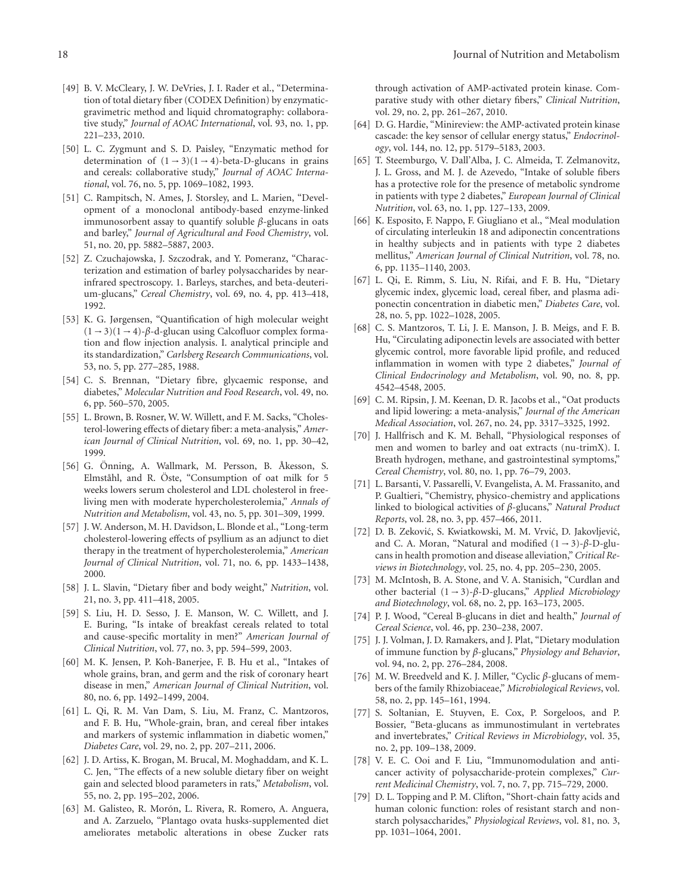[49] B. V. McCleary, J. W. DeVries, J. I. Rader et al., "Determination of total dietary fiber (CODEX Definition) by enzymatic-gravimetric method and liquid chromatography: collaborative study," *Journal of AOAC International*, vol. 93, no. 1, pp. 221–233, 2010.

[50] L. C. Zygmunt and S. D. Paisley, "Enzymatic method for determination of $(1 \rightarrow 3)(1 \rightarrow 4)$-beta-D-glucans in grains and cereals: collaborative study," *Journal of AOAC International*, vol. 76, no. 5, pp. 1069–1082, 1993.

[51] C. Rampitsch, N. Ames, J. Storsley, and L. Marien, "Development of a monoclonal antibody-based enzyme-linked immunosorbent assay to quantify soluble $\beta$-glucans in oats and barley," *Journal of Agricultural and Food Chemistry*, vol. 51, no. 20, pp. 5882–5887, 2003.

[52] Z. Czuchajowska, J. Szczodrak, and Y. Pomeranz, "Characterization and estimation of barley polysaccharides by near-infrared spectroscopy. 1. Barleys, starches, and beta-deuterium-glucans," *Cereal Chemistry*, vol. 69, no. 4, pp. 413–418, 1992.

[53] K. G. Jørgensen, "Quantification of high molecular weight $(1 \rightarrow 3)(1 \rightarrow 4)$-$\beta$-d-glucan using Calcofluor complex formation and flow injection analysis. I. analytical principle and its standardization," *Carlsberg Research Communications*, vol. 53, no. 5, pp. 277–285, 1988.

[54] C. S. Brennan, "Dietary fibre, glycaemic response, and diabetes," *Molecular Nutrition and Food Research*, vol. 49, no. 6, pp. 560–570, 2005.

[55] L. Brown, B. Rosner, W. W. Willett, and F. M. Sacks, "Cholesterol-lowering effects of dietary fiber: a meta-analysis," *American Journal of Clinical Nutrition*, vol. 69, no. 1, pp. 30–42, 1999.

[56] G. Önning, A. Wallmark, M. Persson, B. Åkesson, S. Elmståhl, and R. Öste, "Consumption of oat milk for 5 weeks lowers serum cholesterol and LDL cholesterol in free-living men with moderate hypercholesterolemia," *Annals of Nutrition and Metabolism*, vol. 43, no. 5, pp. 301–309, 1999.

[57] J. W. Anderson, M. H. Davidson, L. Blonde et al., "Long-term cholesterol-lowering effects of psyllium as an adjunct to diet therapy in the treatment of hypercholesterolemia," *American Journal of Clinical Nutrition*, vol. 71, no. 6, pp. 1433–1438, 2000.

[58] J. L. Slavin, "Dietary fiber and body weight," *Nutrition*, vol. 21, no. 3, pp. 411–418, 2005.

[59] S. Liu, H. D. Sesso, J. E. Manson, W. C. Willett, and J. E. Buring, "Is intake of breakfast cereals related to total and cause-specific mortality in men?" *American Journal of Clinical Nutrition*, vol. 77, no. 3, pp. 594–599, 2003.

[60] M. K. Jensen, P. Koh-Banerjee, F. B. Hu et al., "Intakes of whole grains, bran, and germ and the risk of coronary heart disease in men," *American Journal of Clinical Nutrition*, vol. 80, no. 6, pp. 1492–1499, 2004.

[61] L. Qi, R. M. Van Dam, S. Liu, M. Franz, C. Mantzoros, and F. B. Hu, "Whole-grain, bran, and cereal fiber intakes and markers of systemic inflammation in diabetic women," *Diabetes Care*, vol. 29, no. 2, pp. 207–211, 2006.

[62] J. D. Artiss, K. Brogan, M. Brucal, M. Moghaddam, and K. L. C. Jen, "The effects of a new soluble dietary fiber on weight gain and selected blood parameters in rats," *Metabolism*, vol. 55, no. 2, pp. 195–202, 2006.

[63] M. Galisteo, R. Morón, L. Rivera, R. Romero, A. Anguera, and A. Zarzuelo, "Plantago ovata husks-supplemented diet ameliorates metabolic alterations in obese Zucker rats through activation of AMP-activated protein kinase. Comparative study with other dietary fibers," *Clinical Nutrition*, vol. 29, no. 2, pp. 261–267, 2010.

[64] D. G. Hardie, "Minireview: the AMP-activated protein kinase cascade: the key sensor of cellular energy status," *Endocrinology*, vol. 144, no. 12, pp. 5179–5183, 2003.

[65] T. Steemburgo, V. Dall'Alba, J. C. Almeida, T. Zelmanovitz, J. L. Gross, and M. J. de Azevedo, "Intake of soluble fibers has a protective role for the presence of metabolic syndrome in patients with type 2 diabetes," *European Journal of Clinical Nutrition*, vol. 63, no. 1, pp. 127–133, 2009.

[66] K. Esposito, F. Nappo, F. Giugliano et al., "Meal modulation of circulating interleukin 18 and adiponectin concentrations in healthy subjects and in patients with type 2 diabetes mellitus," *American Journal of Clinical Nutrition*, vol. 78, no. 6, pp. 1135–1140, 2003.

[67] L. Qi, E. Rimm, S. Liu, N. Rifai, and F. B. Hu, "Dietary glycemic index, glycemic load, cereal fiber, and plasma adiponectin concentration in diabetic men," *Diabetes Care*, vol. 28, no. 5, pp. 1022–1028, 2005.

[68] C. S. Mantzoros, T. Li, J. E. Manson, J. B. Meigs, and F. B. Hu, "Circulating adiponectin levels are associated with better glycemic control, more favorable lipid profile, and reduced inflammation in women with type 2 diabetes," *Journal of Clinical Endocrinology and Metabolism*, vol. 90, no. 8, pp. 4542–4548, 2005.

[69] C. M. Ripsin, J. M. Keenan, D. R. Jacobs et al., "Oat products and lipid lowering: a meta-analysis," *Journal of the American Medical Association*, vol. 267, no. 24, pp. 3317–3325, 1992.

[70] J. Hallfrisch and K. M. Behall, "Physiological responses of men and women to barley and oat extracts (nu-trimX). I. Breath hydrogen, methane, and gastrointestinal symptoms," *Cereal Chemistry*, vol. 80, no. 1, pp. 76–79, 2003.

[71] L. Barsanti, V. Passarelli, V. Evangelista, A. M. Frassanito, and P. Gualtieri, "Chemistry, physico-chemistry and applications linked to biological activities of $\beta$-glucans," *Natural Product Reports*, vol. 28, no. 3, pp. 457–466, 2011.

[72] D. B. Zeković, S. Kwiatkowski, M. M. Vrvić, D. Jakovljević, and C. A. Moran, "Natural and modified $(1 \rightarrow 3)$-$\beta$-D-glucans in health promotion and disease alleviation," *Critical Reviews in Biotechnology*, vol. 25, no. 4, pp. 205–230, 2005.

[73] M. McIntosh, B. A. Stone, and V. A. Stanisich, "Curdlan and other bacterial $(1 \rightarrow 3)$-$\beta$-D-glucans," *Applied Microbiology and Biotechnology*, vol. 68, no. 2, pp. 163–173, 2005.

[74] P. J. Wood, "Cereal B-glucans in diet and health," *Journal of Cereal Science*, vol. 46, pp. 230–238, 2007.

[75] J. J. Volman, J. D. Ramakers, and J. Plat, "Dietary modulation of immune function by $\beta$-glucans," *Physiology and Behavior*, vol. 94, no. 2, pp. 276–284, 2008.

[76] M. W. Breedveld and K. J. Miller, "Cyclic $\beta$-glucans of members of the family Rhizobiaceae," *Microbiological Reviews*, vol. 58, no. 2, pp. 145–161, 1994.

[77] S. Soltanian, E. Stuyven, E. Cox, P. Sorgeloos, and P. Bossier, "Beta-glucans as immunostimulant in vertebrates and invertebrates," *Critical Reviews in Microbiology*, vol. 35, no. 2, pp. 109–138, 2009.

[78] V. E. C. Ooi and F. Liu, "Immunomodulation and anti-cancer activity of polysaccharide-protein complexes," *Current Medicinal Chemistry*, vol. 7, no. 7, pp. 715–729, 2000.

[79] D. L. Topping and P. M. Clifton, "Short-chain fatty acids and human colonic function: roles of resistant starch and non-starch polysaccharides," *Physiological Reviews*, vol. 81, no. 3, pp. 1031–1064, 2001.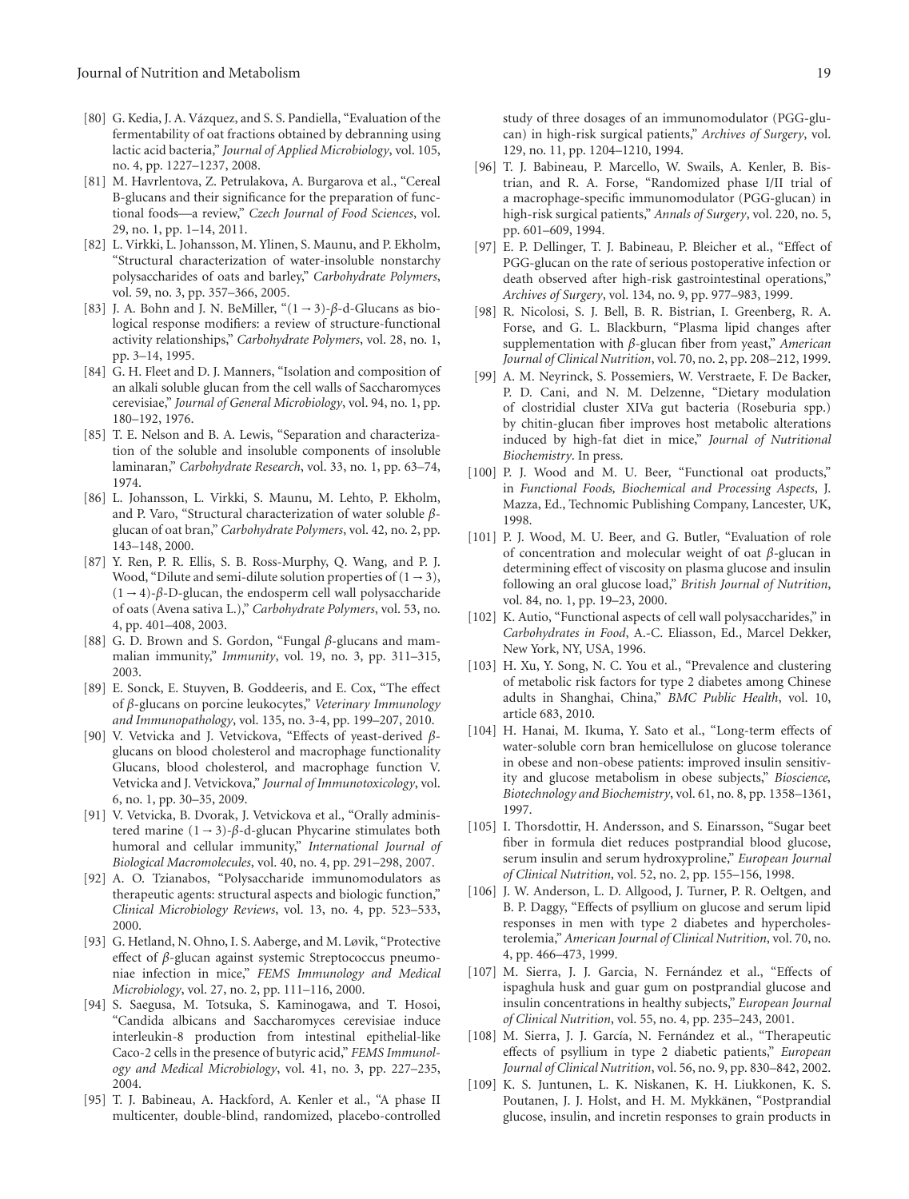[80] G. Kedia, J. A. Vázquez, and S. S. Pandiella, "Evaluation of the fermentability of oat fractions obtained by debranning using lactic acid bacteria," *Journal of Applied Microbiology*, vol. 105, no. 4, pp. 1227–1237, 2008.

[81] M. Havrlentova, Z. Petrulakova, A. Burgarova et al., "Cereal B-glucans and their significance for the preparation of functional foods—a review," *Czech Journal of Food Sciences*, vol. 29, no. 1, pp. 1–14, 2011.

[82] L. Virkki, L. Johansson, M. Ylinen, S. Maunu, and P. Ekholm, "Structural characterization of water-insoluble nonstarchy polysaccharides of oats and barley," *Carbohydrate Polymers*, vol. 59, no. 3, pp. 357–366, 2005.

[83] J. A. Bohn and J. N. BeMiller, "$(1 \rightarrow 3)$-$\beta$-d-Glucans as biological response modifiers: a review of structure-functional activity relationships," *Carbohydrate Polymers*, vol. 28, no. 1, pp. 3–14, 1995.

[84] G. H. Fleet and D. J. Manners, "Isolation and composition of an alkali soluble glucan from the cell walls of Saccharomyces cerevisiae," *Journal of General Microbiology*, vol. 94, no. 1, pp. 180–192, 1976.

[85] T. E. Nelson and B. A. Lewis, "Separation and characterization of the soluble and insoluble components of insoluble laminaran," *Carbohydrate Research*, vol. 33, no. 1, pp. 63–74, 1974.

[86] L. Johansson, L. Virkki, S. Maunu, M. Lehto, P. Ekholm, and P. Varo, "Structural characterization of water soluble $\beta$-glucan of oat bran," *Carbohydrate Polymers*, vol. 42, no. 2, pp. 143–148, 2000.

[87] Y. Ren, P. R. Ellis, S. B. Ross-Murphy, Q. Wang, and P. J. Wood, "Dilute and semi-dilute solution properties of $(1 \rightarrow 3)$, $(1 \rightarrow 4)$-$\beta$-D-glucan, the endosperm cell wall polysaccharide of oats (Avena sativa L.)," *Carbohydrate Polymers*, vol. 53, no. 4, pp. 401–408, 2003.

[88] G. D. Brown and S. Gordon, "Fungal $\beta$-glucans and mammalian immunity," *Immunity*, vol. 19, no. 3, pp. 311–315, 2003.

[89] E. Sonck, E. Stuyven, B. Goddeeris, and E. Cox, "The effect of $\beta$-glucans on porcine leukocytes," *Veterinary Immunology and Immunopathology*, vol. 135, no. 3-4, pp. 199–207, 2010.

[90] V. Vetvicka and J. Vetvickova, "Effects of yeast-derived $\beta$-glucans on blood cholesterol and macrophage functionality Glucans, blood cholesterol, and macrophage function V. Vetvicka and J. Vetvickova," *Journal of Immunotoxicology*, vol. 6, no. 1, pp. 30–35, 2009.

[91] V. Vetvicka, B. Dvorak, J. Vetvickova et al., "Orally administered marine $(1 \rightarrow 3)$-$\beta$-d-glucan Phycarine stimulates both humoral and cellular immunity," *International Journal of Biological Macromolecules*, vol. 40, no. 4, pp. 291–298, 2007.

[92] A. O. Tzianabos, "Polysaccharide immunomodulators as therapeutic agents: structural aspects and biologic function," *Clinical Microbiology Reviews*, vol. 13, no. 4, pp. 523–533, 2000.

[93] G. Hetland, N. Ohno, I. S. Aaberge, and M. Løvik, "Protective effect of $\beta$-glucan against systemic Streptococcus pneumoniae infection in mice," *FEMS Immunology and Medical Microbiology*, vol. 27, no. 2, pp. 111–116, 2000.

[94] S. Saegusa, M. Totsuka, S. Kaminogawa, and T. Hosoi, "Candida albicans and Saccharomyces cerevisiae induce interleukin-8 production from intestinal epithelial-like Caco-2 cells in the presence of butyric acid," *FEMS Immunology and Medical Microbiology*, vol. 41, no. 3, pp. 227–235, 2004.

[95] T. J. Babineau, A. Hackford, A. Kenler et al., "A phase II multicenter, double-blind, randomized, placebo-controlled study of three dosages of an immunomodulator (PGG-glucan) in high-risk surgical patients," *Archives of Surgery*, vol. 129, no. 11, pp. 1204–1210, 1994.

[96] T. J. Babineau, P. Marcello, W. Swails, A. Kenler, B. Bistrian, and R. A. Forse, "Randomized phase I/II trial of a macrophage-specific immunomodulator (PGG-glucan) in high-risk surgical patients," *Annals of Surgery*, vol. 220, no. 5, pp. 601–609, 1994.

[97] E. P. Dellinger, T. J. Babineau, P. Bleicher et al., "Effect of PGG-glucan on the rate of serious postoperative infection or death observed after high-risk gastrointestinal operations," *Archives of Surgery*, vol. 134, no. 9, pp. 977–983, 1999.

[98] R. Nicolosi, S. J. Bell, B. R. Bistrian, I. Greenberg, R. A. Forse, and G. L. Blackburn, "Plasma lipid changes after supplementation with $\beta$-glucan fiber from yeast," *American Journal of Clinical Nutrition*, vol. 70, no. 2, pp. 208–212, 1999.

[99] A. M. Neyrinck, S. Possemiers, W. Verstraete, F. De Backer, P. D. Cani, and N. M. Delzenne, "Dietary modulation of clostridial cluster XIVa gut bacteria (Roseburia spp.) by chitin-glucan fiber improves host metabolic alterations induced by high-fat diet in mice," *Journal of Nutritional Biochemistry*. In press.

[100] P. J. Wood and M. U. Beer, "Functional oat products," in *Functional Foods, Biochemical and Processing Aspects*, J. Mazza, Ed., Technomic Publishing Company, Lancester, UK, 1998.

[101] P. J. Wood, M. U. Beer, and G. Butler, "Evaluation of role of concentration and molecular weight of oat $\beta$-glucan in determining effect of viscosity on plasma glucose and insulin following an oral glucose load," *British Journal of Nutrition*, vol. 84, no. 1, pp. 19–23, 2000.

[102] K. Autio, "Functional aspects of cell wall polysaccharides," in *Carbohydrates in Food*, A.-C. Eliasson, Ed., Marcel Dekker, New York, NY, USA, 1996.

[103] H. Xu, Y. Song, N. C. You et al., "Prevalence and clustering of metabolic risk factors for type 2 diabetes among Chinese adults in Shanghai, China," *BMC Public Health*, vol. 10, article 683, 2010.

[104] H. Hanai, M. Ikuma, Y. Sato et al., "Long-term effects of water-soluble corn bran hemicellulose on glucose tolerance in obese and non-obese patients: improved insulin sensitivity and glucose metabolism in obese subjects," *Bioscience, Biotechnology and Biochemistry*, vol. 61, no. 8, pp. 1358–1361, 1997.

[105] I. Thorsdottir, H. Andersson, and S. Einarsson, "Sugar beet fiber in formula diet reduces postprandial blood glucose, serum insulin and serum hydroxyproline," *European Journal of Clinical Nutrition*, vol. 52, no. 2, pp. 155–156, 1998.

[106] J. W. Anderson, L. D. Allgood, J. Turner, P. R. Oeltgen, and B. P. Daggy, "Effects of psyllium on glucose and serum lipid responses in men with type 2 diabetes and hypercholesterolemia," *American Journal of Clinical Nutrition*, vol. 70, no. 4, pp. 466–473, 1999.

[107] M. Sierra, J. J. Garcia, N. Fernández et al., "Effects of ispaghula husk and guar gum on postprandial glucose and insulin concentrations in healthy subjects," *European Journal of Clinical Nutrition*, vol. 55, no. 4, pp. 235–243, 2001.

[108] M. Sierra, J. J. García, N. Fernández et al., "Therapeutic effects of psyllium in type 2 diabetic patients," *European Journal of Clinical Nutrition*, vol. 56, no. 9, pp. 830–842, 2002.

[109] K. S. Juntunen, L. K. Niskanen, K. H. Liukkonen, K. S. Poutanen, J. J. Holst, and H. M. Mykkänen, "Postprandial glucose, insulin, and incretin responses to grain products in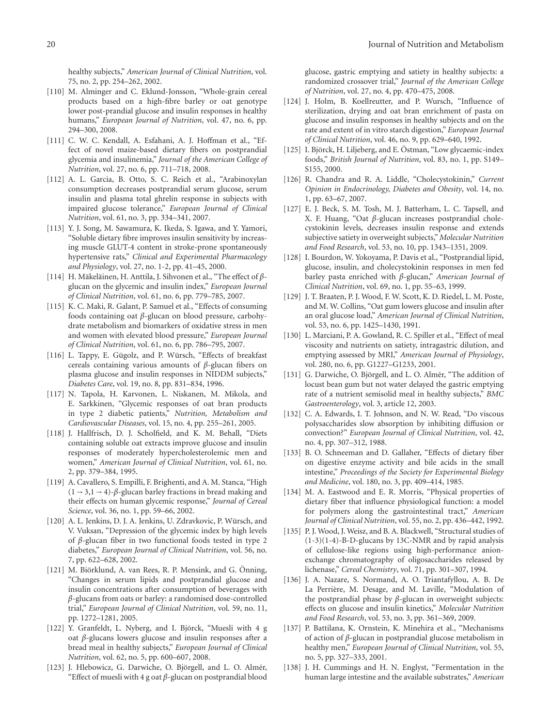healthy subjects," *American Journal of Clinical Nutrition*, vol. 75, no. 2, pp. 254–262, 2002.

[110] M. Alminger and C. Eklund-Jonsson, "Whole-grain cereal products based on a high-fibre barley or oat genotype lower post-prandial glucose and insulin responses in healthy humans," *European Journal of Nutrition*, vol. 47, no. 6, pp. 294–300, 2008.

[111] C. W. C. Kendall, A. Esfahani, A. J. Hoffman et al., "Effect of novel maize-based dietary fibers on postprandial glycemia and insulinemia," *Journal of the American College of Nutrition*, vol. 27, no. 6, pp. 711–718, 2008.

[112] A. L. Garcia, B. Otto, S. C. Reich et al., "Arabinoxylan consumption decreases postprandial serum glucose, serum insulin and plasma total ghrelin response in subjects with impaired glucose tolerance," *European Journal of Clinical Nutrition*, vol. 61, no. 3, pp. 334–341, 2007.

[113] Y. J. Song, M. Sawamura, K. Ikeda, S. Igawa, and Y. Yamori, "Soluble dietary fibre improves insulin sensitivity by increasing muscle GLUT-4 content in stroke-prone spontaneously hypertensive rats," *Clinical and Experimental Pharmacology and Physiology*, vol. 27, no. 1-2, pp. 41–45, 2000.

[114] H. Mäkeläinen, H. Anttila, J. Sihvonen et al., "The effect of $\beta$-glucan on the glycemic and insulin index," *European Journal of Clinical Nutrition*, vol. 61, no. 6, pp. 779–785, 2007.

[115] K. C. Maki, R. Galant, P. Samuel et al., "Effects of consuming foods containing oat $\beta$-glucan on blood pressure, carbohydrate metabolism and biomarkers of oxidative stress in men and women with elevated blood pressure," *European Journal of Clinical Nutrition*, vol. 61, no. 6, pp. 786–795, 2007.

[116] L. Tappy, E. Gügolz, and P. Würsch, "Effects of breakfast cereals containing various amounts of $\beta$-glucan fibers on plasma glucose and insulin responses in NIDDM subjects," *Diabetes Care*, vol. 19, no. 8, pp. 831–834, 1996.

[117] N. Tapola, H. Karvonen, L. Niskanen, M. Mikola, and E. Sarkkinen, "Glycemic responses of oat bran products in type 2 diabetic patients," *Nutrition, Metabolism and Cardiovascular Diseases*, vol. 15, no. 4, pp. 255–261, 2005.

[118] J. Hallfrisch, D. J. Scholfield, and K. M. Behall, "Diets containing soluble oat extracts improve glucose and insulin responses of moderately hypercholesterolemic men and women," *American Journal of Clinical Nutrition*, vol. 61, no. 2, pp. 379–384, 1995.

[119] A. Cavallero, S. Empilli, F. Brighenti, and A. M. Stanca, "High $(1\rightarrow3,1\rightarrow4)$-$\beta$-glucan barley fractions in bread making and their effects on human glycemic response," *Journal of Cereal Science*, vol. 36, no. 1, pp. 59–66, 2002.

[120] A. L. Jenkins, D. J. A. Jenkins, U. Zdravkovic, P. Würsch, and V. Vuksan, "Depression of the glycemic index by high levels of $\beta$-glucan fiber in two functional foods tested in type 2 diabetes," *European Journal of Clinical Nutrition*, vol. 56, no. 7, pp. 622–628, 2002.

[121] M. Biörklund, A. van Rees, R. P. Mensink, and G. Önning, "Changes in serum lipids and postprandial glucose and insulin concentrations after consumption of beverages with $\beta$-glucans from oats or barley: a randomised dose-controlled trial," *European Journal of Clinical Nutrition*, vol. 59, no. 11, pp. 1272–1281, 2005.

[122] Y. Granfeldt, L. Nyberg, and I. Björck, "Muesli with 4 g oat $\beta$-glucans lowers glucose and insulin responses after a bread meal in healthy subjects," *European Journal of Clinical Nutrition*, vol. 62, no. 5, pp. 600–607, 2008.

[123] J. Hlebowicz, G. Darwiche, O. Björgell, and L. O. Almér, "Effect of muesli with 4 g oat $\beta$-glucan on postprandial blood glucose, gastric emptying and satiety in healthy subjects: a randomized crossover trial," *Journal of the American College of Nutrition*, vol. 27, no. 4, pp. 470–475, 2008.

[124] J. Holm, B. Koellreutter, and P. Wursch, "Influence of sterilization, drying and oat bran enrichment of pasta on glucose and insulin responses in healthy subjects and on the rate and extent of in vitro starch digestion," *European Journal of Clinical Nutrition*, vol. 46, no. 9, pp. 629–640, 1992.

[125] I. Björck, H. Liljeberg, and E. Östman, "Low glycaemic-index foods," *British Journal of Nutrition*, vol. 83, no. 1, pp. S149–S155, 2000.

[126] R. Chandra and R. A. Liddle, "Cholecystokinin," *Current Opinion in Endocrinology, Diabetes and Obesity*, vol. 14, no. 1, pp. 63–67, 2007.

[127] E. J. Beck, S. M. Tosh, M. J. Batterham, L. C. Tapsell, and X. F. Huang, "Oat $\beta$-glucan increases postprandial cholecystokinin levels, decreases insulin response and extends subjective satiety in overweight subjects," *Molecular Nutrition and Food Research*, vol. 53, no. 10, pp. 1343–1351, 2009.

[128] I. Bourdon, W. Yokoyama, P. Davis et al., "Postprandial lipid, glucose, insulin, and cholecystokinin responses in men fed barley pasta enriched with $\beta$-glucan," *American Journal of Clinical Nutrition*, vol. 69, no. 1, pp. 55–63, 1999.

[129] J. T. Braaten, P. J. Wood, F. W. Scott, K. D. Riedel, L. M. Poste, and M. W. Collins, "Oat gum lowers glucose and insulin after an oral glucose load," *American Journal of Clinical Nutrition*, vol. 53, no. 6, pp. 1425–1430, 1991.

[130] L. Marciani, P. A. Gowland, R. C. Spiller et al., "Effect of meal viscosity and nutrients on satiety, intragastric dilution, and emptying assessed by MRI," *American Journal of Physiology*, vol. 280, no. 6, pp. G1227–G1233, 2001.

[131] G. Darwiche, O. Björgell, and L. O. Almér, "The addition of locust bean gum but not water delayed the gastric emptying rate of a nutrient semisolid meal in healthy subjects," *BMC Gastroenterology*, vol. 3, article 12, 2003.

[132] C. A. Edwards, I. T. Johnson, and N. W. Read, "Do viscous polysaccharides slow absorption by inhibiting diffusion or convection?" *European Journal of Clinical Nutrition*, vol. 42, no. 4, pp. 307–312, 1988.

[133] B. O. Schneeman and D. Gallaher, "Effects of dietary fiber on digestive enzyme activity and bile acids in the small intestine," *Proceedings of the Society for Experimental Biology and Medicine*, vol. 180, no. 3, pp. 409–414, 1985.

[134] M. A. Eastwood and E. R. Morris, "Physical properties of dietary fiber that influence physiological function: a model for polymers along the gastrointestinal tract," *American Journal of Clinical Nutrition*, vol. 55, no. 2, pp. 436–442, 1992.

[135] P. J. Wood, J. Weisz, and B. A. Blackwell, "Structural studies of (1-3)(1-4)-B-D-glucans by 13C-NMR and by rapid analysis of cellulose-like regions using high-performance anion-exchange chromatography of oligosaccharides released by lichenase," *Cereal Chemistry*, vol. 71, pp. 301–307, 1994.

[136] J. A. Nazare, S. Normand, A. O. Triantafyllou, A. B. De La Perrière, M. Desage, and M. Laville, "Modulation of the postprandial phase by $\beta$-glucan in overweight subjects: effects on glucose and insulin kinetics," *Molecular Nutrition and Food Research*, vol. 53, no. 3, pp. 361–369, 2009.

[137] P. Battilana, K. Ornstein, K. Minehira et al., "Mechanisms of action of $\beta$-glucan in postprandial glucose metabolism in healthy men," *European Journal of Clinical Nutrition*, vol. 55, no. 5, pp. 327–333, 2001.

[138] J. H. Cummings and H. N. Englyst, "Fermentation in the human large intestine and the available substrates," *American*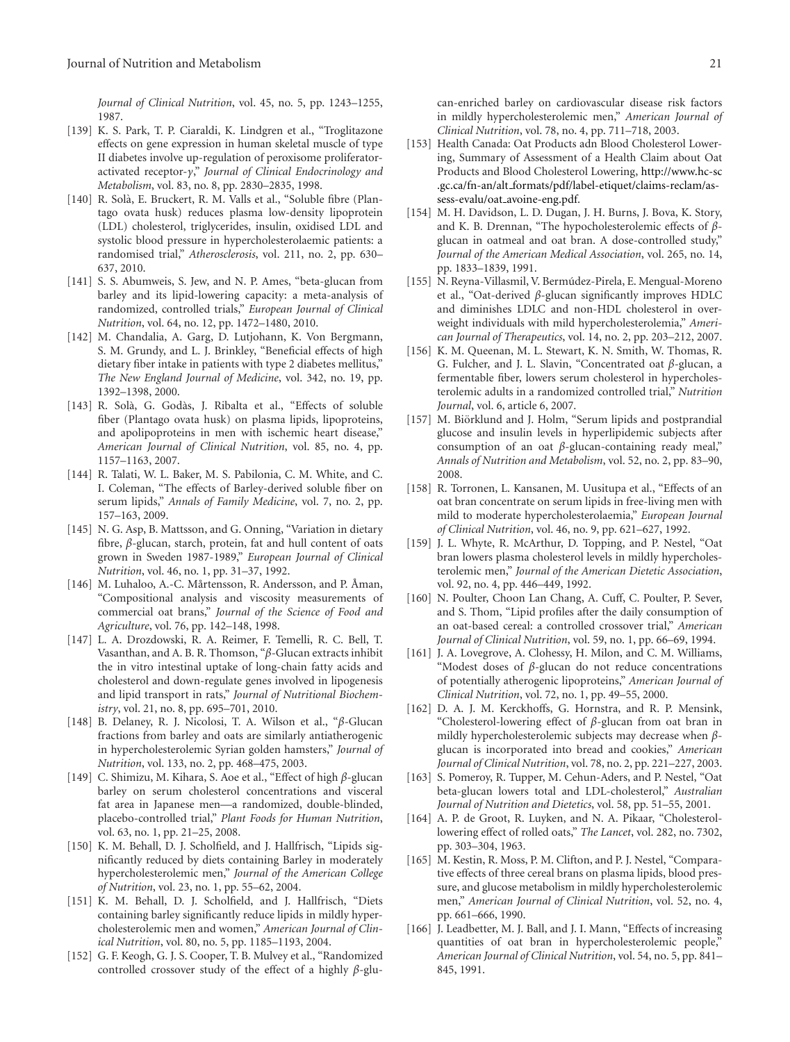*Journal of Clinical Nutrition*, vol. 45, no. 5, pp. 1243–1255, 1987.

[139] K. S. Park, T. P. Ciaraldi, K. Lindgren et al., "Troglitazone effects on gene expression in human skeletal muscle of type II diabetes involve up-regulation of peroxisome proliferator-activated receptor-$\gamma$," *Journal of Clinical Endocrinology and Metabolism*, vol. 83, no. 8, pp. 2830–2835, 1998.

[140] R. Solà, E. Bruckert, R. M. Valls et al., "Soluble fibre (Plantago ovata husk) reduces plasma low-density lipoprotein (LDL) cholesterol, triglycerides, insulin, oxidised LDL and systolic blood pressure in hypercholesterolaemic patients: a randomised trial," *Atherosclerosis*, vol. 211, no. 2, pp. 630–637, 2010.

[141] S. S. Abumweis, S. Jew, and N. P. Ames, "beta-glucan from barley and its lipid-lowering capacity: a meta-analysis of randomized, controlled trials," *European Journal of Clinical Nutrition*, vol. 64, no. 12, pp. 1472–1480, 2010.

[142] M. Chandalia, A. Garg, D. Lutjohann, K. Von Bergmann, S. M. Grundy, and L. J. Brinkley, "Beneficial effects of high dietary fiber intake in patients with type 2 diabetes mellitus," *The New England Journal of Medicine*, vol. 342, no. 19, pp. 1392–1398, 2000.

[143] R. Solà, G. Godàs, J. Ribalta et al., "Effects of soluble fiber (Plantago ovata husk) on plasma lipids, lipoproteins, and apolipoproteins in men with ischemic heart disease," *American Journal of Clinical Nutrition*, vol. 85, no. 4, pp. 1157–1163, 2007.

[144] R. Talati, W. L. Baker, M. S. Pabilonia, C. M. White, and C. I. Coleman, "The effects of Barley-derived soluble fiber on serum lipids," *Annals of Family Medicine*, vol. 7, no. 2, pp. 157–163, 2009.

[145] N. G. Asp, B. Mattsson, and G. Onning, "Variation in dietary fibre, $\beta$-glucan, starch, protein, fat and hull content of oats grown in Sweden 1987-1989," *European Journal of Clinical Nutrition*, vol. 46, no. 1, pp. 31–37, 1992.

[146] M. Luhaloo, A.-C. Mårtensson, R. Andersson, and P. Åman, "Compositional analysis and viscosity measurements of commercial oat brans," *Journal of the Science of Food and Agriculture*, vol. 76, pp. 142–148, 1998.

[147] L. A. Drozdowski, R. A. Reimer, F. Temelli, R. C. Bell, T. Vasanthan, and A. B. R. Thomson, "$\beta$-Glucan extracts inhibit the in vitro intestinal uptake of long-chain fatty acids and cholesterol and down-regulate genes involved in lipogenesis and lipid transport in rats," *Journal of Nutritional Biochemistry*, vol. 21, no. 8, pp. 695–701, 2010.

[148] B. Delaney, R. J. Nicolosi, T. A. Wilson et al., "$\beta$-Glucan fractions from barley and oats are similarly antiatherogenic in hypercholesterolemic Syrian golden hamsters," *Journal of Nutrition*, vol. 133, no. 2, pp. 468–475, 2003.

[149] C. Shimizu, M. Kihara, S. Aoe et al., "Effect of high $\beta$-glucan barley on serum cholesterol concentrations and visceral fat area in Japanese men—a randomized, double-blinded, placebo-controlled trial," *Plant Foods for Human Nutrition*, vol. 63, no. 1, pp. 21–25, 2008.

[150] K. M. Behall, D. J. Scholfield, and J. Hallfrisch, "Lipids significantly reduced by diets containing Barley in moderately hypercholesterolemic men," *Journal of the American College of Nutrition*, vol. 23, no. 1, pp. 55–62, 2004.

[151] K. M. Behall, D. J. Scholfield, and J. Hallfrisch, "Diets containing barley significantly reduce lipids in mildly hypercholesterolemic men and women," *American Journal of Clinical Nutrition*, vol. 80, no. 5, pp. 1185–1193, 2004.

[152] G. F. Keogh, G. J. S. Cooper, T. B. Mulvey et al., "Randomized controlled crossover study of the effect of a highly $\beta$-glucan-enriched barley on cardiovascular disease risk factors in mildly hypercholesterolemic men," *American Journal of Clinical Nutrition*, vol. 78, no. 4, pp. 711–718, 2003.

[153] Health Canada: Oat Products adn Blood Cholesterol Lowering, Summary of Assessment of a Health Claim about Oat Products and Blood Cholesterol Lowering, http://www.hc-sc.gc.ca/fn-an/alt_formats/pdf/label-etiquet/claims-reclam/assess-evalu/oat_avoine-eng.pdf.

[154] M. H. Davidson, L. D. Dugan, J. H. Burns, J. Bova, K. Story, and K. B. Drennan, "The hypocholesterolemic effects of $\beta$-glucan in oatmeal and oat bran. A dose-controlled study," *Journal of the American Medical Association*, vol. 265, no. 14, pp. 1833–1839, 1991.

[155] N. Reyna-Villasmil, V. Bermúdez-Pirela, E. Mengual-Moreno et al., "Oat-derived $\beta$-glucan significantly improves HDLC and diminishes LDLC and non-HDL cholesterol in overweight individuals with mild hypercholesterolemia," *American Journal of Therapeutics*, vol. 14, no. 2, pp. 203–212, 2007.

[156] K. M. Queenan, M. L. Stewart, K. N. Smith, W. Thomas, R. G. Fulcher, and J. L. Slavin, "Concentrated oat $\beta$-glucan, a fermentable fiber, lowers serum cholesterol in hypercholesterolemic adults in a randomized controlled trial," *Nutrition Journal*, vol. 6, article 6, 2007.

[157] M. Biörklund and J. Holm, "Serum lipids and postprandial glucose and insulin levels in hyperlipidemic subjects after consumption of an oat $\beta$-glucan-containing ready meal," *Annals of Nutrition and Metabolism*, vol. 52, no. 2, pp. 83–90, 2008.

[158] R. Torronen, L. Kansanen, M. Uusitupa et al., "Effects of an oat bran concentrate on serum lipids in free-living men with mild to moderate hypercholesterolaemia," *European Journal of Clinical Nutrition*, vol. 46, no. 9, pp. 621–627, 1992.

[159] J. L. Whyte, R. McArthur, D. Topping, and P. Nestel, "Oat bran lowers plasma cholesterol levels in mildly hypercholesterolemic men," *Journal of the American Dietetic Association*, vol. 92, no. 4, pp. 446–449, 1992.

[160] N. Poulter, Choon Lan Chang, A. Cuff, C. Poulter, P. Sever, and S. Thom, "Lipid profiles after the daily consumption of an oat-based cereal: a controlled crossover trial," *American Journal of Clinical Nutrition*, vol. 59, no. 1, pp. 66–69, 1994.

[161] J. A. Lovegrove, A. Clohessy, H. Milon, and C. M. Williams, "Modest doses of $\beta$-glucan do not reduce concentrations of potentially atherogenic lipoproteins," *American Journal of Clinical Nutrition*, vol. 72, no. 1, pp. 49–55, 2000.

[162] D. A. J. M. Kerckhoffs, G. Hornstra, and R. P. Mensink, "Cholesterol-lowering effect of $\beta$-glucan from oat bran in mildly hypercholesterolemic subjects may decrease when $\beta$-glucan is incorporated into bread and cookies," *American Journal of Clinical Nutrition*, vol. 78, no. 2, pp. 221–227, 2003.

[163] S. Pomeroy, R. Tupper, M. Cehun-Aders, and P. Nestel, "Oat beta-glucan lowers total and LDL-cholesterol," *Australian Journal of Nutrition and Dietetics*, vol. 58, pp. 51–55, 2001.

[164] A. P. de Groot, R. Luyken, and N. A. Pikaar, "Cholesterol-lowering effect of rolled oats," *The Lancet*, vol. 282, no. 7302, pp. 303–304, 1963.

[165] M. Kestin, R. Moss, P. M. Clifton, and P. J. Nestel, "Comparative effects of three cereal brans on plasma lipids, blood pressure, and glucose metabolism in mildly hypercholesterolemic men," *American Journal of Clinical Nutrition*, vol. 52, no. 4, pp. 661–666, 1990.

[166] J. Leadbetter, M. J. Ball, and J. I. Mann, "Effects of increasing quantities of oat bran in hypercholesterolemic people," *American Journal of Clinical Nutrition*, vol. 54, no. 5, pp. 841–845, 1991.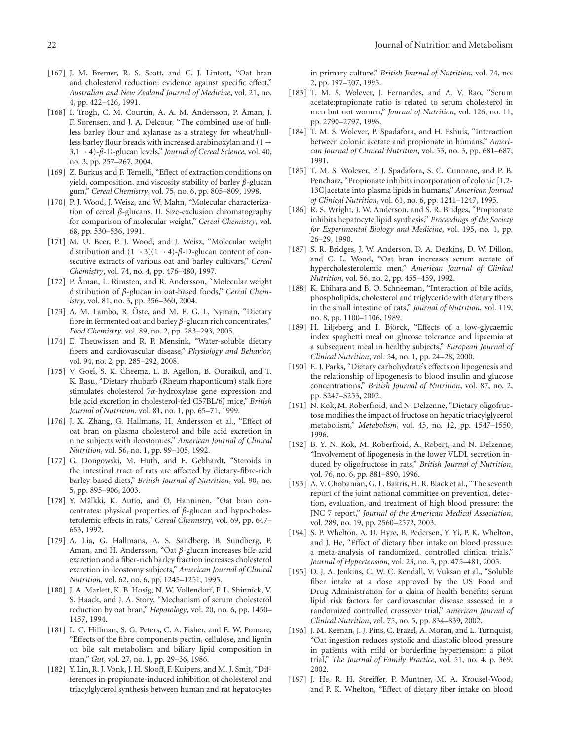[167] J. M. Bremer, R. S. Scott, and C. J. Lintott, "Oat bran and cholesterol reduction: evidence against specific effect," *Australian and New Zealand Journal of Medicine*, vol. 21, no. 4, pp. 422–426, 1991.

[168] I. Trogh, C. M. Courtin, A. A. M. Andersson, P. Åman, J. F. Sørensen, and J. A. Delcour, "The combined use of hull-less barley flour and xylanase as a strategy for wheat/hull-less barley flour breads with increased arabinoxylan and $(1 \rightarrow 3,1 \rightarrow 4)$-$\beta$-D-glucan levels," *Journal of Cereal Science*, vol. 40, no. 3, pp. 257–267, 2004.

[169] Z. Burkus and F. Temelli, "Effect of extraction conditions on yield, composition, and viscosity stability of barley $\beta$-glucan gum," *Cereal Chemistry*, vol. 75, no. 6, pp. 805–809, 1998.

[170] P. J. Wood, J. Weisz, and W. Mahn, "Molecular characterization of cereal $\beta$-glucans. II. Size-exclusion chromatography for comparison of molecular weight," *Cereal Chemistry*, vol. 68, pp. 530–536, 1991.

[171] M. U. Beer, P. J. Wood, and J. Weisz, "Molecular weight distribution and $(1 \rightarrow 3)(1 \rightarrow 4)$-$\beta$-D-glucan content of consecutive extracts of various oat and barley cultivars," *Cereal Chemistry*, vol. 74, no. 4, pp. 476–480, 1997.

[172] P. Åman, L. Rimsten, and R. Andersson, "Molecular weight distribution of $\beta$-glucan in oat-based foods," *Cereal Chemistry*, vol. 81, no. 3, pp. 356–360, 2004.

[173] A. M. Lambo, R. Öste, and M. E. G. L. Nyman, "Dietary fibre in fermented oat and barley $\beta$-glucan rich concentrates," *Food Chemistry*, vol. 89, no. 2, pp. 283–293, 2005.

[174] E. Theuwissen and R. P. Mensink, "Water-soluble dietary fibers and cardiovascular disease," *Physiology and Behavior*, vol. 94, no. 2, pp. 285–292, 2008.

[175] V. Goel, S. K. Cheema, L. B. Agellon, B. Ooraikul, and T. K. Basu, "Dietary rhubarb (Rheum rhaponticum) stalk fibre stimulates cholesterol $7\alpha$-hydroxylase gene expression and bile acid excretion in cholesterol-fed C57BL/6J mice," *British Journal of Nutrition*, vol. 81, no. 1, pp. 65–71, 1999.

[176] J. X. Zhang, G. Hallmans, H. Andersson et al., "Effect of oat bran on plasma cholesterol and bile acid excretion in nine subjects with ileostomies," *American Journal of Clinical Nutrition*, vol. 56, no. 1, pp. 99–105, 1992.

[177] G. Dongowski, M. Huth, and E. Gebhardt, "Steroids in the intestinal tract of rats are affected by dietary-fibre-rich barley-based diets," *British Journal of Nutrition*, vol. 90, no. 5, pp. 895–906, 2003.

[178] Y. Mälkki, K. Autio, and O. Hanninen, "Oat bran concentrates: physical properties of $\beta$-glucan and hypocholesterolemic effects in rats," *Cereal Chemistry*, vol. 69, pp. 647–653, 1992.

[179] A. Lia, G. Hallmans, A. S. Sandberg, B. Sundberg, P. Aman, and H. Andersson, "Oat $\beta$-glucan increases bile acid excretion and a fiber-rich barley fraction increases cholesterol excretion in ileostomy subjects," *American Journal of Clinical Nutrition*, vol. 62, no. 6, pp. 1245–1251, 1995.

[180] J. A. Marlett, K. B. Hosig, N. W. Vollendorf, F. L. Shinnick, V. S. Haack, and J. A. Story, "Mechanism of serum cholesterol reduction by oat bran," *Hepatology*, vol. 20, no. 6, pp. 1450–1457, 1994.

[181] L. C. Hillman, S. G. Peters, C. A. Fisher, and E. W. Pomare, "Effects of the fibre components pectin, cellulose, and lignin on bile salt metabolism and biliary lipid composition in man," *Gut*, vol. 27, no. 1, pp. 29–36, 1986.

[182] Y. Lin, R. J. Vonk, J. H. Slooff, F. Kuipers, and M. J. Smit, "Differences in propionate-induced inhibition of cholesterol and triacylglycerol synthesis between human and rat hepatocytes in primary culture," *British Journal of Nutrition*, vol. 74, no. 2, pp. 197–207, 1995.

[183] T. M. S. Wolever, J. Fernandes, and A. V. Rao, "Serum acetate:propionate ratio is related to serum cholesterol in men but not women," *Journal of Nutrition*, vol. 126, no. 11, pp. 2790–2797, 1996.

[184] T. M. S. Wolever, P. Spadafora, and H. Eshuis, "Interaction between colonic acetate and propionate in humans," *American Journal of Clinical Nutrition*, vol. 53, no. 3, pp. 681–687, 1991.

[185] T. M. S. Wolever, P. J. Spadafora, S. C. Cunnane, and P. B. Pencharz, "Propionate inhibits incorporation of colonic [1,2-13C]acetate into plasma lipids in humans," *American Journal of Clinical Nutrition*, vol. 61, no. 6, pp. 1241–1247, 1995.

[186] R. S. Wright, J. W. Anderson, and S. R. Bridges, "Propionate inhibits hepatocyte lipid synthesis," *Proceedings of the Society for Experimental Biology and Medicine*, vol. 195, no. 1, pp. 26–29, 1990.

[187] S. R. Bridges, J. W. Anderson, D. A. Deakins, D. W. Dillon, and C. L. Wood, "Oat bran increases serum acetate of hypercholesterolemic men," *American Journal of Clinical Nutrition*, vol. 56, no. 2, pp. 455–459, 1992.

[188] K. Ebihara and B. O. Schneeman, "Interaction of bile acids, phospholipids, cholesterol and triglyceride with dietary fibers in the small intestine of rats," *Journal of Nutrition*, vol. 119, no. 8, pp. 1100–1106, 1989.

[189] H. Liljeberg and I. Björck, "Effects of a low-glycaemic index spaghetti meal on glucose tolerance and lipaemia at a subsequent meal in healthy subjects," *European Journal of Clinical Nutrition*, vol. 54, no. 1, pp. 24–28, 2000.

[190] E. J. Parks, "Dietary carbohydrate's effects on lipogenesis and the relationship of lipogenesis to blood insulin and glucose concentrations," *British Journal of Nutrition*, vol. 87, no. 2, pp. S247–S253, 2002.

[191] N. Kok, M. Roberfroid, and N. Delzenne, "Dietary oligofructose modifies the impact of fructose on hepatic triacylglycerol metabolism," *Metabolism*, vol. 45, no. 12, pp. 1547–1550, 1996.

[192] B. Y. N. Kok, M. Roberfroid, A. Robert, and N. Delzenne, "Involvement of lipogenesis in the lower VLDL secretion induced by oligofructose in rats," *British Journal of Nutrition*, vol. 76, no. 6, pp. 881–890, 1996.

[193] A. V. Chobanian, G. L. Bakris, H. R. Black et al., "The seventh report of the joint national committee on prevention, detection, evaluation, and treatment of high blood pressure: the JNC 7 report," *Journal of the American Medical Association*, vol. 289, no. 19, pp. 2560–2572, 2003.

[194] S. P. Whelton, A. D. Hyre, B. Pedersen, Y. Yi, P. K. Whelton, and J. He, "Effect of dietary fiber intake on blood pressure: a meta-analysis of randomized, controlled clinical trials," *Journal of Hypertension*, vol. 23, no. 3, pp. 475–481, 2005.

[195] D. J. A. Jenkins, C. W. C. Kendall, V. Vuksan et al., "Soluble fiber intake at a dose approved by the US Food and Drug Administration for a claim of health benefits: serum lipid risk factors for cardiovascular disease assessed in a randomized controlled crossover trial," *American Journal of Clinical Nutrition*, vol. 75, no. 5, pp. 834–839, 2002.

[196] J. M. Keenan, J. J. Pins, C. Frazel, A. Moran, and L. Turnquist, "Oat ingestion reduces systolic and diastolic blood pressure in patients with mild or borderline hypertension: a pilot trial," *The Journal of Family Practice*, vol. 51, no. 4, p. 369, 2002.

[197] J. He, R. H. Streiffer, P. Muntner, M. A. Krousel-Wood, and P. K. Whelton, "Effect of dietary fiber intake on blood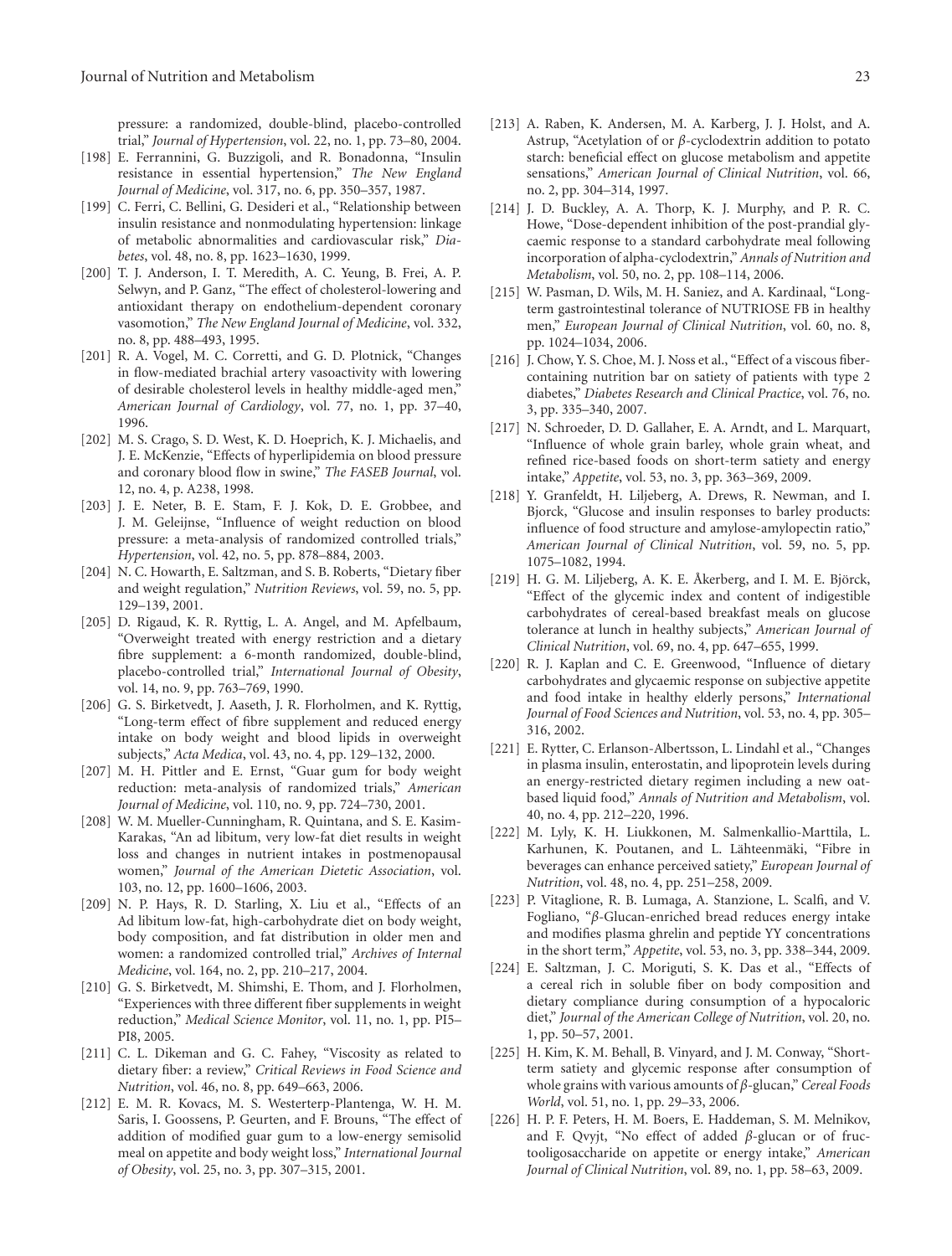pressure: a randomized, double-blind, placebo-controlled trial," *Journal of Hypertension*, vol. 22, no. 1, pp. 73–80, 2004.

[198] E. Ferrannini, G. Buzzigoli, and R. Bonadonna, "Insulin resistance in essential hypertension," *The New England Journal of Medicine*, vol. 317, no. 6, pp. 350–357, 1987.

[199] C. Ferri, C. Bellini, G. Desideri et al., "Relationship between insulin resistance and nonmodulating hypertension: linkage of metabolic abnormalities and cardiovascular risk," *Diabetes*, vol. 48, no. 8, pp. 1623–1630, 1999.

[200] T. J. Anderson, I. T. Meredith, A. C. Yeung, B. Frei, A. P. Selwyn, and P. Ganz, "The effect of cholesterol-lowering and antioxidant therapy on endothelium-dependent coronary vasomotion," *The New England Journal of Medicine*, vol. 332, no. 8, pp. 488–493, 1995.

[201] R. A. Vogel, M. C. Corretti, and G. D. Plotnick, "Changes in flow-mediated brachial artery vasoactivity with lowering of desirable cholesterol levels in healthy middle-aged men," *American Journal of Cardiology*, vol. 77, no. 1, pp. 37–40, 1996.

[202] M. S. Crago, S. D. West, K. D. Hoeprich, K. J. Michaelis, and J. E. McKenzie, "Effects of hyperlipidemia on blood pressure and coronary blood flow in swine," *The FASEB Journal*, vol. 12, no. 4, p. A238, 1998.

[203] J. E. Neter, B. E. Stam, F. J. Kok, D. E. Grobbee, and J. M. Geleijnse, "Influence of weight reduction on blood pressure: a meta-analysis of randomized controlled trials," *Hypertension*, vol. 42, no. 5, pp. 878–884, 2003.

[204] N. C. Howarth, E. Saltzman, and S. B. Roberts, "Dietary fiber and weight regulation," *Nutrition Reviews*, vol. 59, no. 5, pp. 129–139, 2001.

[205] D. Rigaud, K. R. Ryttig, L. A. Angel, and M. Apfelbaum, "Overweight treated with energy restriction and a dietary fibre supplement: a 6-month randomized, double-blind, placebo-controlled trial," *International Journal of Obesity*, vol. 14, no. 9, pp. 763–769, 1990.

[206] G. S. Birketvedt, J. Aaseth, J. R. Florholmen, and K. Ryttig, "Long-term effect of fibre supplement and reduced energy intake on body weight and blood lipids in overweight subjects," *Acta Medica*, vol. 43, no. 4, pp. 129–132, 2000.

[207] M. H. Pittler and E. Ernst, "Guar gum for body weight reduction: meta-analysis of randomized trials," *American Journal of Medicine*, vol. 110, no. 9, pp. 724–730, 2001.

[208] W. M. Mueller-Cunningham, R. Quintana, and S. E. Kasim-Karakas, "An ad libitum, very low-fat diet results in weight loss and changes in nutrient intakes in postmenopausal women," *Journal of the American Dietetic Association*, vol. 103, no. 12, pp. 1600–1606, 2003.

[209] N. P. Hays, R. D. Starling, X. Liu et al., "Effects of an Ad libitum low-fat, high-carbohydrate diet on body weight, body composition, and fat distribution in older men and women: a randomized controlled trial," *Archives of Internal Medicine*, vol. 164, no. 2, pp. 210–217, 2004.

[210] G. S. Birketvedt, M. Shimshi, E. Thom, and J. Florholmen, "Experiences with three different fiber supplements in weight reduction," *Medical Science Monitor*, vol. 11, no. 1, pp. PI5–PI8, 2005.

[211] C. L. Dikeman and G. C. Fahey, "Viscosity as related to dietary fiber: a review," *Critical Reviews in Food Science and Nutrition*, vol. 46, no. 8, pp. 649–663, 2006.

[212] E. M. R. Kovacs, M. S. Westerterp-Plantenga, W. H. M. Saris, I. Goossens, P. Geurten, and F. Brouns, "The effect of addition of modified guar gum to a low-energy semisolid meal on appetite and body weight loss," *International Journal of Obesity*, vol. 25, no. 3, pp. 307–315, 2001.

[213] A. Raben, K. Andersen, M. A. Karberg, J. J. Holst, and A. Astrup, "Acetylation of or $\beta$-cyclodextrin addition to potato starch: beneficial effect on glucose metabolism and appetite sensations," *American Journal of Clinical Nutrition*, vol. 66, no. 2, pp. 304–314, 1997.

[214] J. D. Buckley, A. A. Thorp, K. J. Murphy, and P. R. C. Howe, "Dose-dependent inhibition of the post-prandial glycaemic response to a standard carbohydrate meal following incorporation of alpha-cyclodextrin," *Annals of Nutrition and Metabolism*, vol. 50, no. 2, pp. 108–114, 2006.

[215] W. Pasman, D. Wils, M. H. Saniez, and A. Kardinaal, "Long-term gastrointestinal tolerance of NUTRIOSE FB in healthy men," *European Journal of Clinical Nutrition*, vol. 60, no. 8, pp. 1024–1034, 2006.

[216] J. Chow, Y. S. Choe, M. J. Noss et al., "Effect of a viscous fiber-containing nutrition bar on satiety of patients with type 2 diabetes," *Diabetes Research and Clinical Practice*, vol. 76, no. 3, pp. 335–340, 2007.

[217] N. Schroeder, D. D. Gallaher, E. A. Arndt, and L. Marquart, "Influence of whole grain barley, whole grain wheat, and refined rice-based foods on short-term satiety and energy intake," *Appetite*, vol. 53, no. 3, pp. 363–369, 2009.

[218] Y. Granfeldt, H. Liljeberg, A. Drews, R. Newman, and I. Bjorck, "Glucose and insulin responses to barley products: influence of food structure and amylose-amylopectin ratio," *American Journal of Clinical Nutrition*, vol. 59, no. 5, pp. 1075–1082, 1994.

[219] H. G. M. Liljeberg, A. K. E. Åkerberg, and I. M. E. Björck, "Effect of the glycemic index and content of indigestible carbohydrates of cereal-based breakfast meals on glucose tolerance at lunch in healthy subjects," *American Journal of Clinical Nutrition*, vol. 69, no. 4, pp. 647–655, 1999.

[220] R. J. Kaplan and C. E. Greenwood, "Influence of dietary carbohydrates and glycaemic response on subjective appetite and food intake in healthy elderly persons," *International Journal of Food Sciences and Nutrition*, vol. 53, no. 4, pp. 305–316, 2002.

[221] E. Rytter, C. Erlanson-Albertsson, L. Lindahl et al., "Changes in plasma insulin, enterostatin, and lipoprotein levels during an energy-restricted dietary regimen including a new oat-based liquid food," *Annals of Nutrition and Metabolism*, vol. 40, no. 4, pp. 212–220, 1996.

[222] M. Lyly, K. H. Liukkonen, M. Salmenkallio-Marttila, L. Karhunen, K. Poutanen, and L. Lähteenmäki, "Fibre in beverages can enhance perceived satiety," *European Journal of Nutrition*, vol. 48, no. 4, pp. 251–258, 2009.

[223] P. Vitaglione, R. B. Lumaga, A. Stanzione, L. Scalfi, and V. Fogliano, "$\beta$-Glucan-enriched bread reduces energy intake and modifies plasma ghrelin and peptide YY concentrations in the short term," *Appetite*, vol. 53, no. 3, pp. 338–344, 2009.

[224] E. Saltzman, J. C. Moriguti, S. K. Das et al., "Effects of a cereal rich in soluble fiber on body composition and dietary compliance during consumption of a hypocaloric diet," *Journal of the American College of Nutrition*, vol. 20, no. 1, pp. 50–57, 2001.

[225] H. Kim, K. M. Behall, B. Vinyard, and J. M. Conway, "Short-term satiety and glycemic response after consumption of whole grains with various amounts of $\beta$-glucan," *Cereal Foods World*, vol. 51, no. 1, pp. 29–33, 2006.

[226] H. P. F. Peters, H. M. Boers, E. Haddeman, S. M. Melnikov, and F. Qvyjt, "No effect of added $\beta$-glucan or of fructooligosaccharide on appetite or energy intake," *American Journal of Clinical Nutrition*, vol. 89, no. 1, pp. 58–63, 2009.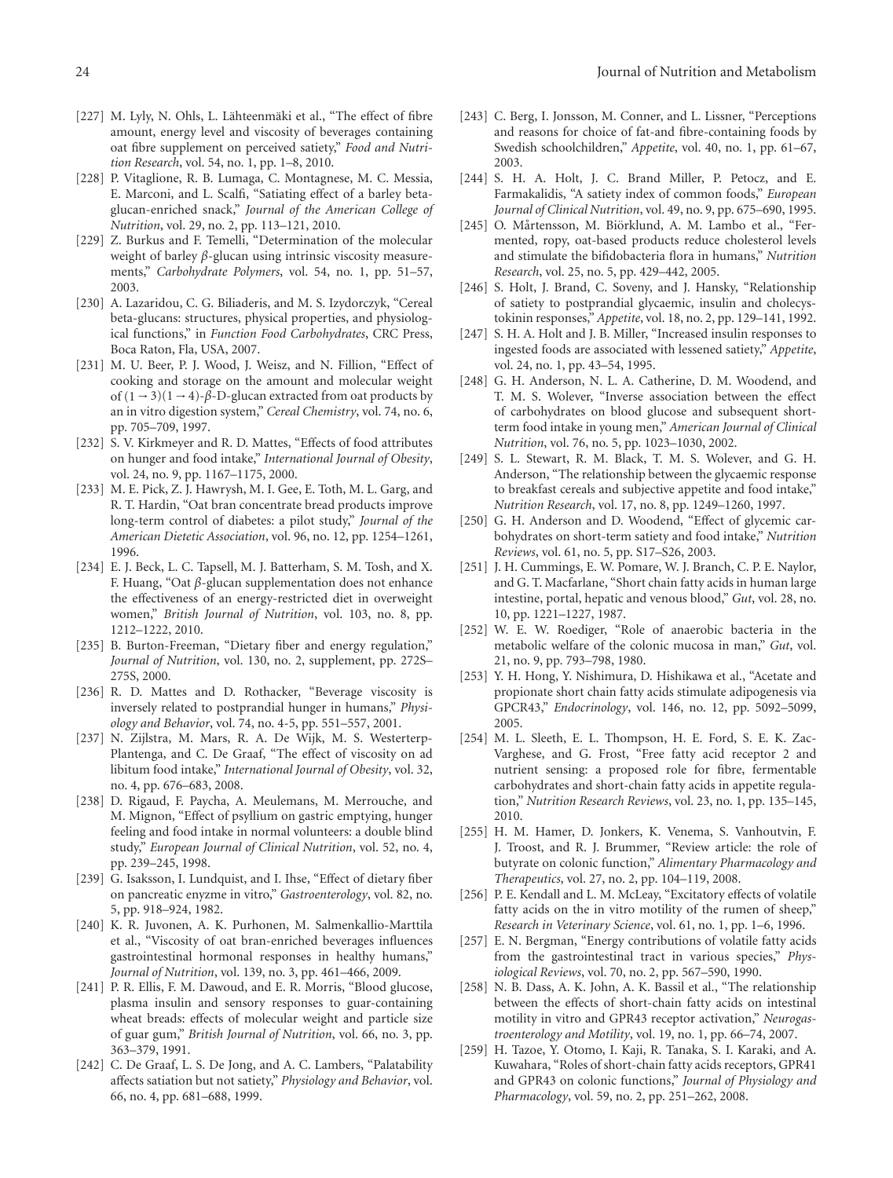[227] M. Lyly, N. Ohls, L. Lähteenmäki et al., "The effect of fibre amount, energy level and viscosity of beverages containing oat fibre supplement on perceived satiety," *Food and Nutrition Research*, vol. 54, no. 1, pp. 1–8, 2010.

[228] P. Vitaglione, R. B. Lumaga, C. Montagnese, M. C. Messia, E. Marconi, and L. Scalfi, "Satiating effect of a barley beta-glucan-enriched snack," *Journal of the American College of Nutrition*, vol. 29, no. 2, pp. 113–121, 2010.

[229] Z. Burkus and F. Temelli, "Determination of the molecular weight of barley $\beta$-glucan using intrinsic viscosity measurements," *Carbohydrate Polymers*, vol. 54, no. 1, pp. 51–57, 2003.

[230] A. Lazaridou, C. G. Biliaderis, and M. S. Izydorczyk, "Cereal beta-glucans: structures, physical properties, and physiological functions," in *Function Food Carbohydrates*, CRC Press, Boca Raton, Fla, USA, 2007.

[231] M. U. Beer, P. J. Wood, J. Weisz, and N. Fillion, "Effect of cooking and storage on the amount and molecular weight of $(1 \rightarrow 3)(1 \rightarrow 4)$-$\beta$-D-glucan extracted from oat products by an in vitro digestion system," *Cereal Chemistry*, vol. 74, no. 6, pp. 705–709, 1997.

[232] S. V. Kirkmeyer and R. D. Mattes, "Effects of food attributes on hunger and food intake," *International Journal of Obesity*, vol. 24, no. 9, pp. 1167–1175, 2000.

[233] M. E. Pick, Z. J. Hawrysh, M. I. Gee, E. Toth, M. L. Garg, and R. T. Hardin, "Oat bran concentrate bread products improve long-term control of diabetes: a pilot study," *Journal of the American Dietetic Association*, vol. 96, no. 12, pp. 1254–1261, 1996.

[234] E. J. Beck, L. C. Tapsell, M. J. Batterham, S. M. Tosh, and X. F. Huang, "Oat $\beta$-glucan supplementation does not enhance the effectiveness of an energy-restricted diet in overweight women," *British Journal of Nutrition*, vol. 103, no. 8, pp. 1212–1222, 2010.

[235] B. Burton-Freeman, "Dietary fiber and energy regulation," *Journal of Nutrition*, vol. 130, no. 2, supplement, pp. 272S–275S, 2000.

[236] R. D. Mattes and D. Rothacker, "Beverage viscosity is inversely related to postprandial hunger in humans," *Physiology and Behavior*, vol. 74, no. 4-5, pp. 551–557, 2001.

[237] N. Zijlstra, M. Mars, R. A. De Wijk, M. S. Westerterp-Plantenga, and C. De Graaf, "The effect of viscosity on ad libitum food intake," *International Journal of Obesity*, vol. 32, no. 4, pp. 676–683, 2008.

[238] D. Rigaud, F. Paycha, A. Meulemans, M. Merrouche, and M. Mignon, "Effect of psyllium on gastric emptying, hunger feeling and food intake in normal volunteers: a double blind study," *European Journal of Clinical Nutrition*, vol. 52, no. 4, pp. 239–245, 1998.

[239] G. Isaksson, I. Lundquist, and I. Ihse, "Effect of dietary fiber on pancreatic enyzme in vitro," *Gastroenterology*, vol. 82, no. 5, pp. 918–924, 1982.

[240] K. R. Juvonen, A. K. Purhonen, M. Salmenkallio-Marttila et al., "Viscosity of oat bran-enriched beverages influences gastrointestinal hormonal responses in healthy humans," *Journal of Nutrition*, vol. 139, no. 3, pp. 461–466, 2009.

[241] P. R. Ellis, F. M. Dawoud, and E. R. Morris, "Blood glucose, plasma insulin and sensory responses to guar-containing wheat breads: effects of molecular weight and particle size of guar gum," *British Journal of Nutrition*, vol. 66, no. 3, pp. 363–379, 1991.

[242] C. De Graaf, L. S. De Jong, and A. C. Lambers, "Palatability affects satiation but not satiety," *Physiology and Behavior*, vol. 66, no. 4, pp. 681–688, 1999.

[243] C. Berg, I. Jonsson, M. Conner, and L. Lissner, "Perceptions and reasons for choice of fat-and fibre-containing foods by Swedish schoolchildren," *Appetite*, vol. 40, no. 1, pp. 61–67, 2003.

[244] S. H. A. Holt, J. C. Brand Miller, P. Petocz, and E. Farmakalidis, "A satiety index of common foods," *European Journal of Clinical Nutrition*, vol. 49, no. 9, pp. 675–690, 1995.

[245] O. Mårtensson, M. Biörklund, A. M. Lambo et al., "Fermented, ropy, oat-based products reduce cholesterol levels and stimulate the bifidobacteria flora in humans," *Nutrition Research*, vol. 25, no. 5, pp. 429–442, 2005.

[246] S. Holt, J. Brand, C. Soveny, and J. Hansky, "Relationship of satiety to postprandial glycaemic, insulin and cholecystokinin responses," *Appetite*, vol. 18, no. 2, pp. 129–141, 1992.

[247] S. H. A. Holt and J. B. Miller, "Increased insulin responses to ingested foods are associated with lessened satiety," *Appetite*, vol. 24, no. 1, pp. 43–54, 1995.

[248] G. H. Anderson, N. L. A. Catherine, D. M. Woodend, and T. M. S. Wolever, "Inverse association between the effect of carbohydrates on blood glucose and subsequent short-term food intake in young men," *American Journal of Clinical Nutrition*, vol. 76, no. 5, pp. 1023–1030, 2002.

[249] S. L. Stewart, R. M. Black, T. M. S. Wolever, and G. H. Anderson, "The relationship between the glycaemic response to breakfast cereals and subjective appetite and food intake," *Nutrition Research*, vol. 17, no. 8, pp. 1249–1260, 1997.

[250] G. H. Anderson and D. Woodend, "Effect of glycemic carbohydrates on short-term satiety and food intake," *Nutrition Reviews*, vol. 61, no. 5, pp. S17–S26, 2003.

[251] J. H. Cummings, E. W. Pomare, W. J. Branch, C. P. E. Naylor, and G. T. Macfarlane, "Short chain fatty acids in human large intestine, portal, hepatic and venous blood," *Gut*, vol. 28, no. 10, pp. 1221–1227, 1987.

[252] W. E. W. Roediger, "Role of anaerobic bacteria in the metabolic welfare of the colonic mucosa in man," *Gut*, vol. 21, no. 9, pp. 793–798, 1980.

[253] Y. H. Hong, Y. Nishimura, D. Hishikawa et al., "Acetate and propionate short chain fatty acids stimulate adipogenesis via GPCR43," *Endocrinology*, vol. 146, no. 12, pp. 5092–5099, 2005.

[254] M. L. Sleeth, E. L. Thompson, H. E. Ford, S. E. K. Zac-Varghese, and G. Frost, "Free fatty acid receptor 2 and nutrient sensing: a proposed role for fibre, fermentable carbohydrates and short-chain fatty acids in appetite regulation," *Nutrition Research Reviews*, vol. 23, no. 1, pp. 135–145, 2010.

[255] H. M. Hamer, D. Jonkers, K. Venema, S. Vanhoutvin, F. J. Troost, and R. J. Brummer, "Review article: the role of butyrate on colonic function," *Alimentary Pharmacology and Therapeutics*, vol. 27, no. 2, pp. 104–119, 2008.

[256] P. E. Kendall and L. M. McLeay, "Excitatory effects of volatile fatty acids on the in vitro motility of the rumen of sheep," *Research in Veterinary Science*, vol. 61, no. 1, pp. 1–6, 1996.

[257] E. N. Bergman, "Energy contributions of volatile fatty acids from the gastrointestinal tract in various species," *Physiological Reviews*, vol. 70, no. 2, pp. 567–590, 1990.

[258] N. B. Dass, A. K. John, A. K. Bassil et al., "The relationship between the effects of short-chain fatty acids on intestinal motility in vitro and GPR43 receptor activation," *Neurogastroenterology and Motility*, vol. 19, no. 1, pp. 66–74, 2007.

[259] H. Tazoe, Y. Otomo, I. Kaji, R. Tanaka, S. I. Karaki, and A. Kuwahara, "Roles of short-chain fatty acids receptors, GPR41 and GPR43 on colonic functions," *Journal of Physiology and Pharmacology*, vol. 59, no. 2, pp. 251–262, 2008.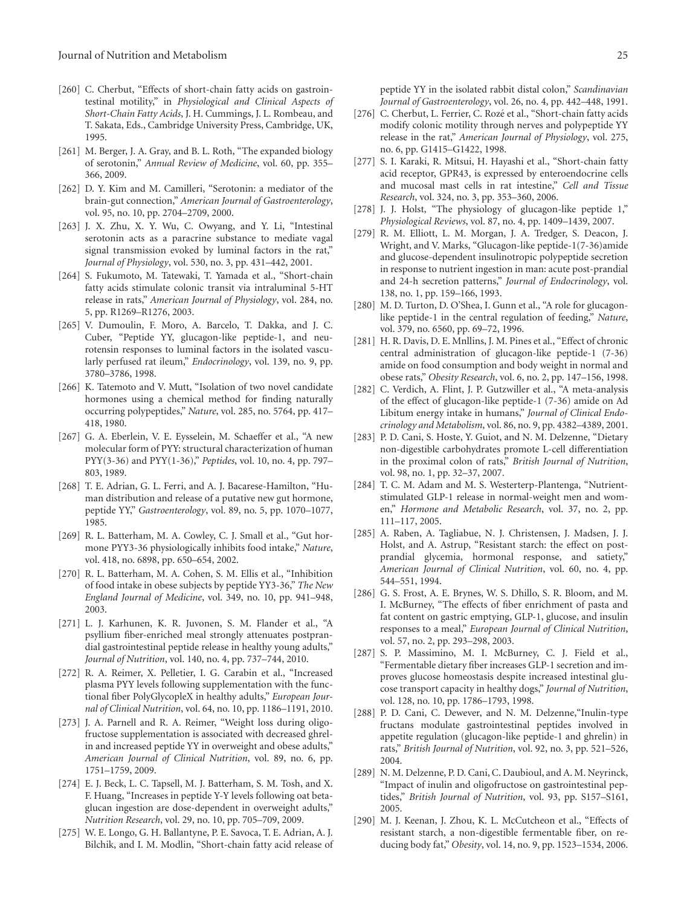[260] C. Cherbut, "Effects of short-chain fatty acids on gastrointestinal motility," in *Physiological and Clinical Aspects of Short-Chain Fatty Acids*, J. H. Cummings, J. L. Rombeau, and T. Sakata, Eds., Cambridge University Press, Cambridge, UK, 1995.

[261] M. Berger, J. A. Gray, and B. L. Roth, "The expanded biology of serotonin," *Annual Review of Medicine*, vol. 60, pp. 355–366, 2009.

[262] D. Y. Kim and M. Camilleri, "Serotonin: a mediator of the brain-gut connection," *American Journal of Gastroenterology*, vol. 95, no. 10, pp. 2704–2709, 2000.

[263] J. X. Zhu, X. Y. Wu, C. Owyang, and Y. Li, "Intestinal serotonin acts as a paracrine substance to mediate vagal signal transmission evoked by luminal factors in the rat," *Journal of Physiology*, vol. 530, no. 3, pp. 431–442, 2001.

[264] S. Fukumoto, M. Tatewaki, T. Yamada et al., "Short-chain fatty acids stimulate colonic transit via intraluminal 5-HT release in rats," *American Journal of Physiology*, vol. 284, no. 5, pp. R1269–R1276, 2003.

[265] V. Dumoulin, F. Moro, A. Barcelo, T. Dakka, and J. C. Cuber, "Peptide YY, glucagon-like peptide-1, and neurotensin responses to luminal factors in the isolated vascularly perfused rat ileum," *Endocrinology*, vol. 139, no. 9, pp. 3780–3786, 1998.

[266] K. Tatemoto and V. Mutt, "Isolation of two novel candidate hormones using a chemical method for finding naturally occurring polypeptides," *Nature*, vol. 285, no. 5764, pp. 417–418, 1980.

[267] G. A. Eberlein, V. E. Eysselein, M. Schaeffer et al., "A new molecular form of PYY: structural characterization of human PYY(3-36) and PYY(1-36)," *Peptides*, vol. 10, no. 4, pp. 797–803, 1989.

[268] T. E. Adrian, G. L. Ferri, and A. J. Bacarese-Hamilton, "Human distribution and release of a putative new gut hormone, peptide YY," *Gastroenterology*, vol. 89, no. 5, pp. 1070–1077, 1985.

[269] R. L. Batterham, M. A. Cowley, C. J. Small et al., "Gut hormone PYY3-36 physiologically inhibits food intake," *Nature*, vol. 418, no. 6898, pp. 650–654, 2002.

[270] R. L. Batterham, M. A. Cohen, S. M. Ellis et al., "Inhibition of food intake in obese subjects by peptide YY3-36," *The New England Journal of Medicine*, vol. 349, no. 10, pp. 941–948, 2003.

[271] L. J. Karhunen, K. R. Juvonen, S. M. Flander et al., "A psyllium fiber-enriched meal strongly attenuates postprandial gastrointestinal peptide release in healthy young adults," *Journal of Nutrition*, vol. 140, no. 4, pp. 737–744, 2010.

[272] R. A. Reimer, X. Pelletier, I. G. Carabin et al., "Increased plasma PYY levels following supplementation with the functional fiber PolyGlycopleX in healthy adults," *European Journal of Clinical Nutrition*, vol. 64, no. 10, pp. 1186–1191, 2010.

[273] J. A. Parnell and R. A. Reimer, "Weight loss during oligofructose supplementation is associated with decreased ghrelin and increased peptide YY in overweight and obese adults," *American Journal of Clinical Nutrition*, vol. 89, no. 6, pp. 1751–1759, 2009.

[274] E. J. Beck, L. C. Tapsell, M. J. Batterham, S. M. Tosh, and X. F. Huang, "Increases in peptide Y-Y levels following oat beta-glucan ingestion are dose-dependent in overweight adults," *Nutrition Research*, vol. 29, no. 10, pp. 705–709, 2009.

[275] W. E. Longo, G. H. Ballantyne, P. E. Savoca, T. E. Adrian, A. J. Bilchik, and I. M. Modlin, "Short-chain fatty acid release of peptide YY in the isolated rabbit distal colon," *Scandinavian Journal of Gastroenterology*, vol. 26, no. 4, pp. 442–448, 1991.

[276] C. Cherbut, L. Ferrier, C. Rozé et al., "Short-chain fatty acids modify colonic motility through nerves and polypeptide YY release in the rat," *American Journal of Physiology*, vol. 275, no. 6, pp. G1415–G1422, 1998.

[277] S. I. Karaki, R. Mitsui, H. Hayashi et al., "Short-chain fatty acid receptor, GPR43, is expressed by enteroendocrine cells and mucosal mast cells in rat intestine," *Cell and Tissue Research*, vol. 324, no. 3, pp. 353–360, 2006.

[278] J. J. Holst, "The physiology of glucagon-like peptide 1," *Physiological Reviews*, vol. 87, no. 4, pp. 1409–1439, 2007.

[279] R. M. Elliott, L. M. Morgan, J. A. Tredger, S. Deacon, J. Wright, and V. Marks, "Glucagon-like peptide-1(7-36)amide and glucose-dependent insulinotropic polypeptide secretion in response to nutrient ingestion in man: acute post-prandial and 24-h secretion patterns," *Journal of Endocrinology*, vol. 138, no. 1, pp. 159–166, 1993.

[280] M. D. Turton, D. O'Shea, I. Gunn et al., "A role for glucagon-like peptide-1 in the central regulation of feeding," *Nature*, vol. 379, no. 6560, pp. 69–72, 1996.

[281] H. R. Davis, D. E. Mnllins, J. M. Pines et al., "Effect of chronic central administration of glucagon-like peptide-1 (7-36) amide on food consumption and body weight in normal and obese rats," *Obesity Research*, vol. 6, no. 2, pp. 147–156, 1998.

[282] C. Verdich, A. Flint, J. P. Gutzwiller et al., "A meta-analysis of the effect of glucagon-like peptide-1 (7-36) amide on Ad Libitum energy intake in humans," *Journal of Clinical Endocrinology and Metabolism*, vol. 86, no. 9, pp. 4382–4389, 2001.

[283] P. D. Cani, S. Hoste, Y. Guiot, and N. M. Delzenne, "Dietary non-digestible carbohydrates promote L-cell differentiation in the proximal colon of rats," *British Journal of Nutrition*, vol. 98, no. 1, pp. 32–37, 2007.

[284] T. C. M. Adam and M. S. Westerterp-Plantenga, "Nutrient-stimulated GLP-1 release in normal-weight men and women," *Hormone and Metabolic Research*, vol. 37, no. 2, pp. 111–117, 2005.

[285] A. Raben, A. Tagliabue, N. J. Christensen, J. Madsen, J. J. Holst, and A. Astrup, "Resistant starch: the effect on postprandial glycemia, hormonal response, and satiety," *American Journal of Clinical Nutrition*, vol. 60, no. 4, pp. 544–551, 1994.

[286] G. S. Frost, A. E. Brynes, W. S. Dhillo, S. R. Bloom, and M. I. McBurney, "The effects of fiber enrichment of pasta and fat content on gastric emptying, GLP-1, glucose, and insulin responses to a meal," *European Journal of Clinical Nutrition*, vol. 57, no. 2, pp. 293–298, 2003.

[287] S. P. Massimino, M. I. McBurney, C. J. Field et al., "Fermentable dietary fiber increases GLP-1 secretion and improves glucose homeostasis despite increased intestinal glucose transport capacity in healthy dogs," *Journal of Nutrition*, vol. 128, no. 10, pp. 1786–1793, 1998.

[288] P. D. Cani, C. Dewever, and N. M. Delzenne,"Inulin-type fructans modulate gastrointestinal peptides involved in appetite regulation (glucagon-like peptide-1 and ghrelin) in rats," *British Journal of Nutrition*, vol. 92, no. 3, pp. 521–526, 2004.

[289] N. M. Delzenne, P. D. Cani, C. Daubioul, and A. M. Neyrinck, "Impact of inulin and oligofructose on gastrointestinal peptides," *British Journal of Nutrition*, vol. 93, pp. S157–S161, 2005.

[290] M. J. Keenan, J. Zhou, K. L. McCutcheon et al., "Effects of resistant starch, a non-digestible fermentable fiber, on reducing body fat," *Obesity*, vol. 14, no. 9, pp. 1523–1534, 2006.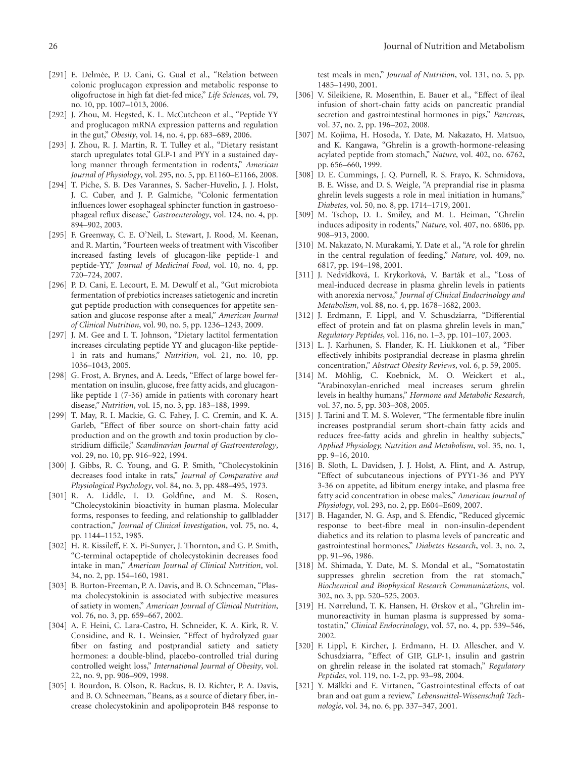[291] E. Delmée, P. D. Cani, G. Gual et al., "Relation between colonic proglucagon expression and metabolic response to oligofructose in high fat diet-fed mice," *Life Sciences*, vol. 79, no. 10, pp. 1007–1013, 2006.

[292] J. Zhou, M. Hegsted, K. L. McCutcheon et al., "Peptide YY and proglucagon mRNA expression patterns and regulation in the gut," *Obesity*, vol. 14, no. 4, pp. 683–689, 2006.

[293] J. Zhou, R. J. Martin, R. T. Tulley et al., "Dietary resistant starch upregulates total GLP-1 and PYY in a sustained daylong manner through fermentation in rodents," *American Journal of Physiology*, vol. 295, no. 5, pp. E1160–E1166, 2008.

[294] T. Piche, S. B. Des Varannes, S. Sacher-Huvelin, J. J. Holst, J. C. Cuber, and J. P. Galmiche, "Colonic fermentation influences lower esophageal sphincter function in gastroesophageal reflux disease," *Gastroenterology*, vol. 124, no. 4, pp. 894–902, 2003.

[295] F. Greenway, C. E. O'Neil, L. Stewart, J. Rood, M. Keenan, and R. Martin, "Fourteen weeks of treatment with Viscofiber increased fasting levels of glucagon-like peptide-1 and peptide-YY," *Journal of Medicinal Food*, vol. 10, no. 4, pp. 720–724, 2007.

[296] P. D. Cani, E. Lecourt, E. M. Dewulf et al., "Gut microbiota fermentation of prebiotics increases satietogenic and incretin gut peptide production with consequences for appetite sensation and glucose response after a meal," *American Journal of Clinical Nutrition*, vol. 90, no. 5, pp. 1236–1243, 2009.

[297] J. M. Gee and I. T. Johnson, "Dietary lactitol fermentation increases circulating peptide YY and glucagon-like peptide-1 in rats and humans," *Nutrition*, vol. 21, no. 10, pp. 1036–1043, 2005.

[298] G. Frost, A. Brynes, and A. Leeds, "Effect of large bowel fermentation on insulin, glucose, free fatty acids, and glucagon-like peptide 1 (7-36) amide in patients with coronary heart disease," *Nutrition*, vol. 15, no. 3, pp. 183–188, 1999.

[299] T. May, R. I. Mackie, G. C. Fahey, J. C. Cremin, and K. A. Garleb, "Effect of fiber source on short-chain fatty acid production and on the growth and toxin production by clostridium difficile," *Scandinavian Journal of Gastroenterology*, vol. 29, no. 10, pp. 916–922, 1994.

[300] J. Gibbs, R. C. Young, and G. P. Smith, "Cholecystokinin decreases food intake in rats," *Journal of Comparative and Physiological Psychology*, vol. 84, no. 3, pp. 488–495, 1973.

[301] R. A. Liddle, I. D. Goldfine, and M. S. Rosen, "Cholecystokinin bioactivity in human plasma. Molecular forms, responses to feeding, and relationship to gallbladder contraction," *Journal of Clinical Investigation*, vol. 75, no. 4, pp. 1144–1152, 1985.

[302] H. R. Kissileff, F. X. Pi-Sunyer, J. Thornton, and G. P. Smith, "C-terminal octapeptide of cholecystokinin decreases food intake in man," *American Journal of Clinical Nutrition*, vol. 34, no. 2, pp. 154–160, 1981.

[303] B. Burton-Freeman, P. A. Davis, and B. O. Schneeman, "Plasma cholecystokinin is associated with subjective measures of satiety in women," *American Journal of Clinical Nutrition*, vol. 76, no. 3, pp. 659–667, 2002.

[304] A. F. Heini, C. Lara-Castro, H. Schneider, K. A. Kirk, R. V. Considine, and R. L. Weinsier, "Effect of hydrolyzed guar fiber on fasting and postprandial satiety and satiety hormones: a double-blind, placebo-controlled trial during controlled weight loss," *International Journal of Obesity*, vol. 22, no. 9, pp. 906–909, 1998.

[305] I. Bourdon, B. Olson, R. Backus, B. D. Richter, P. A. Davis, and B. O. Schneeman, "Beans, as a source of dietary fiber, increase cholecystokinin and apolipoprotein B48 response to test meals in men," *Journal of Nutrition*, vol. 131, no. 5, pp. 1485–1490, 2001.

[306] V. Sileikiene, R. Mosenthin, E. Bauer et al., "Effect of ileal infusion of short-chain fatty acids on pancreatic prandial secretion and gastrointestinal hormones in pigs," *Pancreas*, vol. 37, no. 2, pp. 196–202, 2008.

[307] M. Kojima, H. Hosoda, Y. Date, M. Nakazato, H. Matsuo, and K. Kangawa, "Ghrelin is a growth-hormone-releasing acylated peptide from stomach," *Nature*, vol. 402, no. 6762, pp. 656–660, 1999.

[308] D. E. Cummings, J. Q. Purnell, R. S. Frayo, K. Schmidova, B. E. Wisse, and D. S. Weigle, "A preprandial rise in plasma ghrelin levels suggests a role in meal initiation in humans," *Diabetes*, vol. 50, no. 8, pp. 1714–1719, 2001.

[309] M. Tschop, D. L. Smiley, and M. L. Heiman, "Ghrelin induces adiposity in rodents," *Nature*, vol. 407, no. 6806, pp. 908–913, 2000.

[310] M. Nakazato, N. Murakami, Y. Date et al., "A role for ghrelin in the central regulation of feeding," *Nature*, vol. 409, no. 6817, pp. 194–198, 2001.

[311] J. Nedvídková, I. Krykorková, V. Barták et al., "Loss of meal-induced decrease in plasma ghrelin levels in patients with anorexia nervosa," *Journal of Clinical Endocrinology and Metabolism*, vol. 88, no. 4, pp. 1678–1682, 2003.

[312] J. Erdmann, F. Lippl, and V. Schusdziarra, "Differential effect of protein and fat on plasma ghrelin levels in man," *Regulatory Peptides*, vol. 116, no. 1–3, pp. 101–107, 2003.

[313] L. J. Karhunen, S. Flander, K. H. Liukkonen et al., "Fiber effectively inhibits postprandial decrease in plasma ghrelin concentration," *Abstract Obesity Reviews*, vol. 6, p. 59, 2005.

[314] M. Möhlig, C. Koebnick, M. O. Weickert et al., "Arabinoxylan-enriched meal increases serum ghrelin levels in healthy humans," *Hormone and Metabolic Research*, vol. 37, no. 5, pp. 303–308, 2005.

[315] J. Tarini and T. M. S. Wolever, "The fermentable fibre inulin increases postprandial serum short-chain fatty acids and reduces free-fatty acids and ghrelin in healthy subjects," *Applied Physiology, Nutrition and Metabolism*, vol. 35, no. 1, pp. 9–16, 2010.

[316] B. Sloth, L. Davidsen, J. J. Holst, A. Flint, and A. Astrup, "Effect of subcutaneous injections of PYY1-36 and PYY 3-36 on appetite, ad libitum energy intake, and plasma free fatty acid concentration in obese males," *American Journal of Physiology*, vol. 293, no. 2, pp. E604–E609, 2007.

[317] B. Hagander, N. G. Asp, and S. Efendic, "Reduced glycemic response to beet-fibre meal in non-insulin-dependent diabetics and its relation to plasma levels of pancreatic and gastrointestinal hormones," *Diabetes Research*, vol. 3, no. 2, pp. 91–96, 1986.

[318] M. Shimada, Y. Date, M. S. Mondal et al., "Somatostatin suppresses ghrelin secretion from the rat stomach," *Biochemical and Biophysical Research Communications*, vol. 302, no. 3, pp. 520–525, 2003.

[319] H. Nørrelund, T. K. Hansen, H. Ørskov et al., "Ghrelin immunoreactivity in human plasma is suppressed by somatostatin," *Clinical Endocrinology*, vol. 57, no. 4, pp. 539–546, 2002.

[320] F. Lippl, F. Kircher, J. Erdmann, H. D. Allescher, and V. Schusdziarra, "Effect of GIP, GLP-1, insulin and gastrin on ghrelin release in the isolated rat stomach," *Regulatory Peptides*, vol. 119, no. 1-2, pp. 93–98, 2004.

[321] Y. Mälkki and E. Virtanen, "Gastrointestinal effects of oat bran and oat gum a review," *Lebensmittel-Wissenschaft Technologie*, vol. 34, no. 6, pp. 337–347, 2001.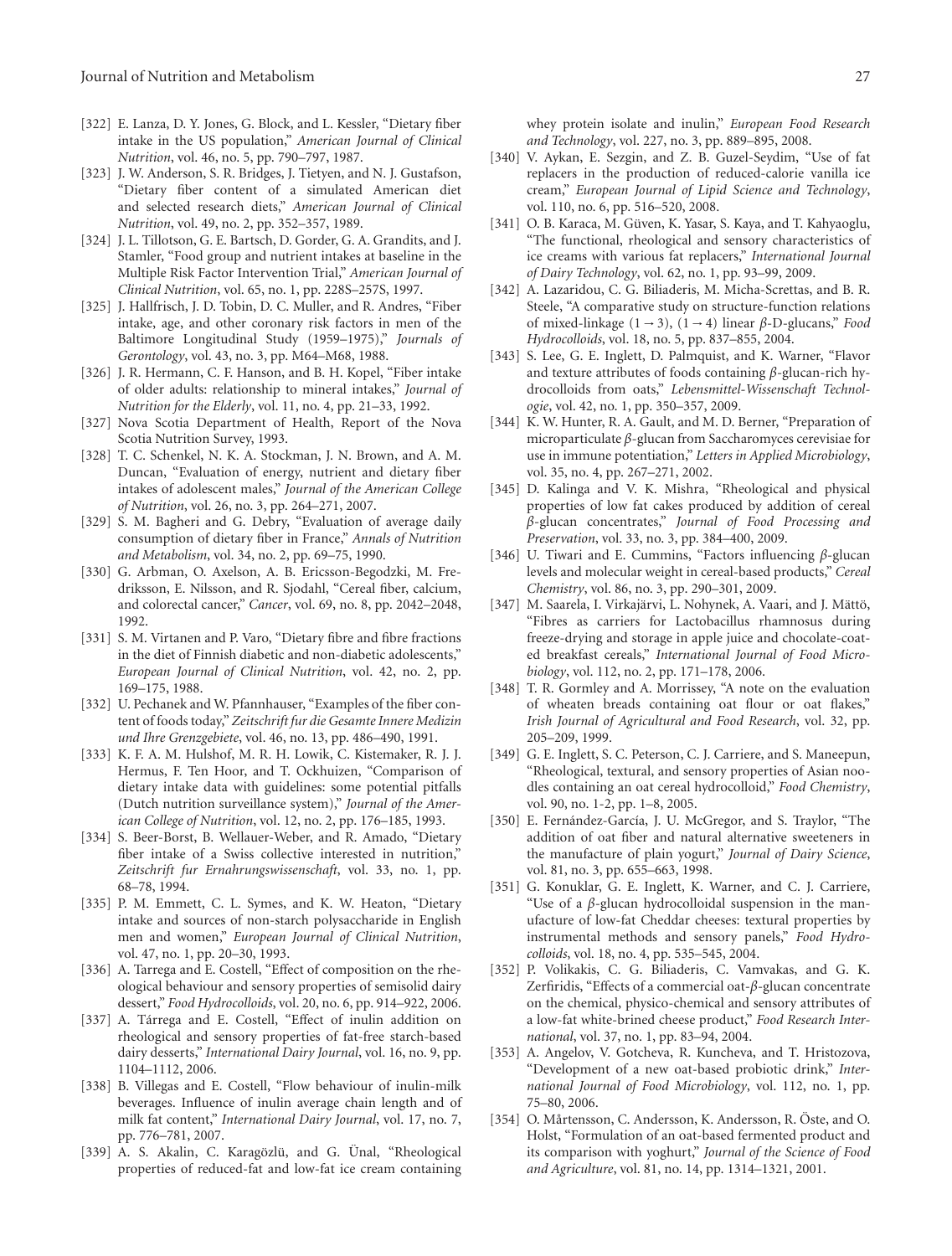[322] E. Lanza, D. Y. Jones, G. Block, and L. Kessler, "Dietary fiber intake in the US population," *American Journal of Clinical Nutrition*, vol. 46, no. 5, pp. 790–797, 1987.

[323] J. W. Anderson, S. R. Bridges, J. Tietyen, and N. J. Gustafson, "Dietary fiber content of a simulated American diet and selected research diets," *American Journal of Clinical Nutrition*, vol. 49, no. 2, pp. 352–357, 1989.

[324] J. L. Tillotson, G. E. Bartsch, D. Gorder, G. A. Grandits, and J. Stamler, "Food group and nutrient intakes at baseline in the Multiple Risk Factor Intervention Trial," *American Journal of Clinical Nutrition*, vol. 65, no. 1, pp. 228S–257S, 1997.

[325] J. Hallfrisch, J. D. Tobin, D. C. Muller, and R. Andres, "Fiber intake, age, and other coronary risk factors in men of the Baltimore Longitudinal Study (1959–1975)," *Journals of Gerontology*, vol. 43, no. 3, pp. M64–M68, 1988.

[326] J. R. Hermann, C. F. Hanson, and B. H. Kopel, "Fiber intake of older adults: relationship to mineral intakes," *Journal of Nutrition for the Elderly*, vol. 11, no. 4, pp. 21–33, 1992.

[327] Nova Scotia Department of Health, Report of the Nova Scotia Nutrition Survey, 1993.

[328] T. C. Schenkel, N. K. A. Stockman, J. N. Brown, and A. M. Duncan, "Evaluation of energy, nutrient and dietary fiber intakes of adolescent males," *Journal of the American College of Nutrition*, vol. 26, no. 3, pp. 264–271, 2007.

[329] S. M. Bagheri and G. Debry, "Evaluation of average daily consumption of dietary fiber in France," *Annals of Nutrition and Metabolism*, vol. 34, no. 2, pp. 69–75, 1990.

[330] G. Arbman, O. Axelson, A. B. Ericsson-Begodzki, M. Fredriksson, E. Nilsson, and R. Sjodahl, "Cereal fiber, calcium, and colorectal cancer," *Cancer*, vol. 69, no. 8, pp. 2042–2048, 1992.

[331] S. M. Virtanen and P. Varo, "Dietary fibre and fibre fractions in the diet of Finnish diabetic and non-diabetic adolescents," *European Journal of Clinical Nutrition*, vol. 42, no. 2, pp. 169–175, 1988.

[332] U. Pechanek and W. Pfannhauser, "Examples of the fiber content of foods today," *Zeitschrift fur die Gesamte Innere Medizin und Ihre Grenzgebiete*, vol. 46, no. 13, pp. 486–490, 1991.

[333] K. F. A. M. Hulshof, M. R. H. Lowik, C. Kistemaker, R. J. J. Hermus, F. Ten Hoor, and T. Ockhuizen, "Comparison of dietary intake data with guidelines: some potential pitfalls (Dutch nutrition surveillance system)," *Journal of the American College of Nutrition*, vol. 12, no. 2, pp. 176–185, 1993.

[334] S. Beer-Borst, B. Wellauer-Weber, and R. Amado, "Dietary fiber intake of a Swiss collective interested in nutrition," *Zeitschrift fur Ernahrungswissenschaft*, vol. 33, no. 1, pp. 68–78, 1994.

[335] P. M. Emmett, C. L. Symes, and K. W. Heaton, "Dietary intake and sources of non-starch polysaccharide in English men and women," *European Journal of Clinical Nutrition*, vol. 47, no. 1, pp. 20–30, 1993.

[336] A. Tarrega and E. Costell, "Effect of composition on the rheological behaviour and sensory properties of semisolid dairy dessert," *Food Hydrocolloids*, vol. 20, no. 6, pp. 914–922, 2006.

[337] A. Tárrega and E. Costell, "Effect of inulin addition on rheological and sensory properties of fat-free starch-based dairy desserts," *International Dairy Journal*, vol. 16, no. 9, pp. 1104–1112, 2006.

[338] B. Villegas and E. Costell, "Flow behaviour of inulin-milk beverages. Influence of inulin average chain length and of milk fat content," *International Dairy Journal*, vol. 17, no. 7, pp. 776–781, 2007.

[339] A. S. Akalin, C. Karagözlü, and G. Ünal, "Rheological properties of reduced-fat and low-fat ice cream containing whey protein isolate and inulin," *European Food Research and Technology*, vol. 227, no. 3, pp. 889–895, 2008.

[340] V. Aykan, E. Sezgin, and Z. B. Guzel-Seydim, "Use of fat replacers in the production of reduced-calorie vanilla ice cream," *European Journal of Lipid Science and Technology*, vol. 110, no. 6, pp. 516–520, 2008.

[341] O. B. Karaca, M. Güven, K. Yasar, S. Kaya, and T. Kahyaoglu, "The functional, rheological and sensory characteristics of ice creams with various fat replacers," *International Journal of Dairy Technology*, vol. 62, no. 1, pp. 93–99, 2009.

[342] A. Lazaridou, C. G. Biliaderis, M. Micha-Screttas, and B. R. Steele, "A comparative study on structure-function relations of mixed-linkage $(1 \rightarrow 3)$, $(1 \rightarrow 4)$ linear $\beta$-D-glucans," *Food Hydrocolloids*, vol. 18, no. 5, pp. 837–855, 2004.

[343] S. Lee, G. E. Inglett, D. Palmquist, and K. Warner, "Flavor and texture attributes of foods containing $\beta$-glucan-rich hydrocolloids from oats," *Lebensmittel-Wissenschaft Technologie*, vol. 42, no. 1, pp. 350–357, 2009.

[344] K. W. Hunter, R. A. Gault, and M. D. Berner, "Preparation of microparticulate $\beta$-glucan from Saccharomyces cerevisiae for use in immune potentiation," *Letters in Applied Microbiology*, vol. 35, no. 4, pp. 267–271, 2002.

[345] D. Kalinga and V. K. Mishra, "Rheological and physical properties of low fat cakes produced by addition of cereal $\beta$-glucan concentrates," *Journal of Food Processing and Preservation*, vol. 33, no. 3, pp. 384–400, 2009.

[346] U. Tiwari and E. Cummins, "Factors influencing $\beta$-glucan levels and molecular weight in cereal-based products," *Cereal Chemistry*, vol. 86, no. 3, pp. 290–301, 2009.

[347] M. Saarela, I. Virkajärvi, L. Nohynek, A. Vaari, and J. Mättö, "Fibres as carriers for Lactobacillus rhamnosus during freeze-drying and storage in apple juice and chocolate-coated breakfast cereals," *International Journal of Food Microbiology*, vol. 112, no. 2, pp. 171–178, 2006.

[348] T. R. Gormley and A. Morrissey, "A note on the evaluation of wheaten breads containing oat flour or oat flakes," *Irish Journal of Agricultural and Food Research*, vol. 32, pp. 205–209, 1999.

[349] G. E. Inglett, S. C. Peterson, C. J. Carriere, and S. Maneepun, "Rheological, textural, and sensory properties of Asian noodles containing an oat cereal hydrocolloid," *Food Chemistry*, vol. 90, no. 1-2, pp. 1–8, 2005.

[350] E. Fernández-García, J. U. McGregor, and S. Traylor, "The addition of oat fiber and natural alternative sweeteners in the manufacture of plain yogurt," *Journal of Dairy Science*, vol. 81, no. 3, pp. 655–663, 1998.

[351] G. Konuklar, G. E. Inglett, K. Warner, and C. J. Carriere, "Use of a $\beta$-glucan hydrocolloidal suspension in the manufacture of low-fat Cheddar cheeses: textural properties by instrumental methods and sensory panels," *Food Hydrocolloids*, vol. 18, no. 4, pp. 535–545, 2004.

[352] P. Volikakis, C. G. Biliaderis, C. Vamvakas, and G. K. Zerfiridis, "Effects of a commercial oat-$\beta$-glucan concentrate on the chemical, physico-chemical and sensory attributes of a low-fat white-brined cheese product," *Food Research International*, vol. 37, no. 1, pp. 83–94, 2004.

[353] A. Angelov, V. Gotcheva, R. Kuncheva, and T. Hristozova, "Development of a new oat-based probiotic drink," *International Journal of Food Microbiology*, vol. 112, no. 1, pp. 75–80, 2006.

[354] O. Mårtensson, C. Andersson, K. Andersson, R. Öste, and O. Holst, "Formulation of an oat-based fermented product and its comparison with yoghurt," *Journal of the Science of Food and Agriculture*, vol. 81, no. 14, pp. 1314–1321, 2001.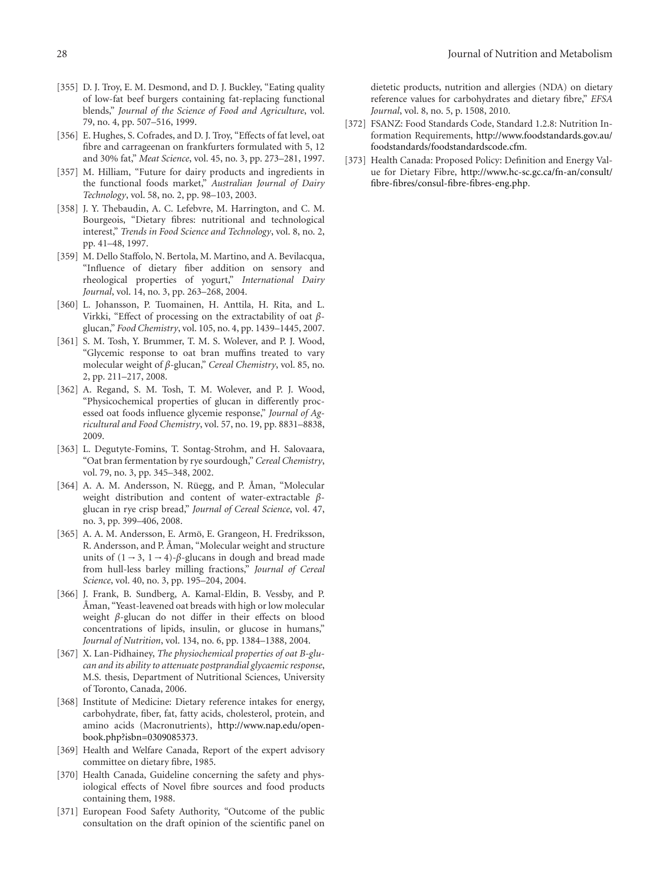[355] D. J. Troy, E. M. Desmond, and D. J. Buckley, "Eating quality of low-fat beef burgers containing fat-replacing functional blends," *Journal of the Science of Food and Agriculture*, vol. 79, no. 4, pp. 507–516, 1999.

[356] E. Hughes, S. Cofrades, and D. J. Troy, "Effects of fat level, oat fibre and carrageenan on frankfurters formulated with 5, 12 and 30% fat," *Meat Science*, vol. 45, no. 3, pp. 273–281, 1997.

[357] M. Hilliam, "Future for dairy products and ingredients in the functional foods market," *Australian Journal of Dairy Technology*, vol. 58, no. 2, pp. 98–103, 2003.

[358] J. Y. Thebaudin, A. C. Lefebvre, M. Harrington, and C. M. Bourgeois, "Dietary fibres: nutritional and technological interest," *Trends in Food Science and Technology*, vol. 8, no. 2, pp. 41–48, 1997.

[359] M. Dello Staffolo, N. Bertola, M. Martino, and A. Bevilacqua, "Influence of dietary fiber addition on sensory and rheological properties of yogurt," *International Dairy Journal*, vol. 14, no. 3, pp. 263–268, 2004.

[360] L. Johansson, P. Tuomainen, H. Anttila, H. Rita, and L. Virkki, "Effect of processing on the extractability of oat $\beta$-glucan," *Food Chemistry*, vol. 105, no. 4, pp. 1439–1445, 2007.

[361] S. M. Tosh, Y. Brummer, T. M. S. Wolever, and P. J. Wood, "Glycemic response to oat bran muffins treated to vary molecular weight of $\beta$-glucan," *Cereal Chemistry*, vol. 85, no. 2, pp. 211–217, 2008.

[362] A. Regand, S. M. Tosh, T. M. Wolever, and P. J. Wood, "Physicochemical properties of glucan in differently processed oat foods influence glycemie response," *Journal of Agricultural and Food Chemistry*, vol. 57, no. 19, pp. 8831–8838, 2009.

[363] L. Degutyte-Fomins, T. Sontag-Strohm, and H. Salovaara, "Oat bran fermentation by rye sourdough," *Cereal Chemistry*, vol. 79, no. 3, pp. 345–348, 2002.

[364] A. A. M. Andersson, N. Rüegg, and P. Åman, "Molecular weight distribution and content of water-extractable $\beta$-glucan in rye crisp bread," *Journal of Cereal Science*, vol. 47, no. 3, pp. 399–406, 2008.

[365] A. A. M. Andersson, E. Armö, E. Grangeon, H. Fredriksson, R. Andersson, and P. Åman, "Molecular weight and structure units of $(1 \rightarrow 3, 1 \rightarrow 4)$-$\beta$-glucans in dough and bread made from hull-less barley milling fractions," *Journal of Cereal Science*, vol. 40, no. 3, pp. 195–204, 2004.

[366] J. Frank, B. Sundberg, A. Kamal-Eldin, B. Vessby, and P. Åman, "Yeast-leavened oat breads with high or low molecular weight $\beta$-glucan do not differ in their effects on blood concentrations of lipids, insulin, or glucose in humans," *Journal of Nutrition*, vol. 134, no. 6, pp. 1384–1388, 2004.

[367] X. Lan-Pidhainey, *The physiochemical properties of oat B-glucan and its ability to attenuate postprandial glycaemic response*, M.S. thesis, Department of Nutritional Sciences, University of Toronto, Canada, 2006.

[368] Institute of Medicine: Dietary reference intakes for energy, carbohydrate, fiber, fat, fatty acids, cholesterol, protein, and amino acids (Macronutrients), http://www.nap.edu/openbook.php?isbn=0309085373.

[369] Health and Welfare Canada, Report of the expert advisory committee on dietary fibre, 1985.

[370] Health Canada, Guideline concerning the safety and physiological effects of Novel fibre sources and food products containing them, 1988.

[371] European Food Safety Authority, "Outcome of the public consultation on the draft opinion of the scientific panel on dietetic products, nutrition and allergies (NDA) on dietary reference values for carbohydrates and dietary fibre," *EFSA Journal*, vol. 8, no. 5, p. 1508, 2010.

[372] FSANZ: Food Standards Code, Standard 1.2.8: Nutrition Information Requirements, http://www.foodstandards.gov.au/foodstandards/foodstandardscode.cfm.

[373] Health Canada: Proposed Policy: Definition and Energy Value for Dietary Fibre, http://www.hc-sc.gc.ca/fn-an/consult/fibre-fibres/consul-fibre-fibres-eng.php.